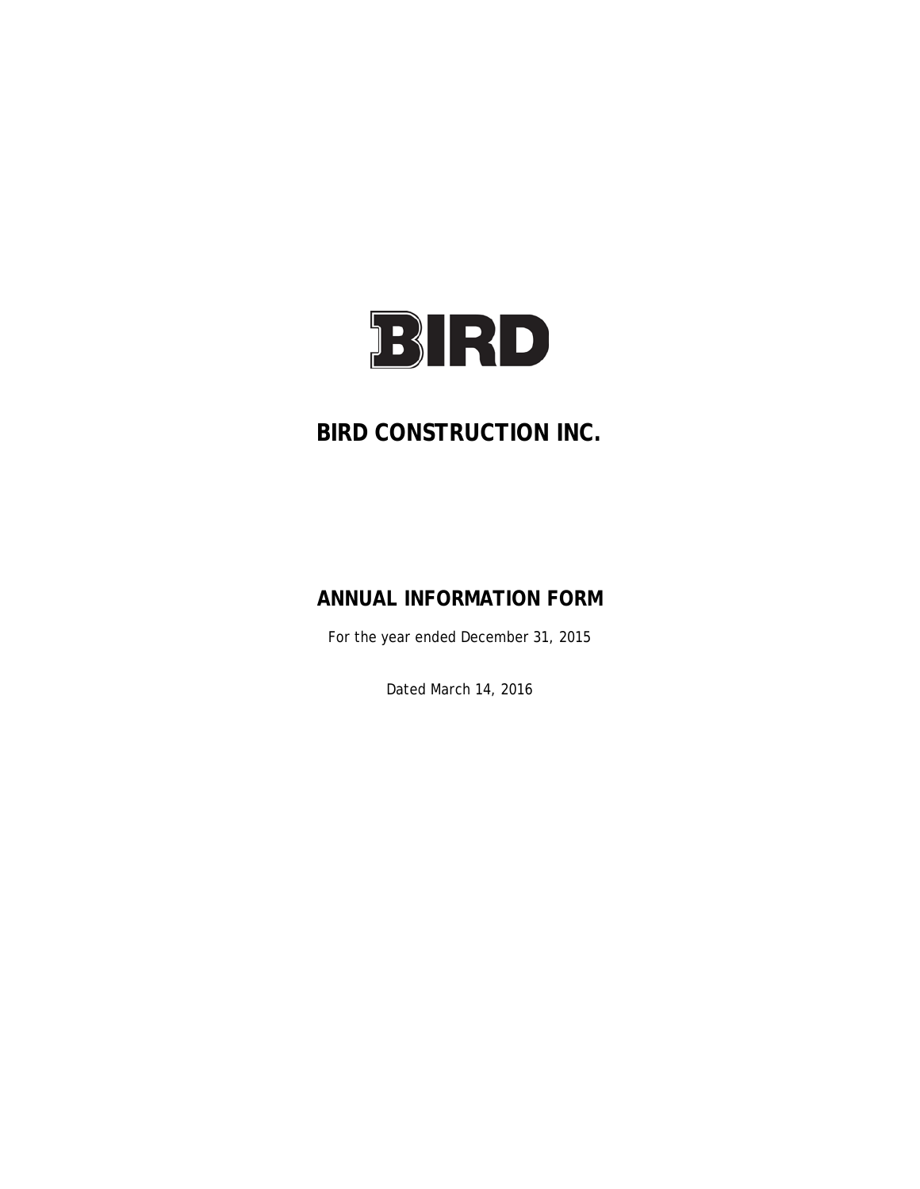BIRD

# BIRD CONSTRUCTION INC.

# ANNUAL INFORMATION FORM

For the year ended December 31, 2015

Dated March 14, 2016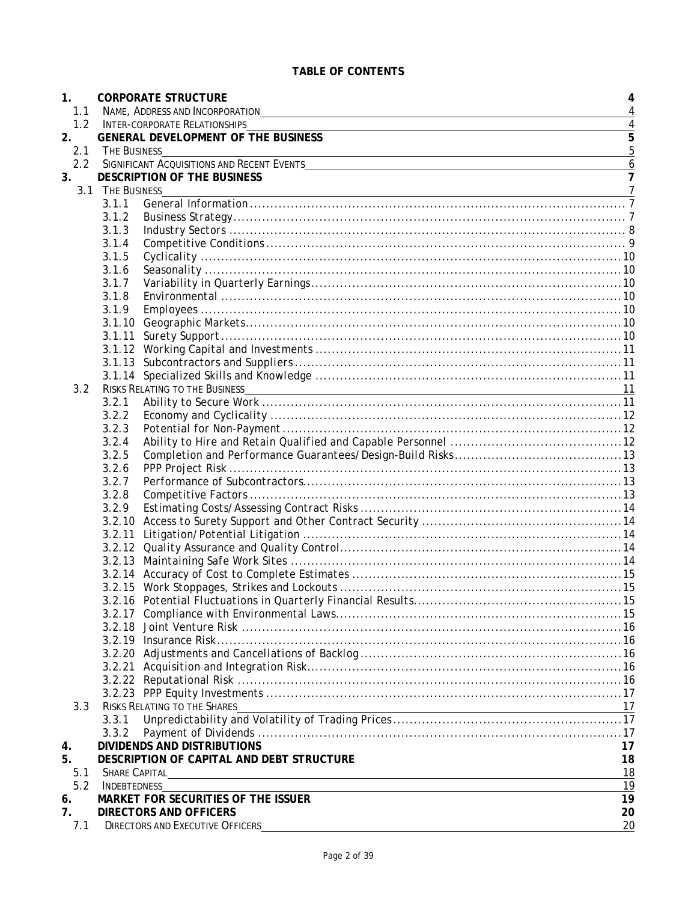**TABLE OF CONTENTS**

| | | | |
|---|---|---|---|
| **1.** | **CORPORATE STRUCTURE** | | **4** |
| 1.1 | NAME, ADDRESS AND INCORPORATION | | 4 |
| 1.2 | INTER-CORPORATE RELATIONSHIPS | | 4 |
| **2.** | **GENERAL DEVELOPMENT OF THE BUSINESS** | | **5** |
| 2.1 | THE BUSINESS | | 5 |
| 2.2 | SIGNIFICANT ACQUISITIONS AND RECENT EVENTS | | 6 |
| **3.** | **DESCRIPTION OF THE BUSINESS** | | **7** |
| 3.1 | THE BUSINESS | | 7 |
| | 3.1.1 | General Information | 7 |
| | 3.1.2 | Business Strategy | 7 |
| | 3.1.3 | Industry Sectors | 8 |
| | 3.1.4 | Competitive Conditions | 9 |
| | 3.1.5 | Cyclicality | 10 |
| | 3.1.6 | Seasonality | 10 |
| | 3.1.7 | Variability in Quarterly Earnings | 10 |
| | 3.1.8 | Environmental | 10 |
| | 3.1.9 | Employees | 10 |
| | 3.1.10 | Geographic Markets | 10 |
| | 3.1.11 | Surety Support | 10 |
| | 3.1.12 | Working Capital and Investments | 11 |
| | 3.1.13 | Subcontractors and Suppliers | 11 |
| | 3.1.14 | Specialized Skills and Knowledge | 11 |
| 3.2 | RISKS RELATING TO THE BUSINESS | | 11 |
| | 3.2.1 | Ability to Secure Work | 11 |
| | 3.2.2 | Economy and Cyclicality | 12 |
| | 3.2.3 | Potential for Non-Payment | 12 |
| | 3.2.4 | Ability to Hire and Retain Qualified and Capable Personnel | 12 |
| | 3.2.5 | Completion and Performance Guarantees/Design-Build Risks | 13 |
| | 3.2.6 | PPP Project Risk | 13 |
| | 3.2.7 | Performance of Subcontractors | 13 |
| | 3.2.8 | Competitive Factors | 13 |
| | 3.2.9 | Estimating Costs/Assessing Contract Risks | 14 |
| | 3.2.10 | Access to Surety Support and Other Contract Security | 14 |
| | 3.2.11 | Litigation/Potential Litigation | 14 |
| | 3.2.12 | Quality Assurance and Quality Control | 14 |
| | 3.2.13 | Maintaining Safe Work Sites | 14 |
| | 3.2.14 | Accuracy of Cost to Complete Estimates | 15 |
| | 3.2.15 | Work Stoppages, Strikes and Lockouts | 15 |
| | 3.2.16 | Potential Fluctuations in Quarterly Financial Results | 15 |
| | 3.2.17 | Compliance with Environmental Laws | 15 |
| | 3.2.18 | Joint Venture Risk | 16 |
| | 3.2.19 | Insurance Risk | 16 |
| | 3.2.20 | Adjustments and Cancellations of Backlog | 16 |
| | 3.2.21 | Acquisition and Integration Risk | 16 |
| | 3.2.22 | Reputational Risk | 16 |
| | 3.2.23 | PPP Equity Investments | 17 |
| 3.3 | RISKS RELATING TO THE SHARES | | 17 |
| | 3.3.1 | Unpredictability and Volatility of Trading Prices | 17 |
| | 3.3.2 | Payment of Dividends | 17 |
| **4.** | **DIVIDENDS AND DISTRIBUTIONS** | | **17** |
| **5.** | **DESCRIPTION OF CAPITAL AND DEBT STRUCTURE** | | **18** |
| 5.1 | SHARE CAPITAL | | 18 |
| 5.2 | INDEBTEDNESS | | 19 |
| **6.** | **MARKET FOR SECURITIES OF THE ISSUER** | | **19** |
| **7.** | **DIRECTORS AND OFFICERS** | | **20** |
| 7.1 | DIRECTORS AND EXECUTIVE OFFICERS | | 20 |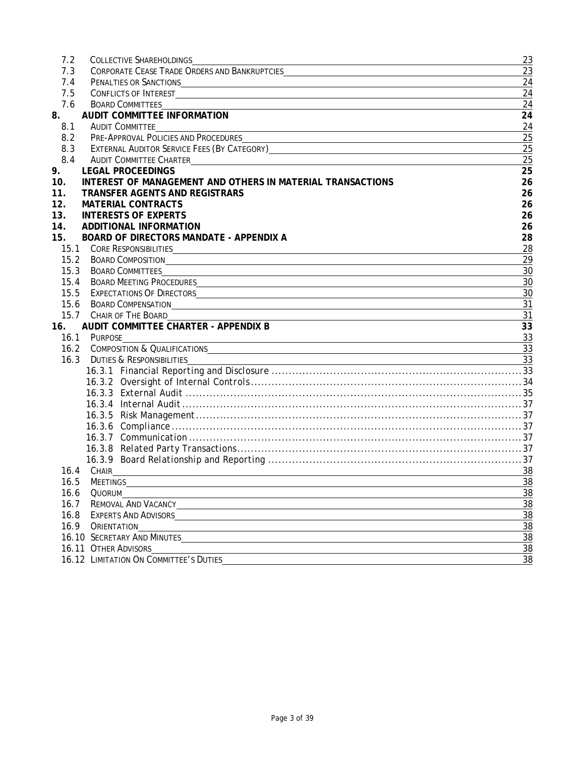| | | |
|---|---|---|
| 7.2 | Collective Shareholdings | 23 |
| 7.3 | Corporate Cease Trade Orders and Bankruptcies | 23 |
| 7.4 | Penalties or Sanctions | 24 |
| 7.5 | Conflicts of Interest | 24 |
| 7.6 | Board Committees | 24 |
| **8.** | **AUDIT COMMITTEE INFORMATION** | **24** |
| 8.1 | Audit Committee | 24 |
| 8.2 | Pre-Approval Policies and Procedures | 25 |
| 8.3 | External Auditor Service Fees (By Category) | 25 |
| 8.4 | Audit Committee Charter | 25 |
| **9.** | **LEGAL PROCEEDINGS** | **25** |
| **10.** | **INTEREST OF MANAGEMENT AND OTHERS IN MATERIAL TRANSACTIONS** | **26** |
| **11.** | **TRANSFER AGENTS AND REGISTRARS** | **26** |
| **12.** | **MATERIAL CONTRACTS** | **26** |
| **13.** | **INTERESTS OF EXPERTS** | **26** |
| **14.** | **ADDITIONAL INFORMATION** | **26** |
| **15.** | **BOARD OF DIRECTORS MANDATE - APPENDIX A** | **28** |
| 15.1 | Core Responsibilities | 28 |
| 15.2 | Board Composition | 29 |
| 15.3 | Board Committees | 30 |
| 15.4 | Board Meeting Procedures | 30 |
| 15.5 | Expectations Of Directors | 30 |
| 15.6 | Board Compensation | 31 |
| 15.7 | Chair of The Board | 31 |
| **16.** | **AUDIT COMMITTEE CHARTER - APPENDIX B** | **33** |
| 16.1 | Purpose | 33 |
| 16.2 | Composition & Qualifications | 33 |
| 16.3 | Duties & Responsibilities | 33 |
| | 16.3.1 Financial Reporting and Disclosure | 33 |
| | 16.3.2 Oversight of Internal Controls | 34 |
| | 16.3.3 External Audit | 35 |
| | 16.3.4 Internal Audit | 37 |
| | 16.3.5 Risk Management | 37 |
| | 16.3.6 Compliance | 37 |
| | 16.3.7 Communication | 37 |
| | 16.3.8 Related Party Transactions | 37 |
| | 16.3.9 Board Relationship and Reporting | 37 |
| 16.4 | Chair | 38 |
| 16.5 | Meetings | 38 |
| 16.6 | Quorum | 38 |
| 16.7 | Removal And Vacancy | 38 |
| 16.8 | Experts And Advisors | 38 |
| 16.9 | Orientation | 38 |
| 16.10 | Secretary And Minutes | 38 |
| 16.11 | Other Advisors | 38 |
| 16.12 | Limitation On Committee's Duties | 38 |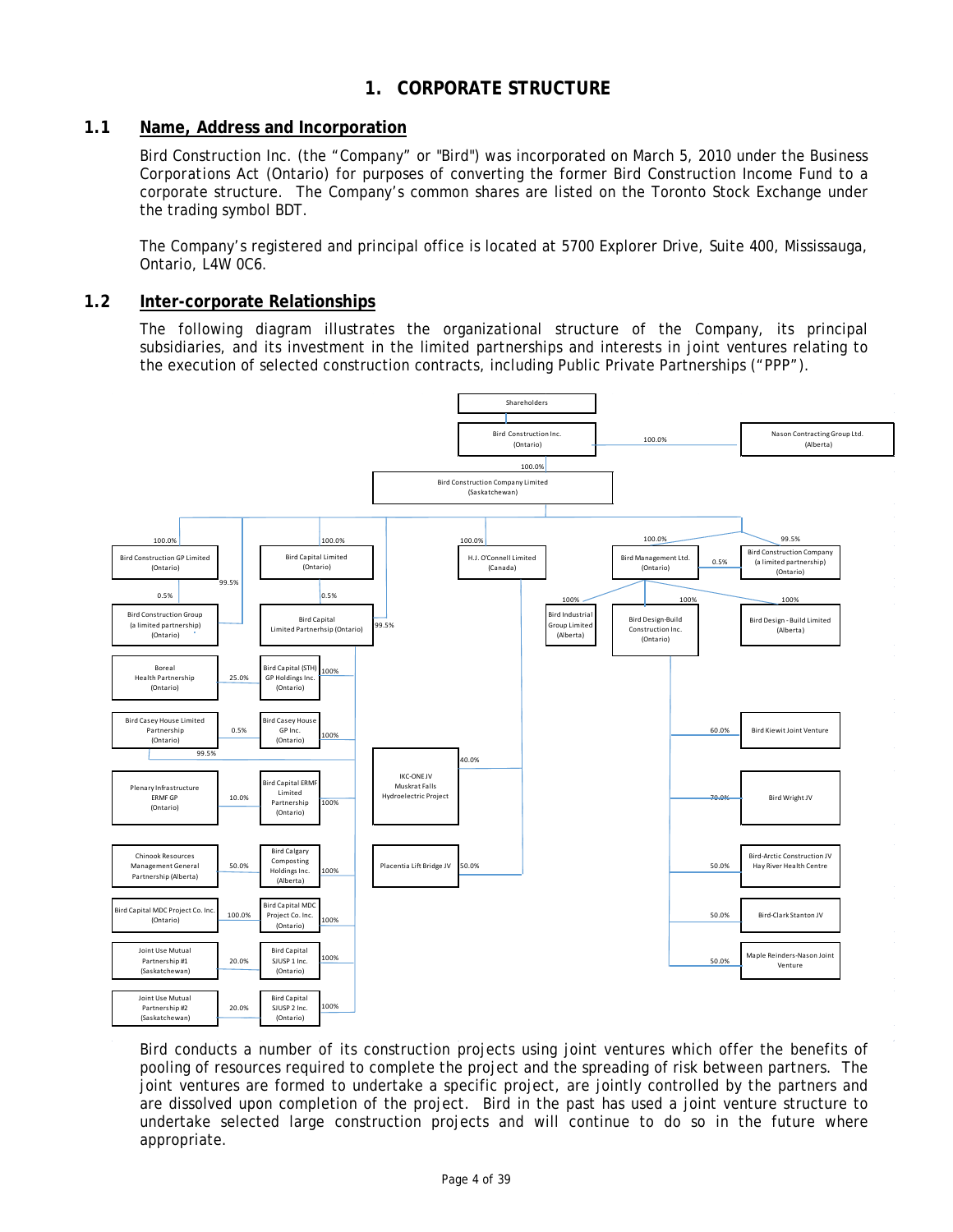# 1. CORPORATE STRUCTURE

## 1.1 Name, Address and Incorporation

Bird Construction Inc. (the "Company" or "Bird") was incorporated on March 5, 2010 under the Business Corporations Act (Ontario) for purposes of converting the former Bird Construction Income Fund to a corporate structure. The Company's common shares are listed on the Toronto Stock Exchange under the trading symbol BDT.

The Company's registered and principal office is located at 5700 Explorer Drive, Suite 400, Mississauga, Ontario, L4W 0C6.

## 1.2 Inter-corporate Relationships

The following diagram illustrates the organizational structure of the Company, its principal subsidiaries, and its investment in the limited partnerships and interests in joint ventures relating to the execution of selected construction contracts, including Public Private Partnerships ("PPP").

- Shareholders
  - Bird Construction Inc. (Ontario)
    - 100.0% – Nason Contracting Group Ltd. (Alberta)
    - 100.0% – Bird Construction Company Limited (Saskatchewan)
      - 100.0% – Bird Construction GP Limited (Ontario)
        - 0.5% – Bird Construction Group (a limited partnership) (Ontario) (99.5% held by Bird Construction Company Limited)
      - 100.0% – Bird Capital Limited (Ontario)
        - 0.5% – Bird Capital Limited Partnership (Ontario) (99.5% held by Bird Construction Company Limited)
          - 100% – Bird Capital (STH) GP Holdings Inc. (Ontario)
            - 25.0% – Boreal Health Partnership (Ontario)
          - 100% – Bird Casey House GP Inc. (Ontario)
            - 0.5% – Bird Casey House Limited Partnership (Ontario) (99.5% held by Bird Capital Limited Partnership)
          - 100% – Bird Capital ERMF Limited Partnership (Ontario)
            - 10.0% – Plenary Infrastructure ERMF GP (Ontario)
          - 100% – Bird Calgary Composting Holdings Inc. (Alberta)
            - 50.0% – Chinook Resources Management General Partnership (Alberta)
          - 100% – Bird Capital MDC Project Co. Inc. (Ontario)
            - 100.0% – Bird Capital MDC Project Co. Inc. (Ontario)
          - 100% – Bird Capital SJUSP 1 Inc. (Ontario)
            - 20.0% – Joint Use Mutual Partnership #1 (Saskatchewan)
          - 100% – Bird Capital SJUSP 2 Inc. (Ontario)
            - 20.0% – Joint Use Mutual Partnership #2 (Saskatchewan)
      - 100.0% – H.J. O'Connell Limited (Canada)
        - 40.0% – IKC-ONE JV Muskrat Falls Hydroelectric Project
        - 50.0% – Placentia Lift Bridge JV
      - 100.0% – Bird Management Ltd. (Ontario)
        - 0.5% – Bird Construction Company (a limited partnership) (Ontario) (99.5% held by Bird Construction Company Limited)
        - 100% – Bird Industrial Group Limited (Alberta)
        - 100% – Bird Design-Build Construction Inc. (Ontario)
          - 60.0% – Bird Kiewit Joint Venture
          - 70.0% – Bird Wright JV
          - 50.0% – Bird-Arctic Construction JV Hay River Health Centre
          - 50.0% – Bird-Clark Stanton JV
          - 50.0% – Maple Reinders-Nason Joint Venture
        - 100% – Bird Design - Build Limited (Alberta)

Bird conducts a number of its construction projects using joint ventures which offer the benefits of pooling of resources required to complete the project and the spreading of risk between partners. The joint ventures are formed to undertake a specific project, are jointly controlled by the partners and are dissolved upon completion of the project. Bird in the past has used a joint venture structure to undertake selected large construction projects and will continue to do so in the future where appropriate.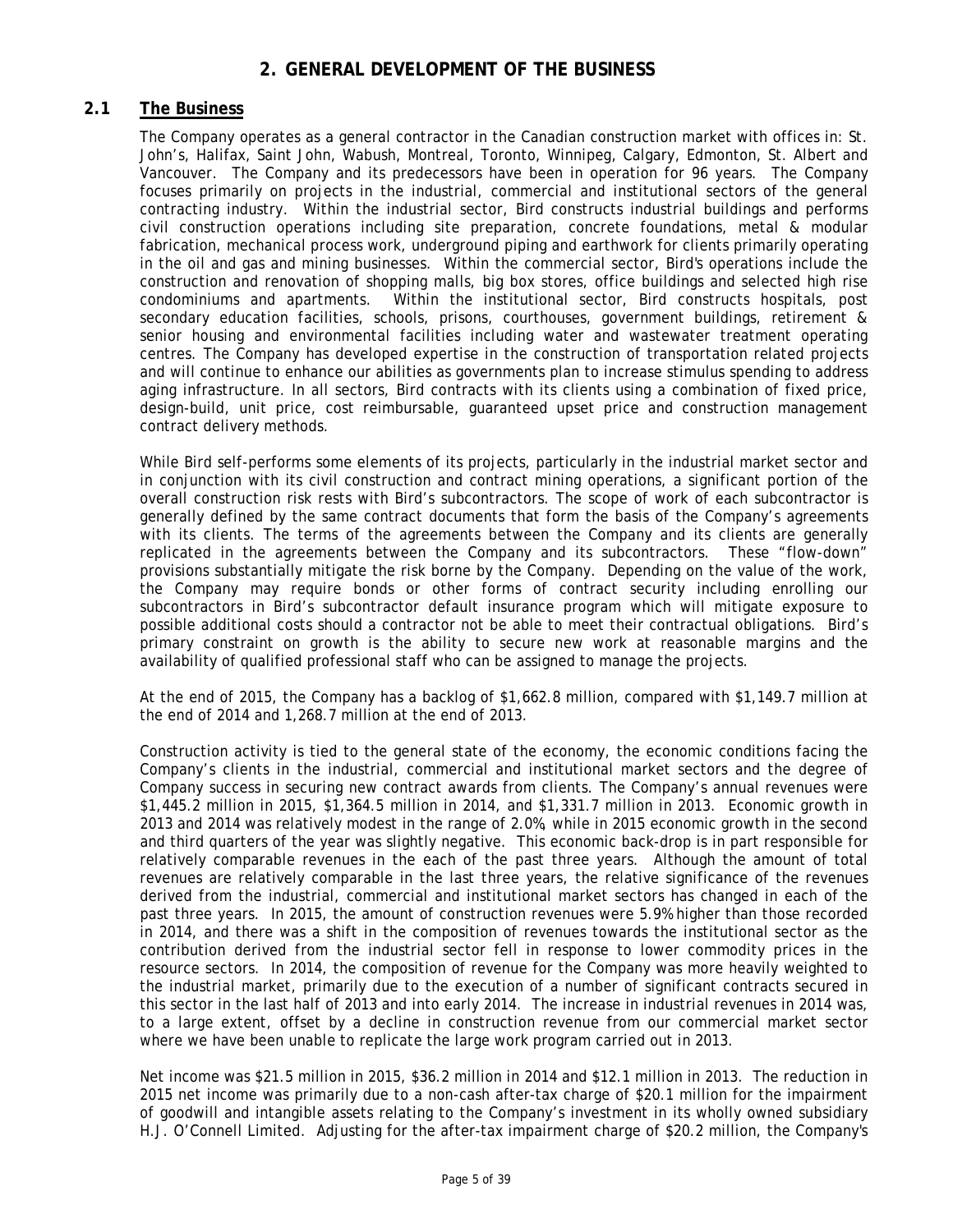# 2. GENERAL DEVELOPMENT OF THE BUSINESS

## 2.1 The Business

The Company operates as a general contractor in the Canadian construction market with offices in: St. John's, Halifax, Saint John, Wabush, Montreal, Toronto, Winnipeg, Calgary, Edmonton, St. Albert and Vancouver. The Company and its predecessors have been in operation for 96 years. The Company focuses primarily on projects in the industrial, commercial and institutional sectors of the general contracting industry. Within the industrial sector, Bird constructs industrial buildings and performs civil construction operations including site preparation, concrete foundations, metal & modular fabrication, mechanical process work, underground piping and earthwork for clients primarily operating in the oil and gas and mining businesses. Within the commercial sector, Bird's operations include the construction and renovation of shopping malls, big box stores, office buildings and selected high rise condominiums and apartments. Within the institutional sector, Bird constructs hospitals, post secondary education facilities, schools, prisons, courthouses, government buildings, retirement & senior housing and environmental facilities including water and wastewater treatment operating centres. The Company has developed expertise in the construction of transportation related projects and will continue to enhance our abilities as governments plan to increase stimulus spending to address aging infrastructure. In all sectors, Bird contracts with its clients using a combination of fixed price, design-build, unit price, cost reimbursable, guaranteed upset price and construction management contract delivery methods.

While Bird self-performs some elements of its projects, particularly in the industrial market sector and in conjunction with its civil construction and contract mining operations, a significant portion of the overall construction risk rests with Bird's subcontractors. The scope of work of each subcontractor is generally defined by the same contract documents that form the basis of the Company's agreements with its clients. The terms of the agreements between the Company and its clients are generally replicated in the agreements between the Company and its subcontractors. These "flow-down" provisions substantially mitigate the risk borne by the Company. Depending on the value of the work, the Company may require bonds or other forms of contract security including enrolling our subcontractors in Bird's subcontractor default insurance program which will mitigate exposure to possible additional costs should a contractor not be able to meet their contractual obligations. Bird's primary constraint on growth is the ability to secure new work at reasonable margins and the availability of qualified professional staff who can be assigned to manage the projects.

At the end of 2015, the Company has a backlog of $1,662.8 million, compared with $1,149.7 million at the end of 2014 and 1,268.7 million at the end of 2013.

Construction activity is tied to the general state of the economy, the economic conditions facing the Company's clients in the industrial, commercial and institutional market sectors and the degree of Company success in securing new contract awards from clients. The Company's annual revenues were $1,445.2 million in 2015, $1,364.5 million in 2014, and $1,331.7 million in 2013. Economic growth in 2013 and 2014 was relatively modest in the range of 2.0%, while in 2015 economic growth in the second and third quarters of the year was slightly negative. This economic back-drop is in part responsible for relatively comparable revenues in the each of the past three years. Although the amount of total revenues are relatively comparable in the last three years, the relative significance of the revenues derived from the industrial, commercial and institutional market sectors has changed in each of the past three years. In 2015, the amount of construction revenues were 5.9% higher than those recorded in 2014, and there was a shift in the composition of revenues towards the institutional sector as the contribution derived from the industrial sector fell in response to lower commodity prices in the resource sectors. In 2014, the composition of revenue for the Company was more heavily weighted to the industrial market, primarily due to the execution of a number of significant contracts secured in this sector in the last half of 2013 and into early 2014. The increase in industrial revenues in 2014 was, to a large extent, offset by a decline in construction revenue from our commercial market sector where we have been unable to replicate the large work program carried out in 2013.

Net income was $21.5 million in 2015, $36.2 million in 2014 and $12.1 million in 2013. The reduction in 2015 net income was primarily due to a non-cash after-tax charge of $20.1 million for the impairment of goodwill and intangible assets relating to the Company's investment in its wholly owned subsidiary H.J. O'Connell Limited. Adjusting for the after-tax impairment charge of $20.2 million, the Company's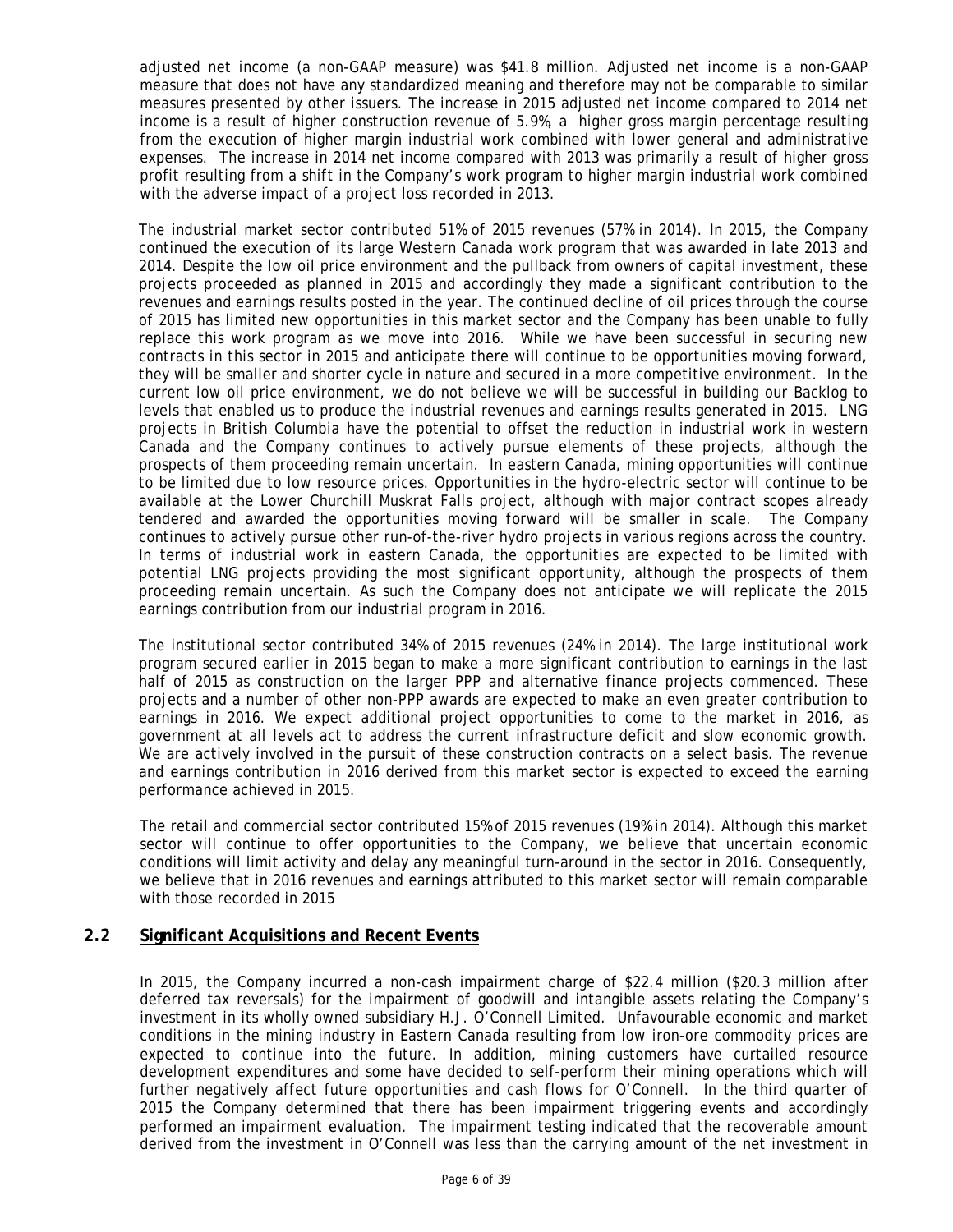adjusted net income (a non-GAAP measure) was $41.8 million. Adjusted net income is a non-GAAP measure that does not have any standardized meaning and therefore may not be comparable to similar measures presented by other issuers. The increase in 2015 adjusted net income compared to 2014 net income is a result of higher construction revenue of 5.9%, a higher gross margin percentage resulting from the execution of higher margin industrial work combined with lower general and administrative expenses. The increase in 2014 net income compared with 2013 was primarily a result of higher gross profit resulting from a shift in the Company's work program to higher margin industrial work combined with the adverse impact of a project loss recorded in 2013.

The industrial market sector contributed 51% of 2015 revenues (57% in 2014). In 2015, the Company continued the execution of its large Western Canada work program that was awarded in late 2013 and 2014. Despite the low oil price environment and the pullback from owners of capital investment, these projects proceeded as planned in 2015 and accordingly they made a significant contribution to the revenues and earnings results posted in the year. The continued decline of oil prices through the course of 2015 has limited new opportunities in this market sector and the Company has been unable to fully replace this work program as we move into 2016. While we have been successful in securing new contracts in this sector in 2015 and anticipate there will continue to be opportunities moving forward, they will be smaller and shorter cycle in nature and secured in a more competitive environment. In the current low oil price environment, we do not believe we will be successful in building our Backlog to levels that enabled us to produce the industrial revenues and earnings results generated in 2015. LNG projects in British Columbia have the potential to offset the reduction in industrial work in western Canada and the Company continues to actively pursue elements of these projects, although the prospects of them proceeding remain uncertain. In eastern Canada, mining opportunities will continue to be limited due to low resource prices. Opportunities in the hydro-electric sector will continue to be available at the Lower Churchill Muskrat Falls project, although with major contract scopes already tendered and awarded the opportunities moving forward will be smaller in scale. The Company continues to actively pursue other run-of-the-river hydro projects in various regions across the country. In terms of industrial work in eastern Canada, the opportunities are expected to be limited with potential LNG projects providing the most significant opportunity, although the prospects of them proceeding remain uncertain. As such the Company does not anticipate we will replicate the 2015 earnings contribution from our industrial program in 2016.

The institutional sector contributed 34% of 2015 revenues (24% in 2014). The large institutional work program secured earlier in 2015 began to make a more significant contribution to earnings in the last half of 2015 as construction on the larger PPP and alternative finance projects commenced. These projects and a number of other non-PPP awards are expected to make an even greater contribution to earnings in 2016. We expect additional project opportunities to come to the market in 2016, as government at all levels act to address the current infrastructure deficit and slow economic growth. We are actively involved in the pursuit of these construction contracts on a select basis. The revenue and earnings contribution in 2016 derived from this market sector is expected to exceed the earning performance achieved in 2015.

The retail and commercial sector contributed 15% of 2015 revenues (19% in 2014). Although this market sector will continue to offer opportunities to the Company, we believe that uncertain economic conditions will limit activity and delay any meaningful turn-around in the sector in 2016. Consequently, we believe that in 2016 revenues and earnings attributed to this market sector will remain comparable with those recorded in 2015

## 2.2 Significant Acquisitions and Recent Events

In 2015, the Company incurred a non-cash impairment charge of $22.4 million ($20.3 million after deferred tax reversals) for the impairment of goodwill and intangible assets relating the Company's investment in its wholly owned subsidiary H.J. O'Connell Limited. Unfavourable economic and market conditions in the mining industry in Eastern Canada resulting from low iron-ore commodity prices are expected to continue into the future. In addition, mining customers have curtailed resource development expenditures and some have decided to self-perform their mining operations which will further negatively affect future opportunities and cash flows for O'Connell. In the third quarter of 2015 the Company determined that there has been impairment triggering events and accordingly performed an impairment evaluation. The impairment testing indicated that the recoverable amount derived from the investment in O'Connell was less than the carrying amount of the net investment in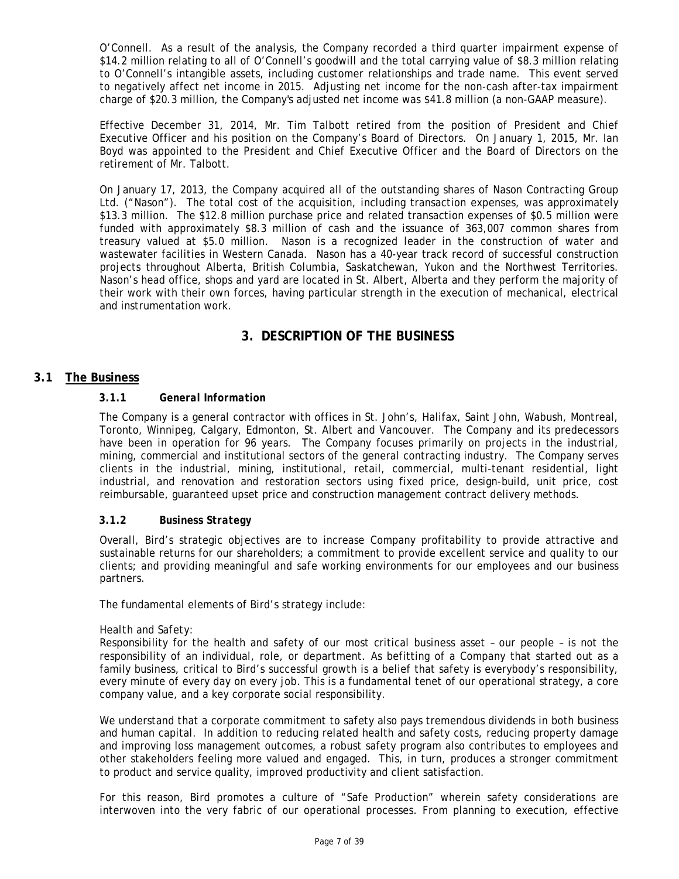O'Connell. As a result of the analysis, the Company recorded a third quarter impairment expense of $14.2 million relating to all of O'Connell's goodwill and the total carrying value of $8.3 million relating to O'Connell's intangible assets, including customer relationships and trade name. This event served to negatively affect net income in 2015. Adjusting net income for the non-cash after-tax impairment charge of $20.3 million, the Company's adjusted net income was $41.8 million (a non-GAAP measure).

Effective December 31, 2014, Mr. Tim Talbott retired from the position of President and Chief Executive Officer and his position on the Company's Board of Directors. On January 1, 2015, Mr. Ian Boyd was appointed to the President and Chief Executive Officer and the Board of Directors on the retirement of Mr. Talbott.

On January 17, 2013, the Company acquired all of the outstanding shares of Nason Contracting Group Ltd. ("Nason"). The total cost of the acquisition, including transaction expenses, was approximately $13.3 million. The $12.8 million purchase price and related transaction expenses of $0.5 million were funded with approximately $8.3 million of cash and the issuance of 363,007 common shares from treasury valued at $5.0 million. Nason is a recognized leader in the construction of water and wastewater facilities in Western Canada. Nason has a 40-year track record of successful construction projects throughout Alberta, British Columbia, Saskatchewan, Yukon and the Northwest Territories. Nason's head office, shops and yard are located in St. Albert, Alberta and they perform the majority of their work with their own forces, having particular strength in the execution of mechanical, electrical and instrumentation work.

# 3. DESCRIPTION OF THE BUSINESS

## 3.1 The Business

### 3.1.1 General Information

The Company is a general contractor with offices in St. John's, Halifax, Saint John, Wabush, Montreal, Toronto, Winnipeg, Calgary, Edmonton, St. Albert and Vancouver. The Company and its predecessors have been in operation for 96 years. The Company focuses primarily on projects in the industrial, mining, commercial and institutional sectors of the general contracting industry. The Company serves clients in the industrial, mining, institutional, retail, commercial, multi-tenant residential, light industrial, and renovation and restoration sectors using fixed price, design-build, unit price, cost reimbursable, guaranteed upset price and construction management contract delivery methods.

### 3.1.2 Business Strategy

Overall, Bird's strategic objectives are to increase Company profitability to provide attractive and sustainable returns for our shareholders; a commitment to provide excellent service and quality to our clients; and providing meaningful and safe working environments for our employees and our business partners.

The fundamental elements of Bird's strategy include:

*Health and Safety:*
Responsibility for the health and safety of our most critical business asset – our people – is not the responsibility of an individual, role, or department. As befitting of a Company that started out as a family business, critical to Bird's successful growth is a belief that safety is everybody's responsibility, every minute of every day on every job. This is a fundamental tenet of our operational strategy, a core company value, and a key corporate social responsibility.

We understand that a corporate commitment to safety also pays tremendous dividends in both business and human capital. In addition to reducing related health and safety costs, reducing property damage and improving loss management outcomes, a robust safety program also contributes to employees and other stakeholders feeling more valued and engaged. This, in turn, produces a stronger commitment to product and service quality, improved productivity and client satisfaction.

For this reason, Bird promotes a culture of "Safe Production" wherein safety considerations are interwoven into the very fabric of our operational processes. From planning to execution, effective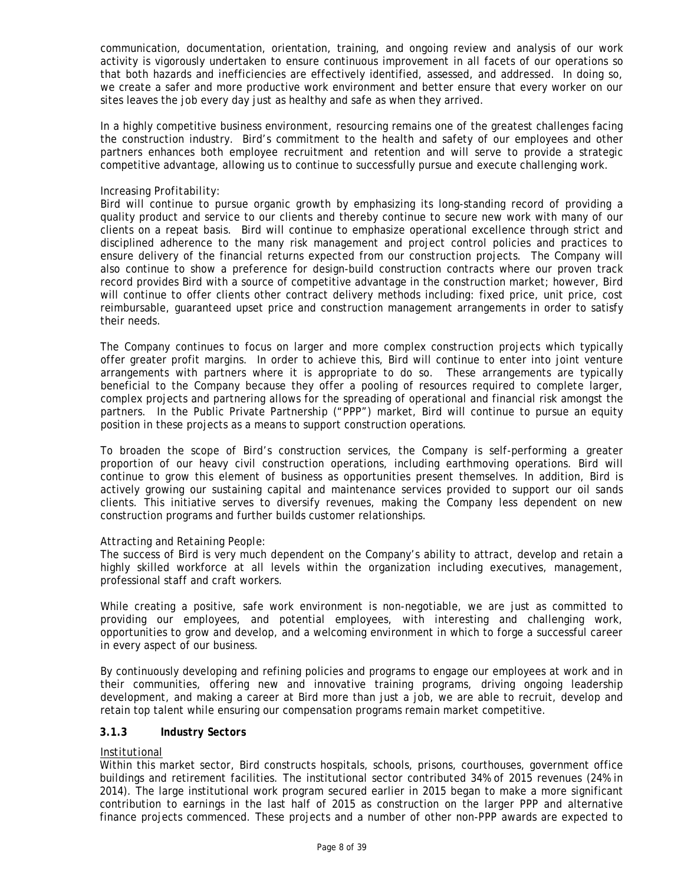communication, documentation, orientation, training, and ongoing review and analysis of our work activity is vigorously undertaken to ensure continuous improvement in all facets of our operations so that both hazards and inefficiencies are effectively identified, assessed, and addressed. In doing so, we create a safer and more productive work environment and better ensure that every worker on our sites leaves the job every day just as healthy and safe as when they arrived.

In a highly competitive business environment, resourcing remains one of the greatest challenges facing the construction industry. Bird's commitment to the health and safety of our employees and other partners enhances both employee recruitment and retention and will serve to provide a strategic competitive advantage, allowing us to continue to successfully pursue and execute challenging work.

*Increasing Profitability:*
Bird will continue to pursue organic growth by emphasizing its long-standing record of providing a quality product and service to our clients and thereby continue to secure new work with many of our clients on a repeat basis. Bird will continue to emphasize operational excellence through strict and disciplined adherence to the many risk management and project control policies and practices to ensure delivery of the financial returns expected from our construction projects. The Company will also continue to show a preference for design-build construction contracts where our proven track record provides Bird with a source of competitive advantage in the construction market; however, Bird will continue to offer clients other contract delivery methods including: fixed price, unit price, cost reimbursable, guaranteed upset price and construction management arrangements in order to satisfy their needs.

The Company continues to focus on larger and more complex construction projects which typically offer greater profit margins. In order to achieve this, Bird will continue to enter into joint venture arrangements with partners where it is appropriate to do so. These arrangements are typically beneficial to the Company because they offer a pooling of resources required to complete larger, complex projects and partnering allows for the spreading of operational and financial risk amongst the partners. In the Public Private Partnership ("PPP") market, Bird will continue to pursue an equity position in these projects as a means to support construction operations.

To broaden the scope of Bird's construction services, the Company is self-performing a greater proportion of our heavy civil construction operations, including earthmoving operations. Bird will continue to grow this element of business as opportunities present themselves. In addition, Bird is actively growing our sustaining capital and maintenance services provided to support our oil sands clients. This initiative serves to diversify revenues, making the Company less dependent on new construction programs and further builds customer relationships.

*Attracting and Retaining People:*
The success of Bird is very much dependent on the Company's ability to attract, develop and retain a highly skilled workforce at all levels within the organization including executives, management, professional staff and craft workers.

While creating a positive, safe work environment is non-negotiable, we are just as committed to providing our employees, and potential employees, with interesting and challenging work, opportunities to grow and develop, and a welcoming environment in which to forge a successful career in every aspect of our business.

By continuously developing and refining policies and programs to engage our employees at work and in their communities, offering new and innovative training programs, driving ongoing leadership development, and making a career at Bird more than just a job, we are able to recruit, develop and retain top talent while ensuring our compensation programs remain market competitive.

### 3.1.3 Industry Sectors

*Institutional*
Within this market sector, Bird constructs hospitals, schools, prisons, courthouses, government office buildings and retirement facilities. The institutional sector contributed 34% of 2015 revenues (24% in 2014). The large institutional work program secured earlier in 2015 began to make a more significant contribution to earnings in the last half of 2015 as construction on the larger PPP and alternative finance projects commenced. These projects and a number of other non-PPP awards are expected to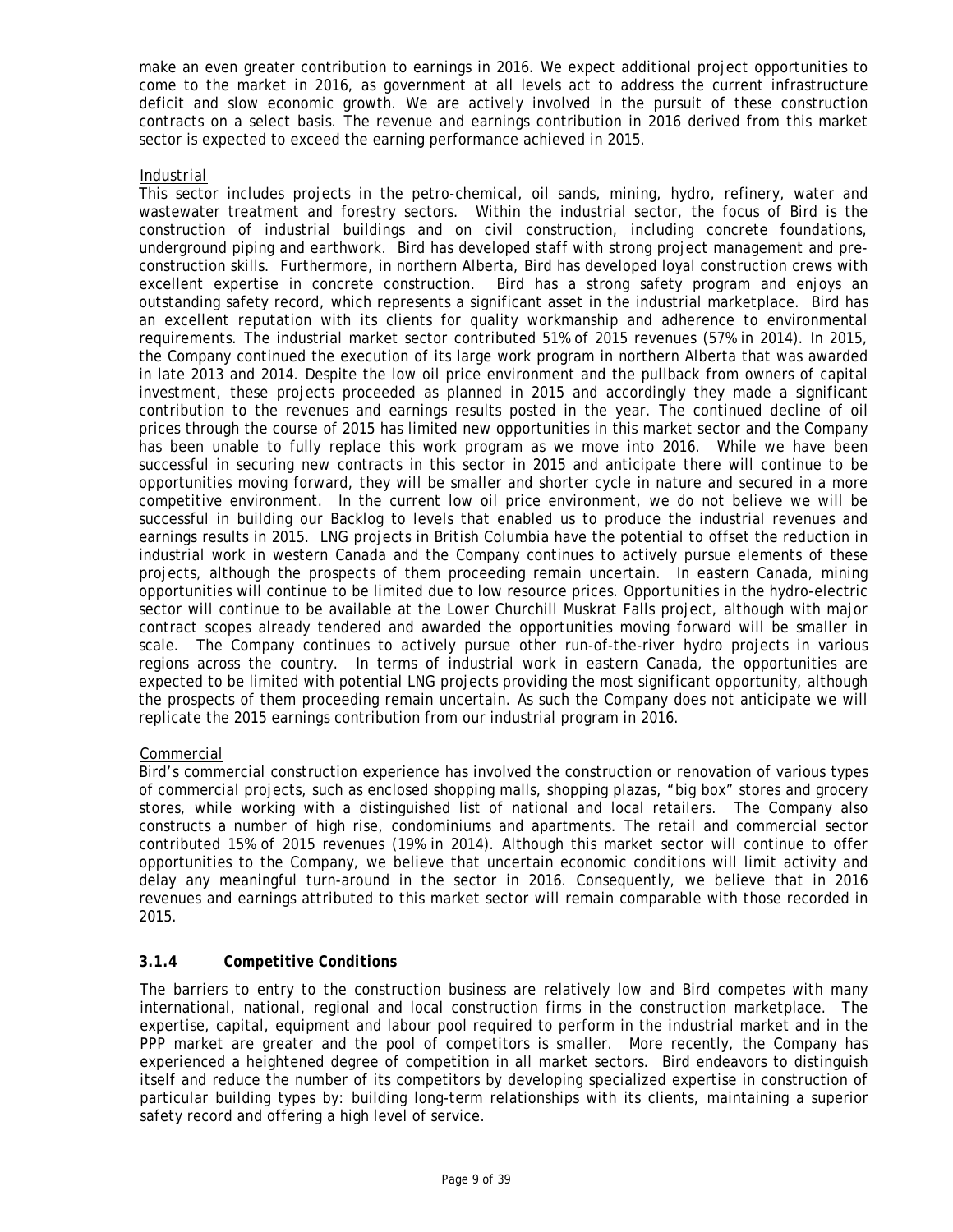make an even greater contribution to earnings in 2016. We expect additional project opportunities to come to the market in 2016, as government at all levels act to address the current infrastructure deficit and slow economic growth. We are actively involved in the pursuit of these construction contracts on a select basis. The revenue and earnings contribution in 2016 derived from this market sector is expected to exceed the earning performance achieved in 2015.

<u>Industrial</u>

This sector includes projects in the petro-chemical, oil sands, mining, hydro, refinery, water and wastewater treatment and forestry sectors. Within the industrial sector, the focus of Bird is the construction of industrial buildings and on civil construction, including concrete foundations, underground piping and earthwork. Bird has developed staff with strong project management and pre-construction skills. Furthermore, in northern Alberta, Bird has developed loyal construction crews with excellent expertise in concrete construction. Bird has a strong safety program and enjoys an outstanding safety record, which represents a significant asset in the industrial marketplace. Bird has an excellent reputation with its clients for quality workmanship and adherence to environmental requirements. The industrial market sector contributed 51% of 2015 revenues (57% in 2014). In 2015, the Company continued the execution of its large work program in northern Alberta that was awarded in late 2013 and 2014. Despite the low oil price environment and the pullback from owners of capital investment, these projects proceeded as planned in 2015 and accordingly they made a significant contribution to the revenues and earnings results posted in the year. The continued decline of oil prices through the course of 2015 has limited new opportunities in this market sector and the Company has been unable to fully replace this work program as we move into 2016. While we have been successful in securing new contracts in this sector in 2015 and anticipate there will continue to be opportunities moving forward, they will be smaller and shorter cycle in nature and secured in a more competitive environment. In the current low oil price environment, we do not believe we will be successful in building our Backlog to levels that enabled us to produce the industrial revenues and earnings results in 2015. LNG projects in British Columbia have the potential to offset the reduction in industrial work in western Canada and the Company continues to actively pursue elements of these projects, although the prospects of them proceeding remain uncertain. In eastern Canada, mining opportunities will continue to be limited due to low resource prices. Opportunities in the hydro-electric sector will continue to be available at the Lower Churchill Muskrat Falls project, although with major contract scopes already tendered and awarded the opportunities moving forward will be smaller in scale. The Company continues to actively pursue other run-of-the-river hydro projects in various regions across the country. In terms of industrial work in eastern Canada, the opportunities are expected to be limited with potential LNG projects providing the most significant opportunity, although the prospects of them proceeding remain uncertain. As such the Company does not anticipate we will replicate the 2015 earnings contribution from our industrial program in 2016.

<u>Commercial</u>

Bird's commercial construction experience has involved the construction or renovation of various types of commercial projects, such as enclosed shopping malls, shopping plazas, "big box" stores and grocery stores, while working with a distinguished list of national and local retailers. The Company also constructs a number of high rise, condominiums and apartments. The retail and commercial sector contributed 15% of 2015 revenues (19% in 2014). Although this market sector will continue to offer opportunities to the Company, we believe that uncertain economic conditions will limit activity and delay any meaningful turn-around in the sector in 2016. Consequently, we believe that in 2016 revenues and earnings attributed to this market sector will remain comparable with those recorded in 2015.

### 3.1.4 Competitive Conditions

The barriers to entry to the construction business are relatively low and Bird competes with many international, national, regional and local construction firms in the construction marketplace. The expertise, capital, equipment and labour pool required to perform in the industrial market and in the PPP market are greater and the pool of competitors is smaller. More recently, the Company has experienced a heightened degree of competition in all market sectors. Bird endeavors to distinguish itself and reduce the number of its competitors by developing specialized expertise in construction of particular building types by: building long-term relationships with its clients, maintaining a superior safety record and offering a high level of service.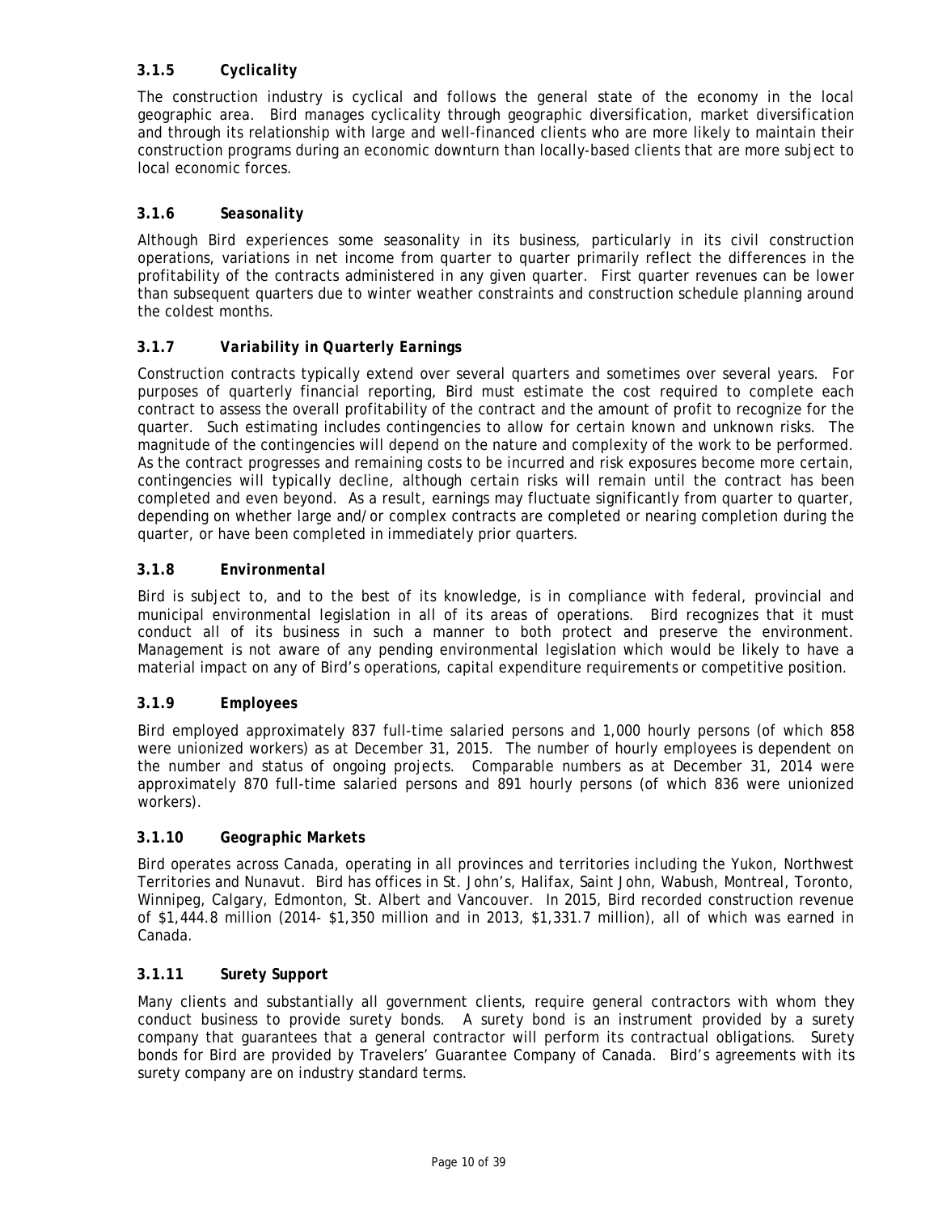### 3.1.5 *Cyclicality*

The construction industry is cyclical and follows the general state of the economy in the local geographic area. Bird manages cyclicality through geographic diversification, market diversification and through its relationship with large and well-financed clients who are more likely to maintain their construction programs during an economic downturn than locally-based clients that are more subject to local economic forces.

### 3.1.6 *Seasonality*

Although Bird experiences some seasonality in its business, particularly in its civil construction operations, variations in net income from quarter to quarter primarily reflect the differences in the profitability of the contracts administered in any given quarter. First quarter revenues can be lower than subsequent quarters due to winter weather constraints and construction schedule planning around the coldest months.

### 3.1.7 *Variability in Quarterly Earnings*

Construction contracts typically extend over several quarters and sometimes over several years. For purposes of quarterly financial reporting, Bird must estimate the cost required to complete each contract to assess the overall profitability of the contract and the amount of profit to recognize for the quarter. Such estimating includes contingencies to allow for certain known and unknown risks. The magnitude of the contingencies will depend on the nature and complexity of the work to be performed. As the contract progresses and remaining costs to be incurred and risk exposures become more certain, contingencies will typically decline, although certain risks will remain until the contract has been completed and even beyond. As a result, earnings may fluctuate significantly from quarter to quarter, depending on whether large and/or complex contracts are completed or nearing completion during the quarter, or have been completed in immediately prior quarters.

### 3.1.8 *Environmental*

Bird is subject to, and to the best of its knowledge, is in compliance with federal, provincial and municipal environmental legislation in all of its areas of operations. Bird recognizes that it must conduct all of its business in such a manner to both protect and preserve the environment. Management is not aware of any pending environmental legislation which would be likely to have a material impact on any of Bird's operations, capital expenditure requirements or competitive position.

### 3.1.9 *Employees*

Bird employed approximately 837 full-time salaried persons and 1,000 hourly persons (of which 858 were unionized workers) as at December 31, 2015. The number of hourly employees is dependent on the number and status of ongoing projects. Comparable numbers as at December 31, 2014 were approximately 870 full-time salaried persons and 891 hourly persons (of which 836 were unionized workers).

### 3.1.10 *Geographic Markets*

Bird operates across Canada, operating in all provinces and territories including the Yukon, Northwest Territories and Nunavut. Bird has offices in St. John's, Halifax, Saint John, Wabush, Montreal, Toronto, Winnipeg, Calgary, Edmonton, St. Albert and Vancouver. In 2015, Bird recorded construction revenue of $1,444.8 million (2014- $1,350 million and in 2013, $1,331.7 million), all of which was earned in Canada.

### 3.1.11 *Surety Support*

Many clients and substantially all government clients, require general contractors with whom they conduct business to provide surety bonds. A surety bond is an instrument provided by a surety company that guarantees that a general contractor will perform its contractual obligations. Surety bonds for Bird are provided by Travelers' Guarantee Company of Canada. Bird's agreements with its surety company are on industry standard terms.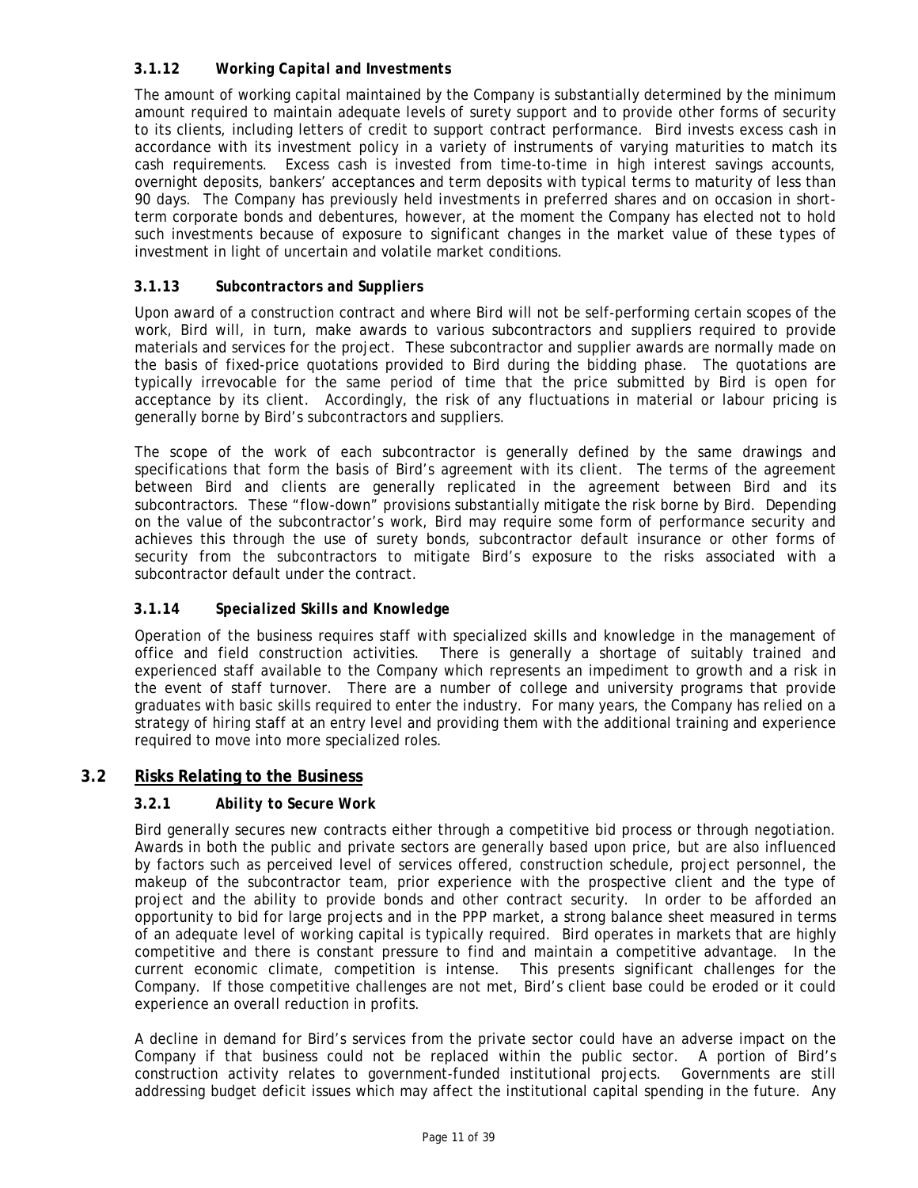#### 3.1.12 *Working Capital and Investments*

The amount of working capital maintained by the Company is substantially determined by the minimum amount required to maintain adequate levels of surety support and to provide other forms of security to its clients, including letters of credit to support contract performance. Bird invests excess cash in accordance with its investment policy in a variety of instruments of varying maturities to match its cash requirements. Excess cash is invested from time-to-time in high interest savings accounts, overnight deposits, bankers' acceptances and term deposits with typical terms to maturity of less than 90 days. The Company has previously held investments in preferred shares and on occasion in short-term corporate bonds and debentures, however, at the moment the Company has elected not to hold such investments because of exposure to significant changes in the market value of these types of investment in light of uncertain and volatile market conditions.

#### 3.1.13 *Subcontractors and Suppliers*

Upon award of a construction contract and where Bird will not be self-performing certain scopes of the work, Bird will, in turn, make awards to various subcontractors and suppliers required to provide materials and services for the project. These subcontractor and supplier awards are normally made on the basis of fixed-price quotations provided to Bird during the bidding phase. The quotations are typically irrevocable for the same period of time that the price submitted by Bird is open for acceptance by its client. Accordingly, the risk of any fluctuations in material or labour pricing is generally borne by Bird's subcontractors and suppliers.

The scope of the work of each subcontractor is generally defined by the same drawings and specifications that form the basis of Bird's agreement with its client. The terms of the agreement between Bird and clients are generally replicated in the agreement between Bird and its subcontractors. These "flow-down" provisions substantially mitigate the risk borne by Bird. Depending on the value of the subcontractor's work, Bird may require some form of performance security and achieves this through the use of surety bonds, subcontractor default insurance or other forms of security from the subcontractors to mitigate Bird's exposure to the risks associated with a subcontractor default under the contract.

#### 3.1.14 *Specialized Skills and Knowledge*

Operation of the business requires staff with specialized skills and knowledge in the management of office and field construction activities. There is generally a shortage of suitably trained and experienced staff available to the Company which represents an impediment to growth and a risk in the event of staff turnover. There are a number of college and university programs that provide graduates with basic skills required to enter the industry. For many years, the Company has relied on a strategy of hiring staff at an entry level and providing them with the additional training and experience required to move into more specialized roles.

### 3.2 Risks Relating to the Business

#### 3.2.1 *Ability to Secure Work*

Bird generally secures new contracts either through a competitive bid process or through negotiation. Awards in both the public and private sectors are generally based upon price, but are also influenced by factors such as perceived level of services offered, construction schedule, project personnel, the makeup of the subcontractor team, prior experience with the prospective client and the type of project and the ability to provide bonds and other contract security. In order to be afforded an opportunity to bid for large projects and in the PPP market, a strong balance sheet measured in terms of an adequate level of working capital is typically required. Bird operates in markets that are highly competitive and there is constant pressure to find and maintain a competitive advantage. In the current economic climate, competition is intense. This presents significant challenges for the Company. If those competitive challenges are not met, Bird's client base could be eroded or it could experience an overall reduction in profits.

A decline in demand for Bird's services from the private sector could have an adverse impact on the Company if that business could not be replaced within the public sector. A portion of Bird's construction activity relates to government-funded institutional projects. Governments are still addressing budget deficit issues which may affect the institutional capital spending in the future. Any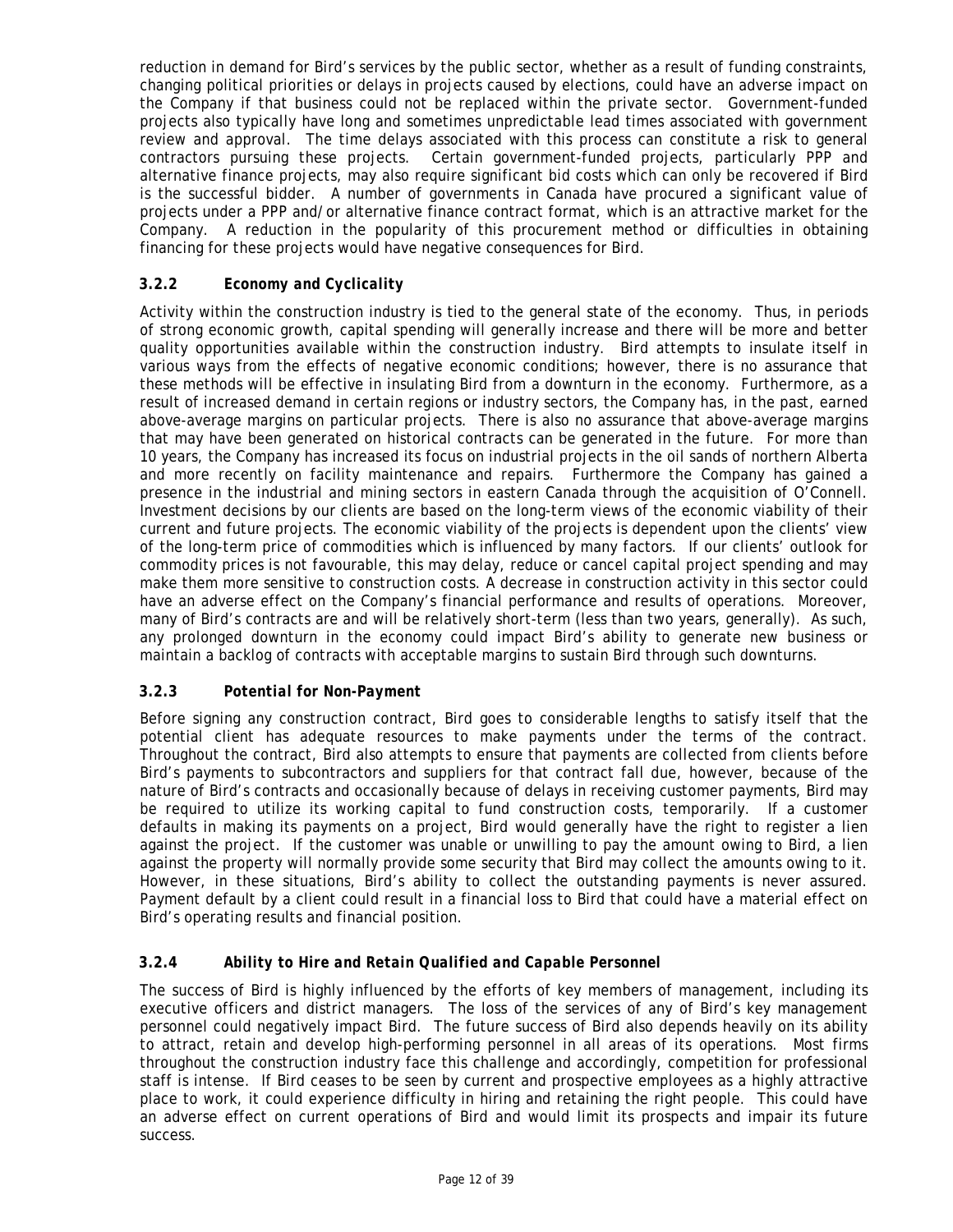reduction in demand for Bird's services by the public sector, whether as a result of funding constraints, changing political priorities or delays in projects caused by elections, could have an adverse impact on the Company if that business could not be replaced within the private sector. Government-funded projects also typically have long and sometimes unpredictable lead times associated with government review and approval. The time delays associated with this process can constitute a risk to general contractors pursuing these projects. Certain government-funded projects, particularly PPP and alternative finance projects, may also require significant bid costs which can only be recovered if Bird is the successful bidder. A number of governments in Canada have procured a significant value of projects under a PPP and/or alternative finance contract format, which is an attractive market for the Company. A reduction in the popularity of this procurement method or difficulties in obtaining financing for these projects would have negative consequences for Bird.

### 3.2.2 *Economy and Cyclicality*

Activity within the construction industry is tied to the general state of the economy. Thus, in periods of strong economic growth, capital spending will generally increase and there will be more and better quality opportunities available within the construction industry. Bird attempts to insulate itself in various ways from the effects of negative economic conditions; however, there is no assurance that these methods will be effective in insulating Bird from a downturn in the economy. Furthermore, as a result of increased demand in certain regions or industry sectors, the Company has, in the past, earned above-average margins on particular projects. There is also no assurance that above-average margins that may have been generated on historical contracts can be generated in the future. For more than 10 years, the Company has increased its focus on industrial projects in the oil sands of northern Alberta and more recently on facility maintenance and repairs. Furthermore the Company has gained a presence in the industrial and mining sectors in eastern Canada through the acquisition of O'Connell. Investment decisions by our clients are based on the long-term views of the economic viability of their current and future projects. The economic viability of the projects is dependent upon the clients' view of the long-term price of commodities which is influenced by many factors. If our clients' outlook for commodity prices is not favourable, this may delay, reduce or cancel capital project spending and may make them more sensitive to construction costs. A decrease in construction activity in this sector could have an adverse effect on the Company's financial performance and results of operations. Moreover, many of Bird's contracts are and will be relatively short-term (less than two years, generally). As such, any prolonged downturn in the economy could impact Bird's ability to generate new business or maintain a backlog of contracts with acceptable margins to sustain Bird through such downturns.

### 3.2.3 *Potential for Non-Payment*

Before signing any construction contract, Bird goes to considerable lengths to satisfy itself that the potential client has adequate resources to make payments under the terms of the contract. Throughout the contract, Bird also attempts to ensure that payments are collected from clients before Bird's payments to subcontractors and suppliers for that contract fall due, however, because of the nature of Bird's contracts and occasionally because of delays in receiving customer payments, Bird may be required to utilize its working capital to fund construction costs, temporarily. If a customer defaults in making its payments on a project, Bird would generally have the right to register a lien against the project. If the customer was unable or unwilling to pay the amount owing to Bird, a lien against the property will normally provide some security that Bird may collect the amounts owing to it. However, in these situations, Bird's ability to collect the outstanding payments is never assured. Payment default by a client could result in a financial loss to Bird that could have a material effect on Bird's operating results and financial position.

### 3.2.4 *Ability to Hire and Retain Qualified and Capable Personnel*

The success of Bird is highly influenced by the efforts of key members of management, including its executive officers and district managers. The loss of the services of any of Bird's key management personnel could negatively impact Bird. The future success of Bird also depends heavily on its ability to attract, retain and develop high-performing personnel in all areas of its operations. Most firms throughout the construction industry face this challenge and accordingly, competition for professional staff is intense. If Bird ceases to be seen by current and prospective employees as a highly attractive place to work, it could experience difficulty in hiring and retaining the right people. This could have an adverse effect on current operations of Bird and would limit its prospects and impair its future success.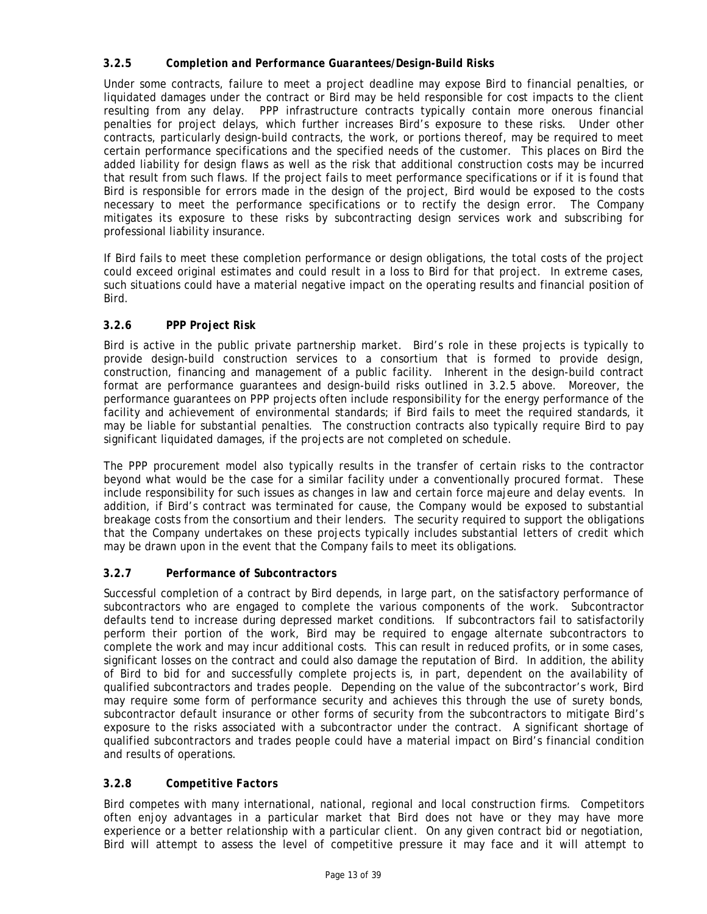### 3.2.5 *Completion and Performance Guarantees/Design-Build Risks*

Under some contracts, failure to meet a project deadline may expose Bird to financial penalties, or liquidated damages under the contract or Bird may be held responsible for cost impacts to the client resulting from any delay. PPP infrastructure contracts typically contain more onerous financial penalties for project delays, which further increases Bird's exposure to these risks. Under other contracts, particularly design-build contracts, the work, or portions thereof, may be required to meet certain performance specifications and the specified needs of the customer. This places on Bird the added liability for design flaws as well as the risk that additional construction costs may be incurred that result from such flaws. If the project fails to meet performance specifications or if it is found that Bird is responsible for errors made in the design of the project, Bird would be exposed to the costs necessary to meet the performance specifications or to rectify the design error. The Company mitigates its exposure to these risks by subcontracting design services work and subscribing for professional liability insurance.

If Bird fails to meet these completion performance or design obligations, the total costs of the project could exceed original estimates and could result in a loss to Bird for that project. In extreme cases, such situations could have a material negative impact on the operating results and financial position of Bird.

### 3.2.6 *PPP Project Risk*

Bird is active in the public private partnership market. Bird's role in these projects is typically to provide design-build construction services to a consortium that is formed to provide design, construction, financing and management of a public facility. Inherent in the design-build contract format are performance guarantees and design-build risks outlined in 3.2.5 above. Moreover, the performance guarantees on PPP projects often include responsibility for the energy performance of the facility and achievement of environmental standards; if Bird fails to meet the required standards, it may be liable for substantial penalties. The construction contracts also typically require Bird to pay significant liquidated damages, if the projects are not completed on schedule.

The PPP procurement model also typically results in the transfer of certain risks to the contractor beyond what would be the case for a similar facility under a conventionally procured format. These include responsibility for such issues as changes in law and certain force majeure and delay events. In addition, if Bird's contract was terminated for cause, the Company would be exposed to substantial breakage costs from the consortium and their lenders. The security required to support the obligations that the Company undertakes on these projects typically includes substantial letters of credit which may be drawn upon in the event that the Company fails to meet its obligations.

### 3.2.7 *Performance of Subcontractors*

Successful completion of a contract by Bird depends, in large part, on the satisfactory performance of subcontractors who are engaged to complete the various components of the work. Subcontractor defaults tend to increase during depressed market conditions. If subcontractors fail to satisfactorily perform their portion of the work, Bird may be required to engage alternate subcontractors to complete the work and may incur additional costs. This can result in reduced profits, or in some cases, significant losses on the contract and could also damage the reputation of Bird. In addition, the ability of Bird to bid for and successfully complete projects is, in part, dependent on the availability of qualified subcontractors and trades people. Depending on the value of the subcontractor's work, Bird may require some form of performance security and achieves this through the use of surety bonds, subcontractor default insurance or other forms of security from the subcontractors to mitigate Bird's exposure to the risks associated with a subcontractor under the contract. A significant shortage of qualified subcontractors and trades people could have a material impact on Bird's financial condition and results of operations.

### 3.2.8 *Competitive Factors*

Bird competes with many international, national, regional and local construction firms. Competitors often enjoy advantages in a particular market that Bird does not have or they may have more experience or a better relationship with a particular client. On any given contract bid or negotiation, Bird will attempt to assess the level of competitive pressure it may face and it will attempt to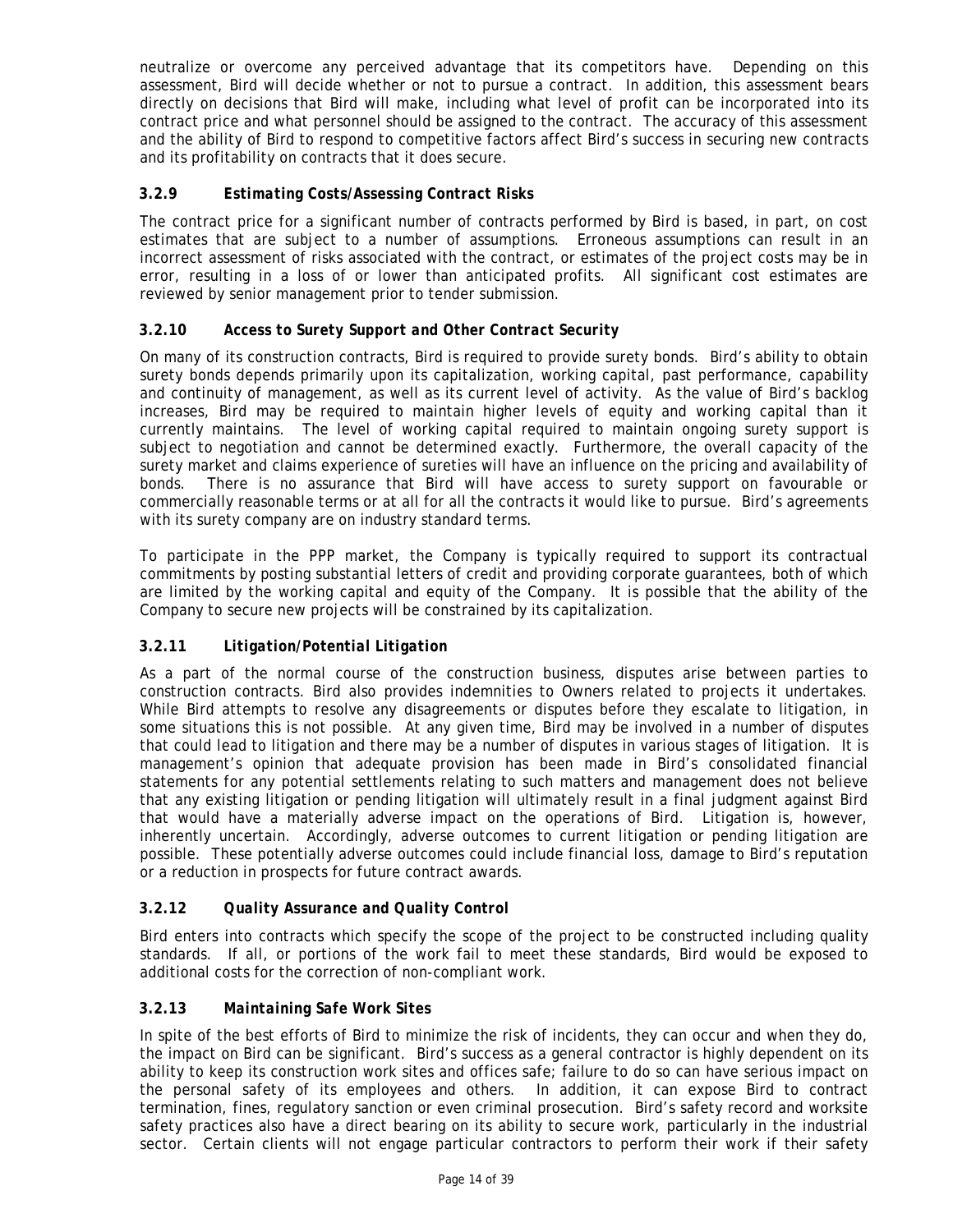neutralize or overcome any perceived advantage that its competitors have. Depending on this assessment, Bird will decide whether or not to pursue a contract. In addition, this assessment bears directly on decisions that Bird will make, including what level of profit can be incorporated into its contract price and what personnel should be assigned to the contract. The accuracy of this assessment and the ability of Bird to respond to competitive factors affect Bird's success in securing new contracts and its profitability on contracts that it does secure.

### 3.2.9 *Estimating Costs/Assessing Contract Risks*

The contract price for a significant number of contracts performed by Bird is based, in part, on cost estimates that are subject to a number of assumptions. Erroneous assumptions can result in an incorrect assessment of risks associated with the contract, or estimates of the project costs may be in error, resulting in a loss of or lower than anticipated profits. All significant cost estimates are reviewed by senior management prior to tender submission.

### 3.2.10 *Access to Surety Support and Other Contract Security*

On many of its construction contracts, Bird is required to provide surety bonds. Bird's ability to obtain surety bonds depends primarily upon its capitalization, working capital, past performance, capability and continuity of management, as well as its current level of activity. As the value of Bird's backlog increases, Bird may be required to maintain higher levels of equity and working capital than it currently maintains. The level of working capital required to maintain ongoing surety support is subject to negotiation and cannot be determined exactly. Furthermore, the overall capacity of the surety market and claims experience of sureties will have an influence on the pricing and availability of bonds. There is no assurance that Bird will have access to surety support on favourable or commercially reasonable terms or at all for all the contracts it would like to pursue. Bird's agreements with its surety company are on industry standard terms.

To participate in the PPP market, the Company is typically required to support its contractual commitments by posting substantial letters of credit and providing corporate guarantees, both of which are limited by the working capital and equity of the Company. It is possible that the ability of the Company to secure new projects will be constrained by its capitalization.

### 3.2.11 *Litigation/Potential Litigation*

As a part of the normal course of the construction business, disputes arise between parties to construction contracts. Bird also provides indemnities to Owners related to projects it undertakes. While Bird attempts to resolve any disagreements or disputes before they escalate to litigation, in some situations this is not possible. At any given time, Bird may be involved in a number of disputes that could lead to litigation and there may be a number of disputes in various stages of litigation. It is management's opinion that adequate provision has been made in Bird's consolidated financial statements for any potential settlements relating to such matters and management does not believe that any existing litigation or pending litigation will ultimately result in a final judgment against Bird that would have a materially adverse impact on the operations of Bird. Litigation is, however, inherently uncertain. Accordingly, adverse outcomes to current litigation or pending litigation are possible. These potentially adverse outcomes could include financial loss, damage to Bird's reputation or a reduction in prospects for future contract awards.

### 3.2.12 *Quality Assurance and Quality Control*

Bird enters into contracts which specify the scope of the project to be constructed including quality standards. If all, or portions of the work fail to meet these standards, Bird would be exposed to additional costs for the correction of non-compliant work.

### 3.2.13 *Maintaining Safe Work Sites*

In spite of the best efforts of Bird to minimize the risk of incidents, they can occur and when they do, the impact on Bird can be significant. Bird's success as a general contractor is highly dependent on its ability to keep its construction work sites and offices safe; failure to do so can have serious impact on the personal safety of its employees and others. In addition, it can expose Bird to contract termination, fines, regulatory sanction or even criminal prosecution. Bird's safety record and worksite safety practices also have a direct bearing on its ability to secure work, particularly in the industrial sector. Certain clients will not engage particular contractors to perform their work if their safety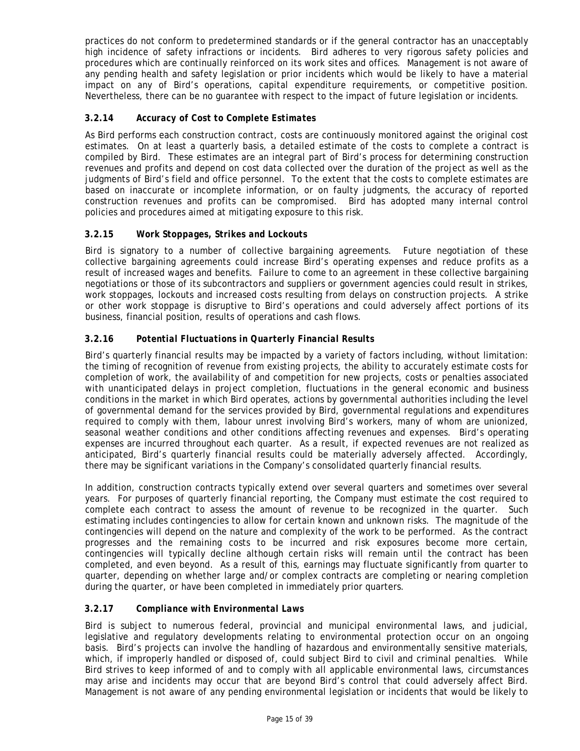practices do not conform to predetermined standards or if the general contractor has an unacceptably high incidence of safety infractions or incidents. Bird adheres to very rigorous safety policies and procedures which are continually reinforced on its work sites and offices. Management is not aware of any pending health and safety legislation or prior incidents which would be likely to have a material impact on any of Bird's operations, capital expenditure requirements, or competitive position. Nevertheless, there can be no guarantee with respect to the impact of future legislation or incidents.

### 3.2.14 *Accuracy of Cost to Complete Estimates*

As Bird performs each construction contract, costs are continuously monitored against the original cost estimates. On at least a quarterly basis, a detailed estimate of the costs to complete a contract is compiled by Bird. These estimates are an integral part of Bird's process for determining construction revenues and profits and depend on cost data collected over the duration of the project as well as the judgments of Bird's field and office personnel. To the extent that the costs to complete estimates are based on inaccurate or incomplete information, or on faulty judgments, the accuracy of reported construction revenues and profits can be compromised. Bird has adopted many internal control policies and procedures aimed at mitigating exposure to this risk.

### 3.2.15 *Work Stoppages, Strikes and Lockouts*

Bird is signatory to a number of collective bargaining agreements. Future negotiation of these collective bargaining agreements could increase Bird's operating expenses and reduce profits as a result of increased wages and benefits. Failure to come to an agreement in these collective bargaining negotiations or those of its subcontractors and suppliers or governmental agencies could result in strikes, work stoppages, lockouts and increased costs resulting from delays on construction projects. A strike or other work stoppage is disruptive to Bird's operations and could adversely affect portions of its business, financial position, results of operations and cash flows.

### 3.2.16 *Potential Fluctuations in Quarterly Financial Results*

Bird's quarterly financial results may be impacted by a variety of factors including, without limitation: the timing of recognition of revenue from existing projects, the ability to accurately estimate costs for completion of work, the availability of and competition for new projects, costs or penalties associated with unanticipated delays in project completion, fluctuations in the general economic and business conditions in the market in which Bird operates, actions by governmental authorities including the level of governmental demand for the services provided by Bird, governmental regulations and expenditures required to comply with them, labour unrest involving Bird's workers, many of whom are unionized, seasonal weather conditions and other conditions affecting revenues and expenses. Bird's operating expenses are incurred throughout each quarter. As a result, if expected revenues are not realized as anticipated, Bird's quarterly financial results could be materially adversely affected. Accordingly, there may be significant variations in the Company's consolidated quarterly financial results.

In addition, construction contracts typically extend over several quarters and sometimes over several years. For purposes of quarterly financial reporting, the Company must estimate the cost required to complete each contract to assess the amount of revenue to be recognized in the quarter. Such estimating includes contingencies to allow for certain known and unknown risks. The magnitude of the contingencies will depend on the nature and complexity of the work to be performed. As the contract progresses and the remaining costs to be incurred and risk exposures become more certain, contingencies will typically decline although certain risks will remain until the contract has been completed, and even beyond. As a result of this, earnings may fluctuate significantly from quarter to quarter, depending on whether large and/or complex contracts are completing or nearing completion during the quarter, or have been completed in immediately prior quarters.

### 3.2.17 *Compliance with Environmental Laws*

Bird is subject to numerous federal, provincial and municipal environmental laws, and judicial, legislative and regulatory developments relating to environmental protection occur on an ongoing basis. Bird's projects can involve the handling of hazardous and environmentally sensitive materials, which, if improperly handled or disposed of, could subject Bird to civil and criminal penalties. While Bird strives to keep informed of and to comply with all applicable environmental laws, circumstances may arise and incidents may occur that are beyond Bird's control that could adversely affect Bird. Management is not aware of any pending environmental legislation or incidents that would be likely to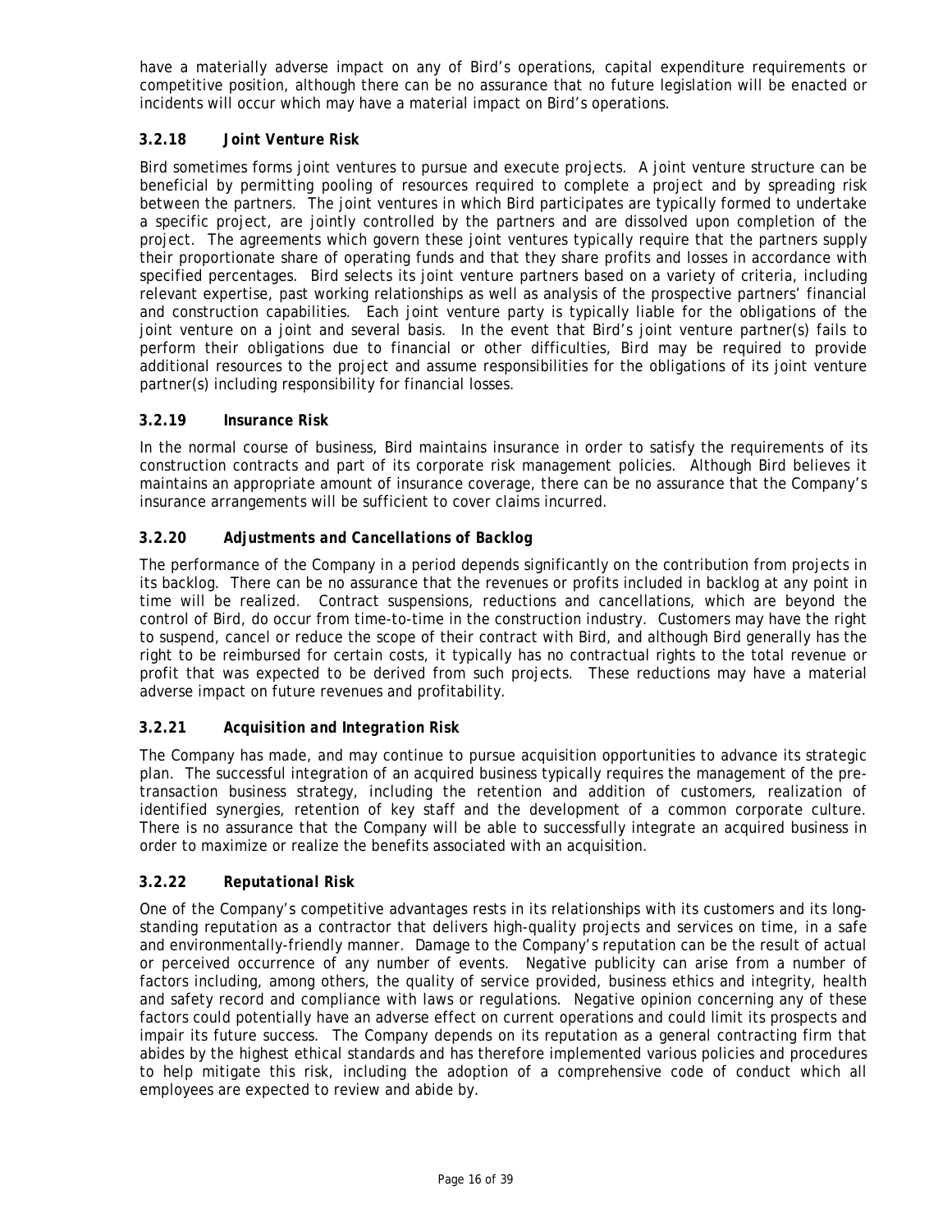have a materially adverse impact on any of Bird's operations, capital expenditure requirements or competitive position, although there can be no assurance that no future legislation will be enacted or incidents will occur which may have a material impact on Bird's operations.

### 3.2.18 *Joint Venture Risk*

Bird sometimes forms joint ventures to pursue and execute projects. A joint venture structure can be beneficial by permitting pooling of resources required to complete a project and by spreading risk between the partners. The joint ventures in which Bird participates are typically formed to undertake a specific project, are jointly controlled by the partners and are dissolved upon completion of the project. The agreements which govern these joint ventures typically require that the partners supply their proportionate share of operating funds and that they share profits and losses in accordance with specified percentages. Bird selects its joint venture partners based on a variety of criteria, including relevant expertise, past working relationships as well as analysis of the prospective partners' financial and construction capabilities. Each joint venture party is typically liable for the obligations of the joint venture on a joint and several basis. In the event that Bird's joint venture partner(s) fails to perform their obligations due to financial or other difficulties, Bird may be required to provide additional resources to the project and assume responsibilities for the obligations of its joint venture partner(s) including responsibility for financial losses.

### 3.2.19 *Insurance Risk*

In the normal course of business, Bird maintains insurance in order to satisfy the requirements of its construction contracts and part of its corporate risk management policies. Although Bird believes it maintains an appropriate amount of insurance coverage, there can be no assurance that the Company's insurance arrangements will be sufficient to cover claims incurred.

### 3.2.20 *Adjustments and Cancellations of Backlog*

The performance of the Company in a period depends significantly on the contribution from projects in its backlog. There can be no assurance that the revenues or profits included in backlog at any point in time will be realized. Contract suspensions, reductions and cancellations, which are beyond the control of Bird, do occur from time-to-time in the construction industry. Customers may have the right to suspend, cancel or reduce the scope of their contract with Bird, and although Bird generally has the right to be reimbursed for certain costs, it typically has no contractual rights to the total revenue or profit that was expected to be derived from such projects. These reductions may have a material adverse impact on future revenues and profitability.

### 3.2.21 *Acquisition and Integration Risk*

The Company has made, and may continue to pursue acquisition opportunities to advance its strategic plan. The successful integration of an acquired business typically requires the management of the pre-transaction business strategy, including the retention and addition of customers, realization of identified synergies, retention of key staff and the development of a common corporate culture. There is no assurance that the Company will be able to successfully integrate an acquired business in order to maximize or realize the benefits associated with an acquisition.

### 3.2.22 *Reputational Risk*

One of the Company's competitive advantages rests in its relationships with its customers and its long-standing reputation as a contractor that delivers high-quality projects and services on time, in a safe and environmentally-friendly manner. Damage to the Company's reputation can be the result of actual or perceived occurrence of any number of events. Negative publicity can arise from a number of factors including, among others, the quality of service provided, business ethics and integrity, health and safety record and compliance with laws or regulations. Negative opinion concerning any of these factors could potentially have an adverse effect on current operations and could limit its prospects and impair its future success. The Company depends on its reputation as a general contracting firm that abides by the highest ethical standards and has therefore implemented various policies and procedures to help mitigate this risk, including the adoption of a comprehensive code of conduct which all employees are expected to review and abide by.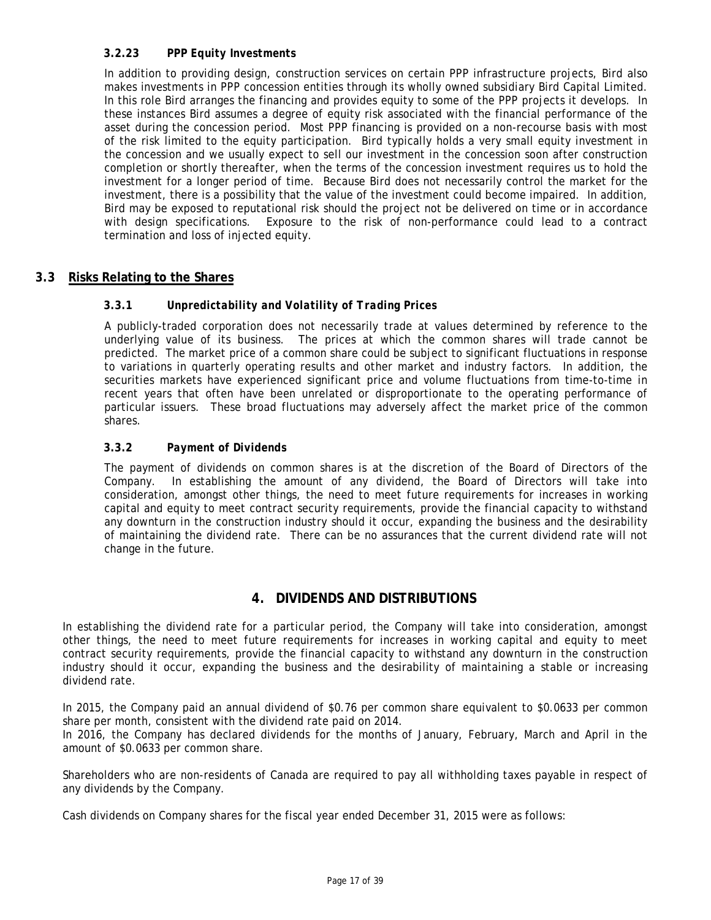#### 3.2.23 *PPP Equity Investments*

In addition to providing design, construction services on certain PPP infrastructure projects, Bird also makes investments in PPP concession entities through its wholly owned subsidiary Bird Capital Limited. In this role Bird arranges the financing and provides equity to some of the PPP projects it develops. In these instances Bird assumes a degree of equity risk associated with the financial performance of the asset during the concession period. Most PPP financing is provided on a non-recourse basis with most of the risk limited to the equity participation. Bird typically holds a very small equity investment in the concession and we usually expect to sell our investment in the concession soon after construction completion or shortly thereafter, when the terms of the concession investment requires us to hold the investment for a longer period of time. Because Bird does not necessarily control the market for the investment, there is a possibility that the value of the investment could become impaired. In addition, Bird may be exposed to reputational risk should the project not be delivered on time or in accordance with design specifications. Exposure to the risk of non-performance could lead to a contract termination and loss of injected equity.

### 3.3 Risks Relating to the Shares

#### 3.3.1 *Unpredictability and Volatility of Trading Prices*

A publicly-traded corporation does not necessarily trade at values determined by reference to the underlying value of its business. The prices at which the common shares will trade cannot be predicted. The market price of a common share could be subject to significant fluctuations in response to variations in quarterly operating results and other market and industry factors. In addition, the securities markets have experienced significant price and volume fluctuations from time-to-time in recent years that often have been unrelated or disproportionate to the operating performance of particular issuers. These broad fluctuations may adversely affect the market price of the common shares.

#### 3.3.2 *Payment of Dividends*

The payment of dividends on common shares is at the discretion of the Board of Directors of the Company. In establishing the amount of any dividend, the Board of Directors will take into consideration, amongst other things, the need to meet future requirements for increases in working capital and equity to meet contract security requirements, provide the financial capacity to withstand any downturn in the construction industry should it occur, expanding the business and the desirability of maintaining the dividend rate. There can be no assurances that the current dividend rate will not change in the future.

## 4. DIVIDENDS AND DISTRIBUTIONS

In establishing the dividend rate for a particular period, the Company will take into consideration, amongst other things, the need to meet future requirements for increases in working capital and equity to meet contract security requirements, provide the financial capacity to withstand any downturn in the construction industry should it occur, expanding the business and the desirability of maintaining a stable or increasing dividend rate.

In 2015, the Company paid an annual dividend of $0.76 per common share equivalent to $0.0633 per common share per month, consistent with the dividend rate paid on 2014.

In 2016, the Company has declared dividends for the months of January, February, March and April in the amount of $0.0633 per common share.

Shareholders who are non-residents of Canada are required to pay all withholding taxes payable in respect of any dividends by the Company.

Cash dividends on Company shares for the fiscal year ended December 31, 2015 were as follows: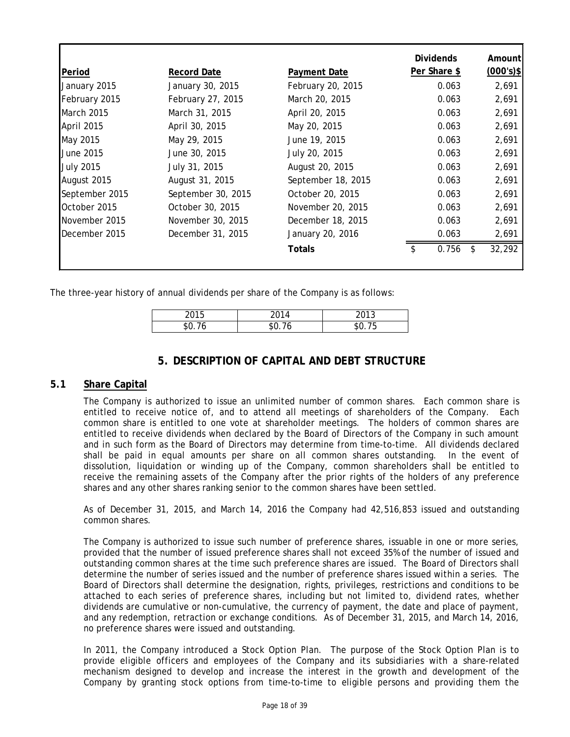| Period | Record Date | Payment Date | Dividends Per Share $ | Amount (000's)$ |
|---|---|---|---|---|
| January 2015 | January 30, 2015 | February 20, 2015 | 0.063 | 2,691 |
| February 2015 | February 27, 2015 | March 20, 2015 | 0.063 | 2,691 |
| March 2015 | March 31, 2015 | April 20, 2015 | 0.063 | 2,691 |
| April 2015 | April 30, 2015 | May 20, 2015 | 0.063 | 2,691 |
| May 2015 | May 29, 2015 | June 19, 2015 | 0.063 | 2,691 |
| June 2015 | June 30, 2015 | July 20, 2015 | 0.063 | 2,691 |
| July 2015 | July 31, 2015 | August 20, 2015 | 0.063 | 2,691 |
| August 2015 | August 31, 2015 | September 18, 2015 | 0.063 | 2,691 |
| September 2015 | September 30, 2015 | October 20, 2015 | 0.063 | 2,691 |
| October 2015 | October 30, 2015 | November 20, 2015 | 0.063 | 2,691 |
| November 2015 | November 30, 2015 | December 18, 2015 | 0.063 | 2,691 |
| December 2015 | December 31, 2015 | January 20, 2016 | 0.063 | 2,691 |
| | | **Totals** | $ 0.756 | $ 32,292 |

The three-year history of annual dividends per share of the Company is as follows:

| 2015 | 2014 | 2013 |
|---|---|---|
| $0.76 | $0.76 | $0.75 |

## 5. DESCRIPTION OF CAPITAL AND DEBT STRUCTURE

### 5.1 Share Capital

The Company is authorized to issue an unlimited number of common shares. Each common share is entitled to receive notice of, and to attend all meetings of shareholders of the Company. Each common share is entitled to one vote at shareholder meetings. The holders of common shares are entitled to receive dividends when declared by the Board of Directors of the Company in such amount and in such form as the Board of Directors may determine from time-to-time. All dividends declared shall be paid in equal amounts per share on all common shares outstanding. In the event of dissolution, liquidation or winding up of the Company, common shareholders shall be entitled to receive the remaining assets of the Company after the prior rights of the holders of any preference shares and any other shares ranking senior to the common shares have been settled.

As of December 31, 2015, and March 14, 2016 the Company had 42,516,853 issued and outstanding common shares.

The Company is authorized to issue such number of preference shares, issuable in one or more series, provided that the number of issued preference shares shall not exceed 35% of the number of issued and outstanding common shares at the time such preference shares are issued. The Board of Directors shall determine the number of series issued and the number of preference shares issued within a series. The Board of Directors shall determine the designation, rights, privileges, restrictions and conditions to be attached to each series of preference shares, including but not limited to, dividend rates, whether dividends are cumulative or non-cumulative, the currency of payment, the date and place of payment, and any redemption, retraction or exchange conditions. As of December 31, 2015, and March 14, 2016, no preference shares were issued and outstanding.

In 2011, the Company introduced a Stock Option Plan. The purpose of the Stock Option Plan is to provide eligible officers and employees of the Company and its subsidiaries with a share-related mechanism designed to develop and increase the interest in the growth and development of the Company by granting stock options from time-to-time to eligible persons and providing them the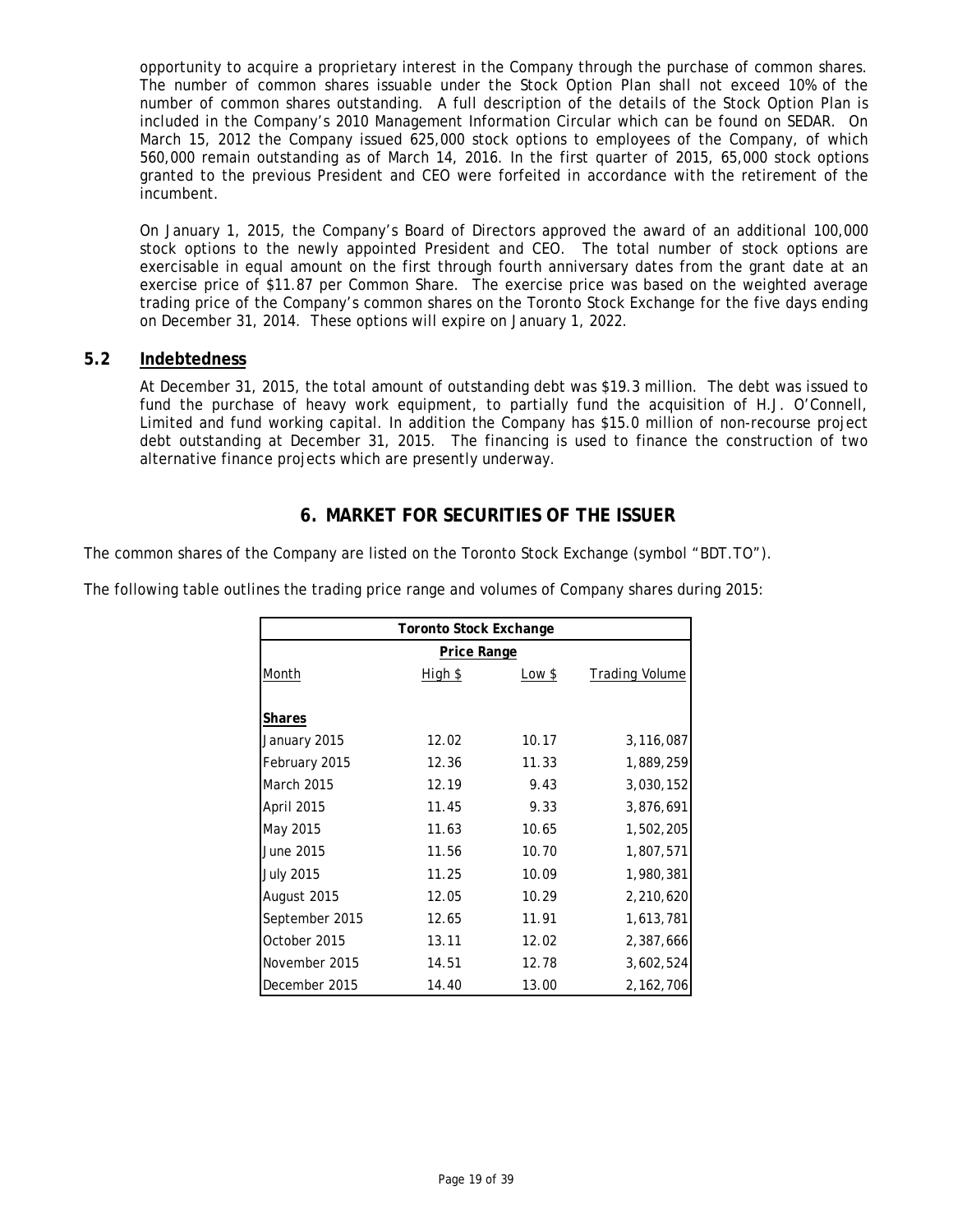opportunity to acquire a proprietary interest in the Company through the purchase of common shares. The number of common shares issuable under the Stock Option Plan shall not exceed 10% of the number of common shares outstanding. A full description of the details of the Stock Option Plan is included in the Company's 2010 Management Information Circular which can be found on SEDAR. On March 15, 2012 the Company issued 625,000 stock options to employees of the Company, of which 560,000 remain outstanding as of March 14, 2016. In the first quarter of 2015, 65,000 stock options granted to the previous President and CEO were forfeited in accordance with the retirement of the incumbent.

On January 1, 2015, the Company's Board of Directors approved the award of an additional 100,000 stock options to the newly appointed President and CEO. The total number of stock options are exercisable in equal amount on the first through fourth anniversary dates from the grant date at an exercise price of $11.87 per Common Share. The exercise price was based on the weighted average trading price of the Company's common shares on the Toronto Stock Exchange for the five days ending on December 31, 2014. These options will expire on January 1, 2022.

## 5.2 Indebtedness

At December 31, 2015, the total amount of outstanding debt was $19.3 million. The debt was issued to fund the purchase of heavy work equipment, to partially fund the acquisition of H.J. O'Connell, Limited and fund working capital. In addition the Company has $15.0 million of non-recourse project debt outstanding at December 31, 2015. The financing is used to finance the construction of two alternative finance projects which are presently underway.

# 6. MARKET FOR SECURITIES OF THE ISSUER

The common shares of the Company are listed on the Toronto Stock Exchange (symbol "BDT.TO").

The following table outlines the trading price range and volumes of Company shares during 2015:

| Toronto Stock Exchange | | | |
|---|---|---|---|
| | Price Range | | |
| Month | High $ | Low $ | Trading Volume |
| **Shares** | | | |
| January 2015 | 12.02 | 10.17 | 3,116,087 |
| February 2015 | 12.36 | 11.33 | 1,889,259 |
| March 2015 | 12.19 | 9.43 | 3,030,152 |
| April 2015 | 11.45 | 9.33 | 3,876,691 |
| May 2015 | 11.63 | 10.65 | 1,502,205 |
| June 2015 | 11.56 | 10.70 | 1,807,571 |
| July 2015 | 11.25 | 10.09 | 1,980,381 |
| August 2015 | 12.05 | 10.29 | 2,210,620 |
| September 2015 | 12.65 | 11.91 | 1,613,781 |
| October 2015 | 13.11 | 12.02 | 2,387,666 |
| November 2015 | 14.51 | 12.78 | 3,602,524 |
| December 2015 | 14.40 | 13.00 | 2,162,706 |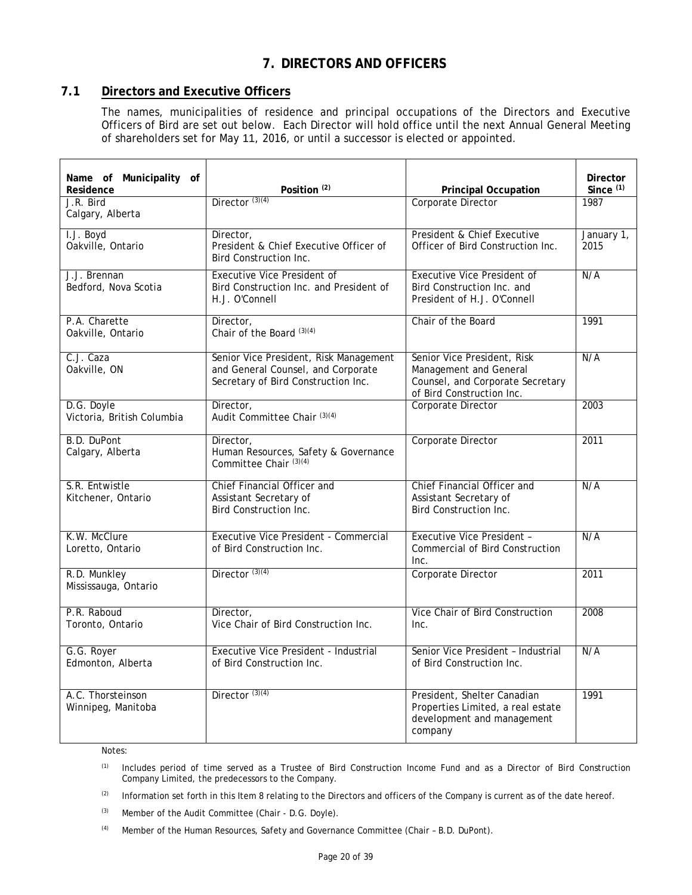# 7. DIRECTORS AND OFFICERS

## 7.1 Directors and Executive Officers

The names, municipalities of residence and principal occupations of the Directors and Executive Officers of Bird are set out below. Each Director will hold office until the next Annual General Meeting of shareholders set for May 11, 2016, or until a successor is elected or appointed.

| Name of Municipality of Residence | Position [(2)] | Principal Occupation | Director Since [(1)] |
|---|---|---|---|
| J.R. Bird<br>Calgary, Alberta | Director [(3)(4)] | Corporate Director | 1987 |
| I.J. Boyd<br>Oakville, Ontario | Director,<br>President & Chief Executive Officer of Bird Construction Inc. | President & Chief Executive Officer of Bird Construction Inc. | January 1, 2015 |
| J.J. Brennan<br>Bedford, Nova Scotia | Executive Vice President of Bird Construction Inc. and President of H.J. O'Connell | Executive Vice President of Bird Construction Inc. and President of H.J. O'Connell | N/A |
| P.A. Charette<br>Oakville, Ontario | Director,<br>Chair of the Board [(3)(4)] | Chair of the Board | 1991 |
| C.J. Caza<br>Oakville, ON | Senior Vice President, Risk Management and General Counsel, and Corporate Secretary of Bird Construction Inc. | Senior Vice President, Risk Management and General Counsel, and Corporate Secretary of Bird Construction Inc. | N/A |
| D.G. Doyle<br>Victoria, British Columbia | Director,<br>Audit Committee Chair [(3)(4)] | Corporate Director | 2003 |
| B.D. DuPont<br>Calgary, Alberta | Director,<br>Human Resources, Safety & Governance Committee Chair [(3)(4)] | Corporate Director | 2011 |
| S.R. Entwistle<br>Kitchener, Ontario | Chief Financial Officer and Assistant Secretary of Bird Construction Inc. | Chief Financial Officer and Assistant Secretary of Bird Construction Inc. | N/A |
| K.W. McClure<br>Loretto, Ontario | Executive Vice President - Commercial of Bird Construction Inc. | Executive Vice President – Commercial of Bird Construction Inc. | N/A |
| R.D. Munkley<br>Mississauga, Ontario | Director [(3)(4)] | Corporate Director | 2011 |
| P.R. Raboud<br>Toronto, Ontario | Director,<br>Vice Chair of Bird Construction Inc. | Vice Chair of Bird Construction Inc. | 2008 |
| G.G. Royer<br>Edmonton, Alberta | Executive Vice President - Industrial of Bird Construction Inc. | Senior Vice President – Industrial of Bird Construction Inc. | N/A |
| A.C. Thorsteinson<br>Winnipeg, Manitoba | Director [(3)(4)] | President, Shelter Canadian Properties Limited, a real estate development and management company | 1991 |

Notes:

(1) Includes period of time served as a Trustee of Bird Construction Income Fund and as a Director of Bird Construction Company Limited, the predecessors to the Company.

(2) Information set forth in this Item 8 relating to the Directors and officers of the Company is current as of the date hereof.

(3) Member of the Audit Committee (Chair - D.G. Doyle).

(4) Member of the Human Resources, Safety and Governance Committee (Chair – B.D. DuPont).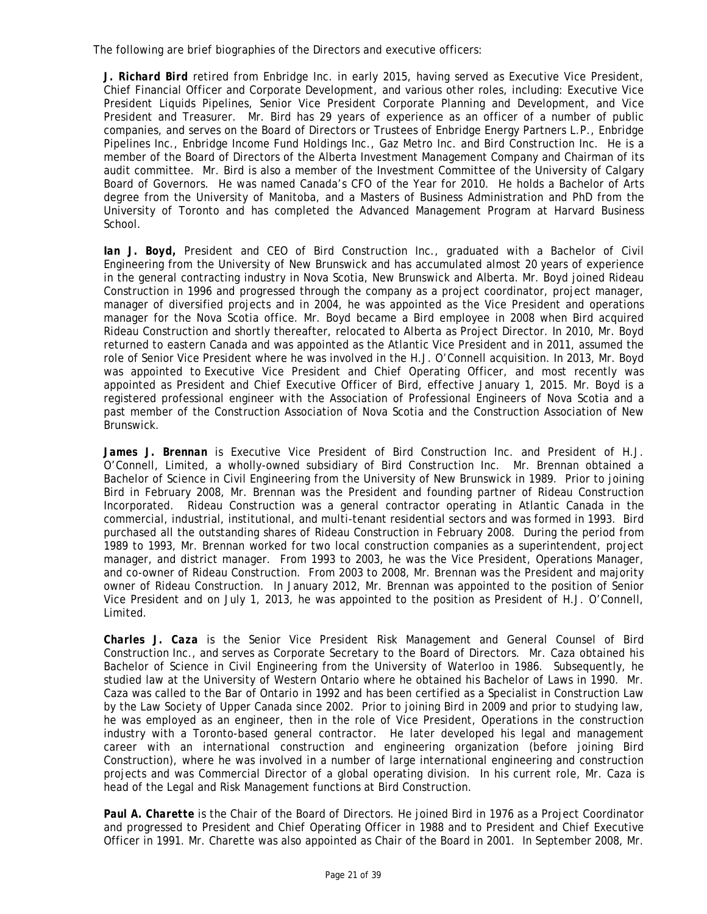The following are brief biographies of the Directors and executive officers:

**J. Richard Bird** retired from Enbridge Inc. in early 2015, having served as Executive Vice President, Chief Financial Officer and Corporate Development, and various other roles, including: Executive Vice President Liquids Pipelines, Senior Vice President Corporate Planning and Development, and Vice President and Treasurer. Mr. Bird has 29 years of experience as an officer of a number of public companies, and serves on the Board of Directors or Trustees of Enbridge Energy Partners L.P., Enbridge Pipelines Inc., Enbridge Income Fund Holdings Inc., Gaz Metro Inc. and Bird Construction Inc. He is a member of the Board of Directors of the Alberta Investment Management Company and Chairman of its audit committee. Mr. Bird is also a member of the Investment Committee of the University of Calgary Board of Governors. He was named Canada's CFO of the Year for 2010. He holds a Bachelor of Arts degree from the University of Manitoba, and a Masters of Business Administration and PhD from the University of Toronto and has completed the Advanced Management Program at Harvard Business School.

**Ian J. Boyd,** President and CEO of Bird Construction Inc., graduated with a Bachelor of Civil Engineering from the University of New Brunswick and has accumulated almost 20 years of experience in the general contracting industry in Nova Scotia, New Brunswick and Alberta. Mr. Boyd joined Rideau Construction in 1996 and progressed through the company as a project coordinator, project manager, manager of diversified projects and in 2004, he was appointed as the Vice President and operations manager for the Nova Scotia office. Mr. Boyd became a Bird employee in 2008 when Bird acquired Rideau Construction and shortly thereafter, relocated to Alberta as Project Director. In 2010, Mr. Boyd returned to eastern Canada and was appointed as the Atlantic Vice President and in 2011, assumed the role of Senior Vice President where he was involved in the H.J. O'Connell acquisition. In 2013, Mr. Boyd was appointed to Executive Vice President and Chief Operating Officer, and most recently was appointed as President and Chief Executive Officer of Bird, effective January 1, 2015. Mr. Boyd is a registered professional engineer with the Association of Professional Engineers of Nova Scotia and a past member of the Construction Association of Nova Scotia and the Construction Association of New Brunswick.

**James J. Brennan** is Executive Vice President of Bird Construction Inc. and President of H.J. O'Connell, Limited, a wholly-owned subsidiary of Bird Construction Inc. Mr. Brennan obtained a Bachelor of Science in Civil Engineering from the University of New Brunswick in 1989. Prior to joining Bird in February 2008, Mr. Brennan was the President and founding partner of Rideau Construction Incorporated. Rideau Construction was a general contractor operating in Atlantic Canada in the commercial, industrial, institutional, and multi-tenant residential sectors and was formed in 1993. Bird purchased all the outstanding shares of Rideau Construction in February 2008. During the period from 1989 to 1993, Mr. Brennan worked for two local construction companies as a superintendent, project manager, and district manager. From 1993 to 2003, he was the Vice President, Operations Manager, and co-owner of Rideau Construction. From 2003 to 2008, Mr. Brennan was the President and majority owner of Rideau Construction. In January 2012, Mr. Brennan was appointed to the position of Senior Vice President and on July 1, 2013, he was appointed to the position as President of H.J. O'Connell, Limited.

**Charles J. Caza** is the Senior Vice President Risk Management and General Counsel of Bird Construction Inc., and serves as Corporate Secretary to the Board of Directors. Mr. Caza obtained his Bachelor of Science in Civil Engineering from the University of Waterloo in 1986. Subsequently, he studied law at the University of Western Ontario where he obtained his Bachelor of Laws in 1990. Mr. Caza was called to the Bar of Ontario in 1992 and has been certified as a Specialist in Construction Law by the Law Society of Upper Canada since 2002. Prior to joining Bird in 2009 and prior to studying law, he was employed as an engineer, then in the role of Vice President, Operations in the construction industry with a Toronto-based general contractor. He later developed his legal and management career with an international construction and engineering organization (before joining Bird Construction), where he was involved in a number of large international engineering and construction projects and was Commercial Director of a global operating division. In his current role, Mr. Caza is head of the Legal and Risk Management functions at Bird Construction.

**Paul A. Charette** is the Chair of the Board of Directors. He joined Bird in 1976 as a Project Coordinator and progressed to President and Chief Operating Officer in 1988 and to President and Chief Executive Officer in 1991. Mr. Charette was also appointed as Chair of the Board in 2001. In September 2008, Mr.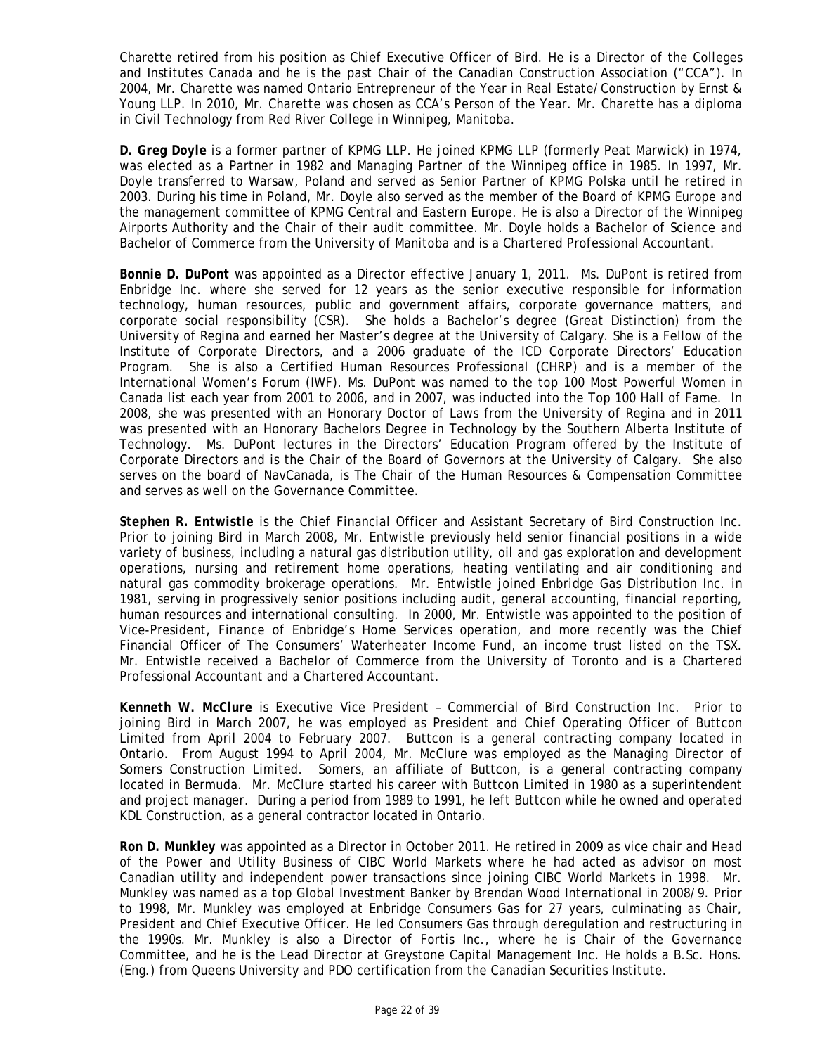Charette retired from his position as Chief Executive Officer of Bird. He is a Director of the Colleges and Institutes Canada and he is the past Chair of the Canadian Construction Association ("CCA"). In 2004, Mr. Charette was named Ontario Entrepreneur of the Year in Real Estate/Construction by Ernst & Young LLP. In 2010, Mr. Charette was chosen as CCA's Person of the Year. Mr. Charette has a diploma in Civil Technology from Red River College in Winnipeg, Manitoba.

**D. Greg Doyle** is a former partner of KPMG LLP. He joined KPMG LLP (formerly Peat Marwick) in 1974, was elected as a Partner in 1982 and Managing Partner of the Winnipeg office in 1985. In 1997, Mr. Doyle transferred to Warsaw, Poland and served as Senior Partner of KPMG Polska until he retired in 2003. During his time in Poland, Mr. Doyle also served as the member of the Board of KPMG Europe and the management committee of KPMG Central and Eastern Europe. He is also a Director of the Winnipeg Airports Authority and the Chair of their audit committee. Mr. Doyle holds a Bachelor of Science and Bachelor of Commerce from the University of Manitoba and is a Chartered Professional Accountant.

**Bonnie D. DuPont** was appointed as a Director effective January 1, 2011. Ms. DuPont is retired from Enbridge Inc. where she served for 12 years as the senior executive responsible for information technology, human resources, public and government affairs, corporate governance matters, and corporate social responsibility (CSR). She holds a Bachelor's degree (Great Distinction) from the University of Regina and earned her Master's degree at the University of Calgary. She is a Fellow of the Institute of Corporate Directors, and a 2006 graduate of the ICD Corporate Directors' Education Program. She is also a Certified Human Resources Professional (CHRP) and is a member of the International Women's Forum (IWF). Ms. DuPont was named to the top 100 Most Powerful Women in Canada list each year from 2001 to 2006, and in 2007, was inducted into the Top 100 Hall of Fame. In 2008, she was presented with an Honorary Doctor of Laws from the University of Regina and in 2011 was presented with an Honorary Bachelors Degree in Technology by the Southern Alberta Institute of Technology. Ms. DuPont lectures in the Directors' Education Program offered by the Institute of Corporate Directors and is the Chair of the Board of Governors at the University of Calgary. She also serves on the board of NavCanada, is The Chair of the Human Resources & Compensation Committee and serves as well on the Governance Committee.

**Stephen R. Entwistle** is the Chief Financial Officer and Assistant Secretary of Bird Construction Inc. Prior to joining Bird in March 2008, Mr. Entwistle previously held senior financial positions in a wide variety of business, including a natural gas distribution utility, oil and gas exploration and development operations, nursing and retirement home operations, heating ventilating and air conditioning and natural gas commodity brokerage operations. Mr. Entwistle joined Enbridge Gas Distribution Inc. in 1981, serving in progressively senior positions including audit, general accounting, financial reporting, human resources and international consulting. In 2000, Mr. Entwistle was appointed to the position of Vice-President, Finance of Enbridge's Home Services operation, and more recently was the Chief Financial Officer of The Consumers' Waterheater Income Fund, an income trust listed on the TSX. Mr. Entwistle received a Bachelor of Commerce from the University of Toronto and is a Chartered Professional Accountant and a Chartered Accountant.

**Kenneth W. McClure** is Executive Vice President – Commercial of Bird Construction Inc. Prior to joining Bird in March 2007, he was employed as President and Chief Operating Officer of Buttcon Limited from April 2004 to February 2007. Buttcon is a general contracting company located in Ontario. From August 1994 to April 2004, Mr. McClure was employed as the Managing Director of Somers Construction Limited. Somers, an affiliate of Buttcon, is a general contracting company located in Bermuda. Mr. McClure started his career with Buttcon Limited in 1980 as a superintendent and project manager. During a period from 1989 to 1991, he left Buttcon while he owned and operated KDL Construction, as a general contractor located in Ontario.

**Ron D. Munkley** was appointed as a Director in October 2011. He retired in 2009 as vice chair and Head of the Power and Utility Business of CIBC World Markets where he had acted as advisor on most Canadian utility and independent power transactions since joining CIBC World Markets in 1998. Mr. Munkley was named as a top Global Investment Banker by Brendan Wood International in 2008/9. Prior to 1998, Mr. Munkley was employed at Enbridge Consumers Gas for 27 years, culminating as Chair, President and Chief Executive Officer. He led Consumers Gas through deregulation and restructuring in the 1990s. Mr. Munkley is also a Director of Fortis Inc., where he is Chair of the Governance Committee, and he is the Lead Director at Greystone Capital Management Inc. He holds a B.Sc. Hons. (Eng.) from Queens University and PDO certification from the Canadian Securities Institute.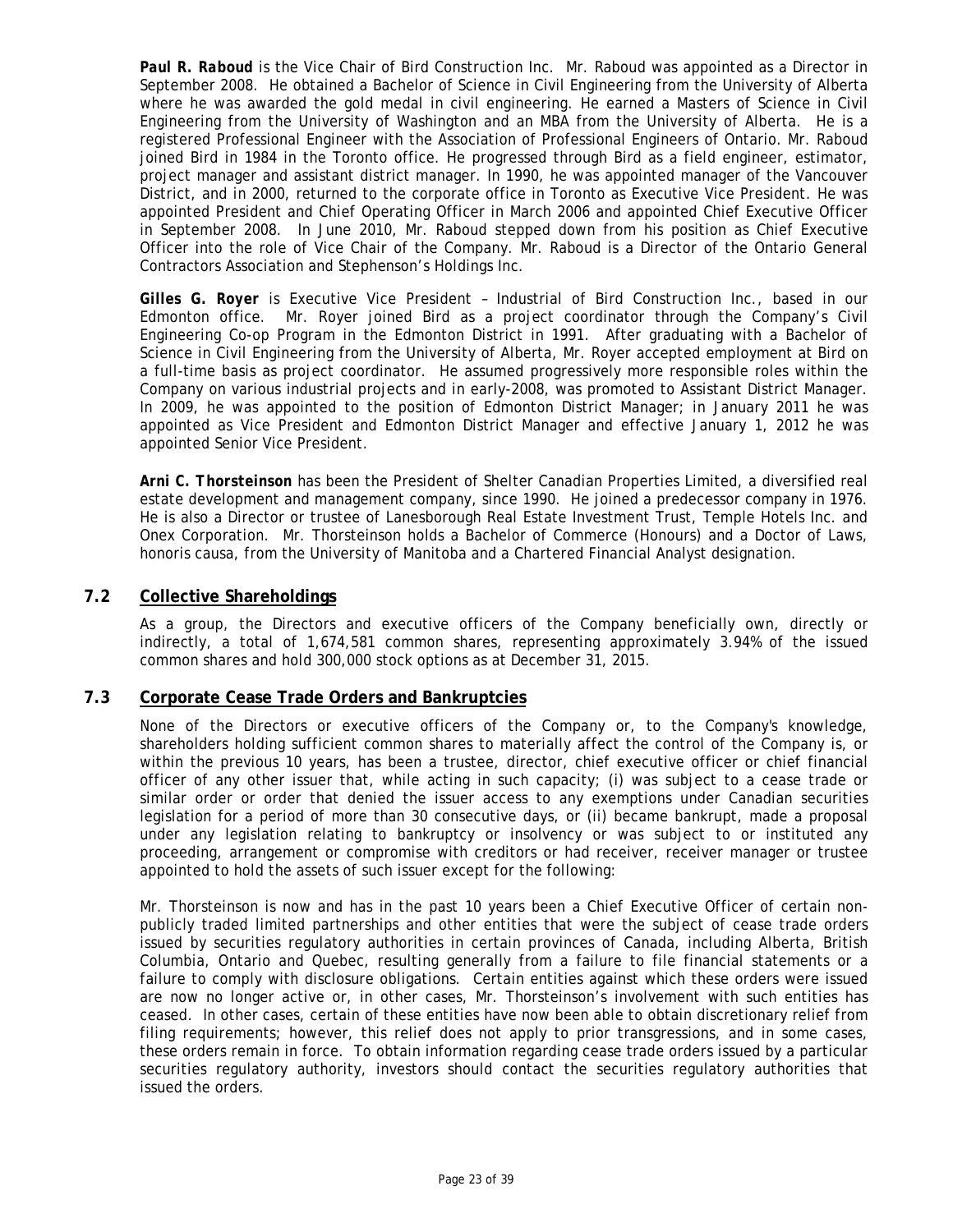**Paul R. Raboud** is the Vice Chair of Bird Construction Inc. Mr. Raboud was appointed as a Director in September 2008. He obtained a Bachelor of Science in Civil Engineering from the University of Alberta where he was awarded the gold medal in civil engineering. He earned a Masters of Science in Civil Engineering from the University of Washington and an MBA from the University of Alberta. He is a registered Professional Engineer with the Association of Professional Engineers of Ontario. Mr. Raboud joined Bird in 1984 in the Toronto office. He progressed through Bird as a field engineer, estimator, project manager and assistant district manager. In 1990, he was appointed manager of the Vancouver District, and in 2000, returned to the corporate office in Toronto as Executive Vice President. He was appointed President and Chief Operating Officer in March 2006 and appointed Chief Executive Officer in September 2008. In June 2010, Mr. Raboud stepped down from his position as Chief Executive Officer into the role of Vice Chair of the Company. Mr. Raboud is a Director of the Ontario General Contractors Association and Stephenson's Holdings Inc.

**Gilles G. Royer** is Executive Vice President – Industrial of Bird Construction Inc., based in our Edmonton office. Mr. Royer joined Bird as a project coordinator through the Company's Civil Engineering Co-op Program in the Edmonton District in 1991. After graduating with a Bachelor of Science in Civil Engineering from the University of Alberta, Mr. Royer accepted employment at Bird on a full-time basis as project coordinator. He assumed progressively more responsible roles within the Company on various industrial projects and in early-2008, was promoted to Assistant District Manager. In 2009, he was appointed to the position of Edmonton District Manager; in January 2011 he was appointed as Vice President and Edmonton District Manager and effective January 1, 2012 he was appointed Senior Vice President.

**Arni C. Thorsteinson** has been the President of Shelter Canadian Properties Limited, a diversified real estate development and management company, since 1990. He joined a predecessor company in 1976. He is also a Director or trustee of Lanesborough Real Estate Investment Trust, Temple Hotels Inc. and Onex Corporation. Mr. Thorsteinson holds a Bachelor of Commerce (Honours) and a Doctor of Laws, honoris causa, from the University of Manitoba and a Chartered Financial Analyst designation.

## 7.2 Collective Shareholdings

As a group, the Directors and executive officers of the Company beneficially own, directly or indirectly, a total of 1,674,581 common shares, representing approximately 3.94% of the issued common shares and hold 300,000 stock options as at December 31, 2015.

## 7.3 Corporate Cease Trade Orders and Bankruptcies

None of the Directors or executive officers of the Company or, to the Company's knowledge, shareholders holding sufficient common shares to materially affect the control of the Company is, or within the previous 10 years, has been a trustee, director, chief executive officer or chief financial officer of any other issuer that, while acting in such capacity; (i) was subject to a cease trade or similar order or order that denied the issuer access to any exemptions under Canadian securities legislation for a period of more than 30 consecutive days, or (ii) became bankrupt, made a proposal under any legislation relating to bankruptcy or insolvency or was subject to or instituted any proceeding, arrangement or compromise with creditors or had receiver, receiver manager or trustee appointed to hold the assets of such issuer except for the following:

Mr. Thorsteinson is now and has in the past 10 years been a Chief Executive Officer of certain non-publicly traded limited partnerships and other entities that were the subject of cease trade orders issued by securities regulatory authorities in certain provinces of Canada, including Alberta, British Columbia, Ontario and Quebec, resulting generally from a failure to file financial statements or a failure to comply with disclosure obligations. Certain entities against which these orders were issued are now no longer active or, in other cases, Mr. Thorsteinson's involvement with such entities has ceased. In other cases, certain of these entities have now been able to obtain discretionary relief from filing requirements; however, this relief does not apply to prior transgressions, and in some cases, these orders remain in force. To obtain information regarding cease trade orders issued by a particular securities regulatory authority, investors should contact the securities regulatory authorities that issued the orders.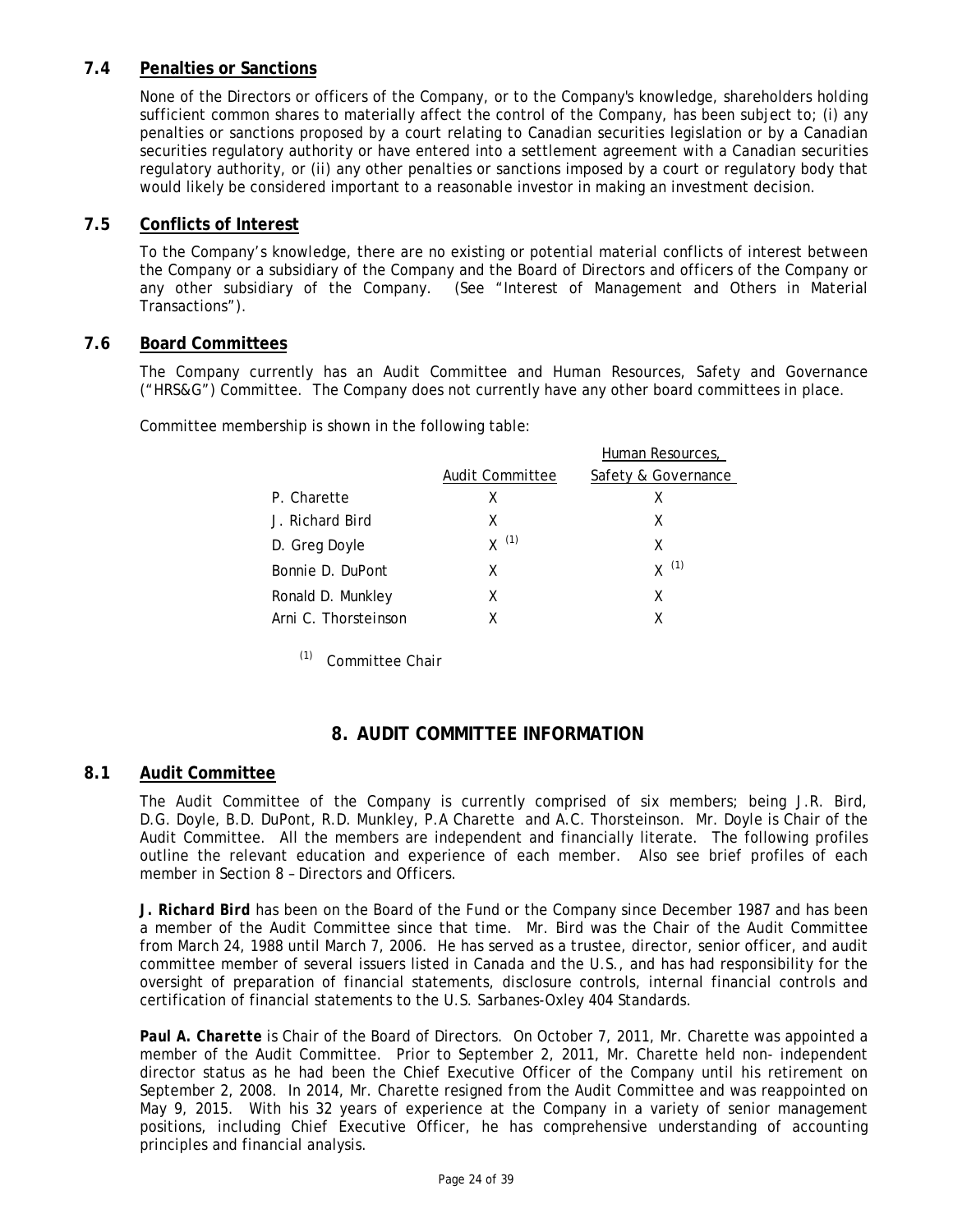### 7.4 Penalties or Sanctions

None of the Directors or officers of the Company, or to the Company's knowledge, shareholders holding sufficient common shares to materially affect the control of the Company, has been subject to; (i) any penalties or sanctions proposed by a court relating to Canadian securities legislation or by a Canadian securities regulatory authority or have entered into a settlement agreement with a Canadian securities regulatory authority, or (ii) any other penalties or sanctions imposed by a court or regulatory body that would likely be considered important to a reasonable investor in making an investment decision.

### 7.5 Conflicts of Interest

To the Company's knowledge, there are no existing or potential material conflicts of interest between the Company or a subsidiary of the Company and the Board of Directors and officers of the Company or any other subsidiary of the Company. (See "Interest of Management and Others in Material Transactions").

### 7.6 Board Committees

The Company currently has an Audit Committee and Human Resources, Safety and Governance ("HRS&G") Committee. The Company does not currently have any other board committees in place.

Committee membership is shown in the following table:

| | Audit Committee | Human Resources, Safety & Governance |
|---|---|---|
| P. Charette | X | X |
| J. Richard Bird | X | X |
| D. Greg Doyle | X [(1)] | X |
| Bonnie D. DuPont | X | X [(1)] |
| Ronald D. Munkley | X | X |
| Arni C. Thorsteinson | X | X |

[(1)] Committee Chair

## 8. AUDIT COMMITTEE INFORMATION

### 8.1 Audit Committee

The Audit Committee of the Company is currently comprised of six members; being J.R. Bird, D.G. Doyle, B.D. DuPont, R.D. Munkley, P.A Charette and A.C. Thorsteinson. Mr. Doyle is Chair of the Audit Committee. All the members are independent and financially literate. The following profiles outline the relevant education and experience of each member. Also see brief profiles of each member in Section 8 – Directors and Officers.

***J. Richard Bird*** has been on the Board of the Fund or the Company since December 1987 and has been a member of the Audit Committee since that time. Mr. Bird was the Chair of the Audit Committee from March 24, 1988 until March 7, 2006. He has served as a trustee, director, senior officer, and audit committee member of several issuers listed in Canada and the U.S., and has had responsibility for the oversight of preparation of financial statements, disclosure controls, internal financial controls and certification of financial statements to the U.S. Sarbanes-Oxley 404 Standards.

***Paul A. Charette*** is Chair of the Board of Directors. On October 7, 2011, Mr. Charette was appointed a member of the Audit Committee. Prior to September 2, 2011, Mr. Charette held non- independent director status as he had been the Chief Executive Officer of the Company until his retirement on September 2, 2008. In 2014, Mr. Charette resigned from the Audit Committee and was reappointed on May 9, 2015. With his 32 years of experience at the Company in a variety of senior management positions, including Chief Executive Officer, he has comprehensive understanding of accounting principles and financial analysis.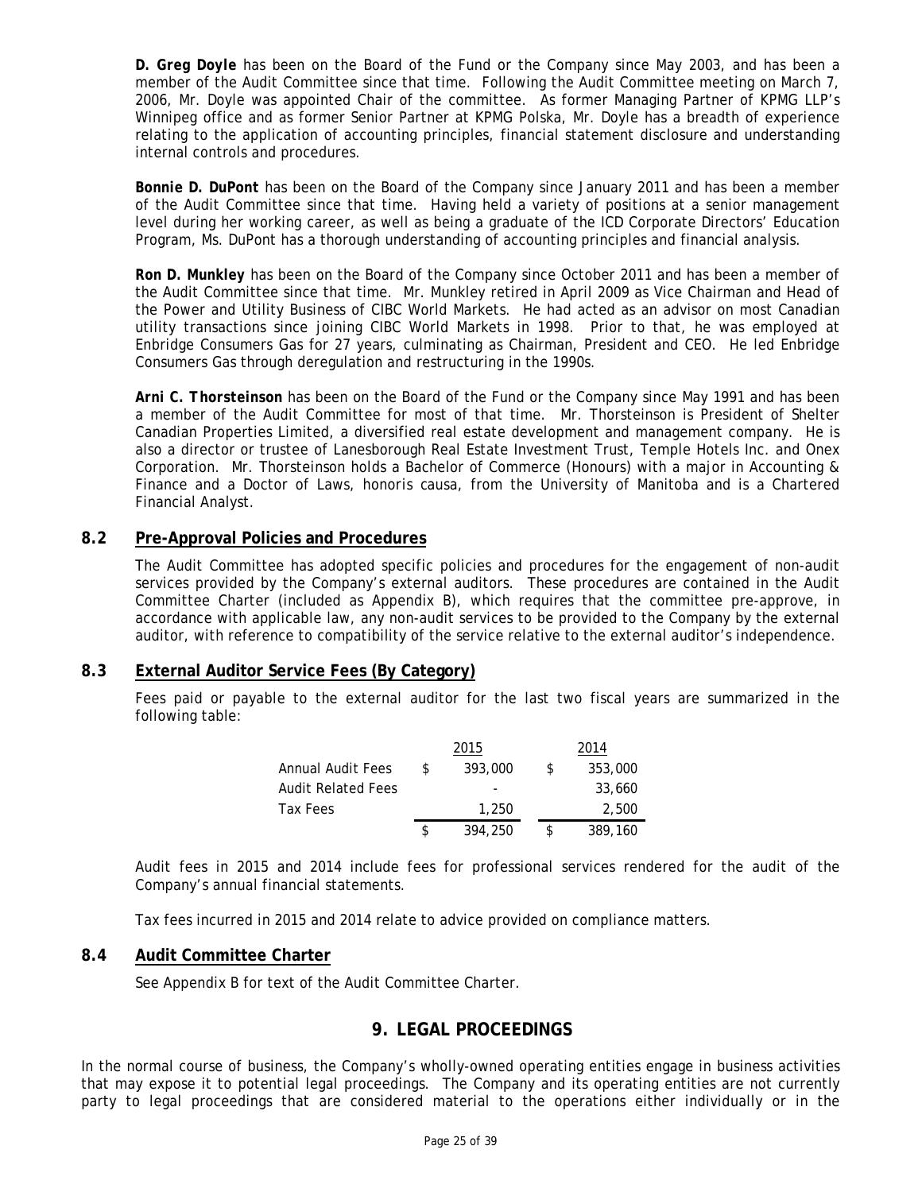**D. Greg Doyle** has been on the Board of the Fund or the Company since May 2003, and has been a member of the Audit Committee since that time. Following the Audit Committee meeting on March 7, 2006, Mr. Doyle was appointed Chair of the committee. As former Managing Partner of KPMG LLP's Winnipeg office and as former Senior Partner at KPMG Polska, Mr. Doyle has a breadth of experience relating to the application of accounting principles, financial statement disclosure and understanding internal controls and procedures.

**Bonnie D. DuPont** has been on the Board of the Company since January 2011 and has been a member of the Audit Committee since that time. Having held a variety of positions at a senior management level during her working career, as well as being a graduate of the ICD Corporate Directors' Education Program, Ms. DuPont has a thorough understanding of accounting principles and financial analysis.

**Ron D. Munkley** has been on the Board of the Company since October 2011 and has been a member of the Audit Committee since that time. Mr. Munkley retired in April 2009 as Vice Chairman and Head of the Power and Utility Business of CIBC World Markets. He had acted as an advisor on most Canadian utility transactions since joining CIBC World Markets in 1998. Prior to that, he was employed at Enbridge Consumers Gas for 27 years, culminating as Chairman, President and CEO. He led Enbridge Consumers Gas through deregulation and restructuring in the 1990s.

**Arni C. Thorsteinson** has been on the Board of the Fund or the Company since May 1991 and has been a member of the Audit Committee for most of that time. Mr. Thorsteinson is President of Shelter Canadian Properties Limited, a diversified real estate development and management company. He is also a director or trustee of Lanesborough Real Estate Investment Trust, Temple Hotels Inc. and Onex Corporation. Mr. Thorsteinson holds a Bachelor of Commerce (Honours) with a major in Accounting & Finance and a Doctor of Laws, honoris causa, from the University of Manitoba and is a Chartered Financial Analyst.

### 8.2 Pre-Approval Policies and Procedures

The Audit Committee has adopted specific policies and procedures for the engagement of non-audit services provided by the Company's external auditors. These procedures are contained in the Audit Committee Charter (included as Appendix B), which requires that the committee pre-approve, in accordance with applicable law, any non-audit services to be provided to the Company by the external auditor, with reference to compatibility of the service relative to the external auditor's independence.

### 8.3 External Auditor Service Fees (By Category)

Fees paid or payable to the external auditor for the last two fiscal years are summarized in the following table:

| | 2015 | 2014 |
|---|---|---|
| Annual Audit Fees | $ 393,000 | $ 353,000 |
| Audit Related Fees | - | 33,660 |
| Tax Fees | 1,250 | 2,500 |
| | $ 394,250 | $ 389,160 |

Audit fees in 2015 and 2014 include fees for professional services rendered for the audit of the Company's annual financial statements.

Tax fees incurred in 2015 and 2014 relate to advice provided on compliance matters.

### 8.4 Audit Committee Charter

See Appendix B for text of the Audit Committee Charter.

## 9. LEGAL PROCEEDINGS

In the normal course of business, the Company's wholly-owned operating entities engage in business activities that may expose it to potential legal proceedings. The Company and its operating entities are not currently party to legal proceedings that are considered material to the operations either individually or in the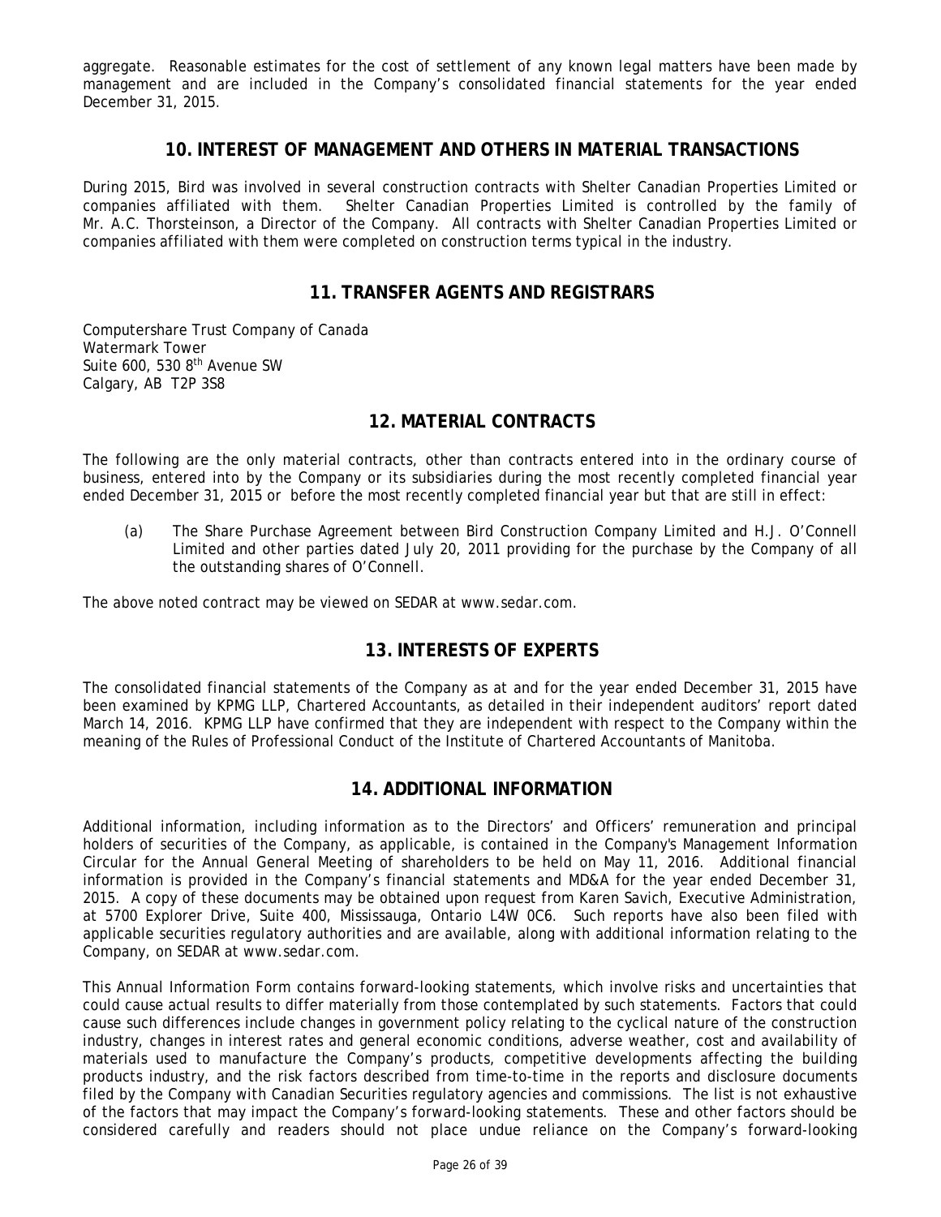aggregate. Reasonable estimates for the cost of settlement of any known legal matters have been made by management and are included in the Company's consolidated financial statements for the year ended December 31, 2015.

## 10. INTEREST OF MANAGEMENT AND OTHERS IN MATERIAL TRANSACTIONS

During 2015, Bird was involved in several construction contracts with Shelter Canadian Properties Limited or companies affiliated with them. Shelter Canadian Properties Limited is controlled by the family of Mr. A.C. Thorsteinson, a Director of the Company. All contracts with Shelter Canadian Properties Limited or companies affiliated with them were completed on construction terms typical in the industry.

## 11. TRANSFER AGENTS AND REGISTRARS

Computershare Trust Company of Canada
Watermark Tower
Suite 600, 530 8th Avenue SW
Calgary, AB T2P 3S8

## 12. MATERIAL CONTRACTS

The following are the only material contracts, other than contracts entered into in the ordinary course of business, entered into by the Company or its subsidiaries during the most recently completed financial year ended December 31, 2015 or before the most recently completed financial year but that are still in effect:

(a) The Share Purchase Agreement between Bird Construction Company Limited and H.J. O'Connell Limited and other parties dated July 20, 2011 providing for the purchase by the Company of all the outstanding shares of O'Connell.

The above noted contract may be viewed on SEDAR at www.sedar.com.

## 13. INTERESTS OF EXPERTS

The consolidated financial statements of the Company as at and for the year ended December 31, 2015 have been examined by KPMG LLP, Chartered Accountants, as detailed in their independent auditors' report dated March 14, 2016. KPMG LLP have confirmed that they are independent with respect to the Company within the meaning of the Rules of Professional Conduct of the Institute of Chartered Accountants of Manitoba.

## 14. ADDITIONAL INFORMATION

Additional information, including information as to the Directors' and Officers' remuneration and principal holders of securities of the Company, as applicable, is contained in the Company's Management Information Circular for the Annual General Meeting of shareholders to be held on May 11, 2016. Additional financial information is provided in the Company's financial statements and MD&A for the year ended December 31, 2015. A copy of these documents may be obtained upon request from Karen Savich, Executive Administration, at 5700 Explorer Drive, Suite 400, Mississauga, Ontario L4W 0C6. Such reports have also been filed with applicable securities regulatory authorities and are available, along with additional information relating to the Company, on SEDAR at www.sedar.com.

This Annual Information Form contains forward-looking statements, which involve risks and uncertainties that could cause actual results to differ materially from those contemplated by such statements. Factors that could cause such differences include changes in government policy relating to the cyclical nature of the construction industry, changes in interest rates and general economic conditions, adverse weather, cost and availability of materials used to manufacture the Company's products, competitive developments affecting the building products industry, and the risk factors described from time-to-time in the reports and disclosure documents filed by the Company with Canadian Securities regulatory agencies and commissions. The list is not exhaustive of the factors that may impact the Company's forward-looking statements. These and other factors should be considered carefully and readers should not place undue reliance on the Company's forward-looking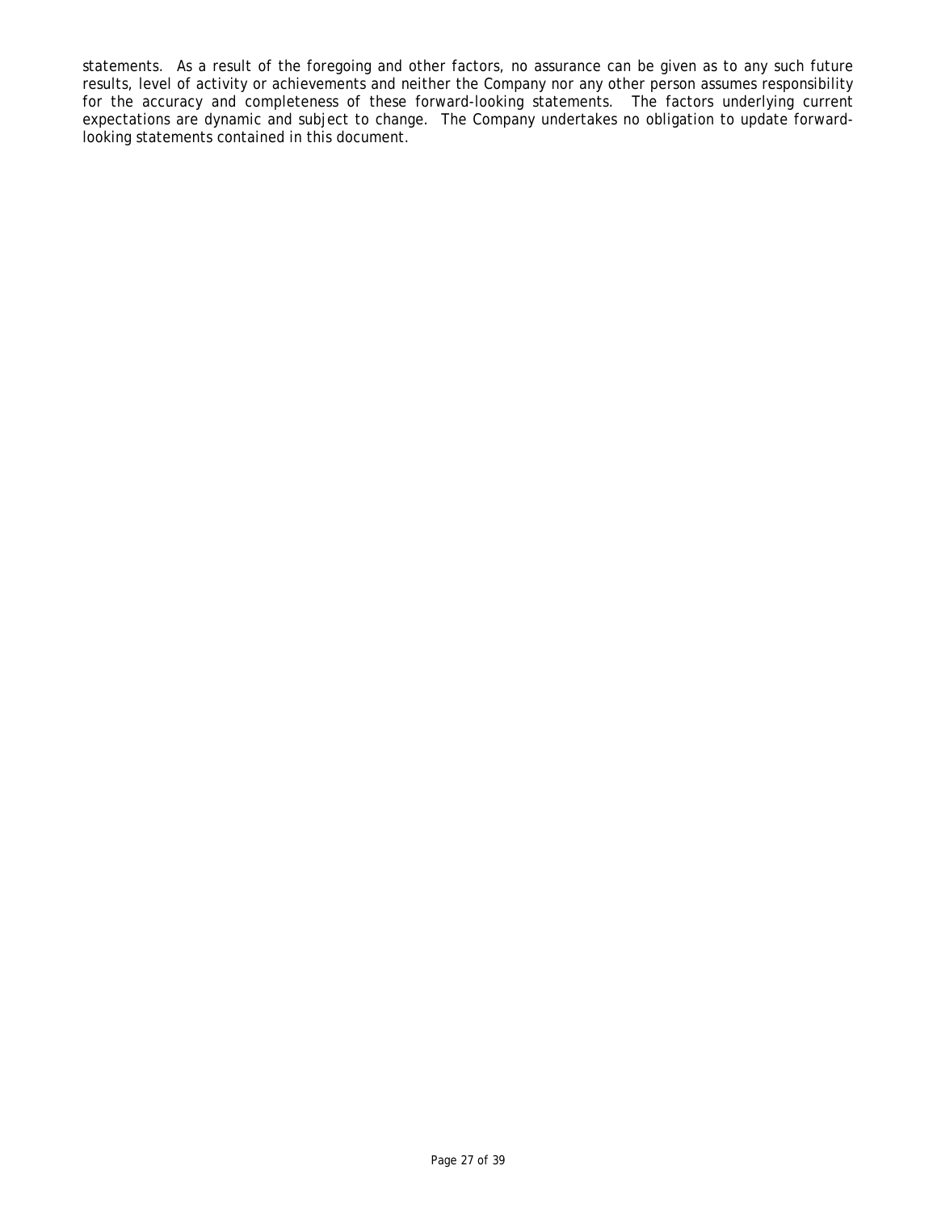statements. As a result of the foregoing and other factors, no assurance can be given as to any such future results, level of activity or achievements and neither the Company nor any other person assumes responsibility for the accuracy and completeness of these forward-looking statements. The factors underlying current expectations are dynamic and subject to change. The Company undertakes no obligation to update forward-looking statements contained in this document.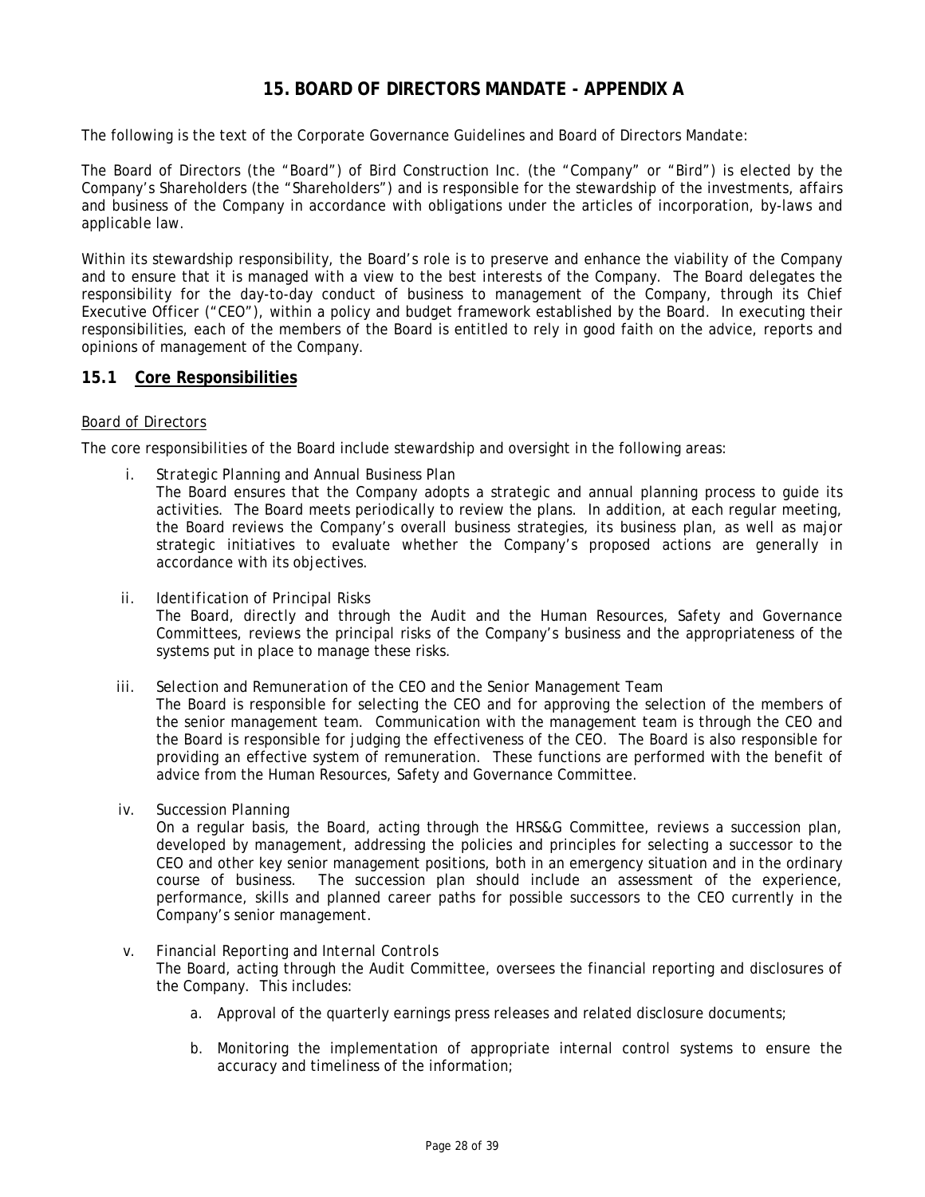# 15. BOARD OF DIRECTORS MANDATE - APPENDIX A

The following is the text of the Corporate Governance Guidelines and Board of Directors Mandate:

The Board of Directors (the "Board") of Bird Construction Inc. (the "Company" or "Bird") is elected by the Company's Shareholders (the "Shareholders") and is responsible for the stewardship of the investments, affairs and business of the Company in accordance with obligations under the articles of incorporation, by-laws and applicable law.

Within its stewardship responsibility, the Board's role is to preserve and enhance the viability of the Company and to ensure that it is managed with a view to the best interests of the Company. The Board delegates the responsibility for the day-to-day conduct of business to management of the Company, through its Chief Executive Officer ("CEO"), within a policy and budget framework established by the Board. In executing their responsibilities, each of the members of the Board is entitled to rely in good faith on the advice, reports and opinions of management of the Company.

## 15.1 Core Responsibilities

Board of Directors

The core responsibilities of the Board include stewardship and oversight in the following areas:

i. *Strategic Planning and Annual Business Plan*
   The Board ensures that the Company adopts a strategic and annual planning process to guide its activities. The Board meets periodically to review the plans. In addition, at each regular meeting, the Board reviews the Company's overall business strategies, its business plan, as well as major strategic initiatives to evaluate whether the Company's proposed actions are generally in accordance with its objectives.

ii. *Identification of Principal Risks*
   The Board, directly and through the Audit and the Human Resources, Safety and Governance Committees, reviews the principal risks of the Company's business and the appropriateness of the systems put in place to manage these risks.

iii. *Selection and Remuneration of the CEO and the Senior Management Team*
   The Board is responsible for selecting the CEO and for approving the selection of the members of the senior management team. Communication with the management team is through the CEO and the Board is responsible for judging the effectiveness of the CEO. The Board is also responsible for providing an effective system of remuneration. These functions are performed with the benefit of advice from the Human Resources, Safety and Governance Committee.

iv. *Succession Planning*
   On a regular basis, the Board, acting through the HRS&G Committee, reviews a succession plan, developed by management, addressing the policies and principles for selecting a successor to the CEO and other key senior management positions, both in an emergency situation and in the ordinary course of business. The succession plan should include an assessment of the experience, performance, skills and planned career paths for possible successors to the CEO currently in the Company's senior management.

v. *Financial Reporting and Internal Controls*
   The Board, acting through the Audit Committee, oversees the financial reporting and disclosures of the Company. This includes:

   a. Approval of the quarterly earnings press releases and related disclosure documents;

   b. Monitoring the implementation of appropriate internal control systems to ensure the accuracy and timeliness of the information;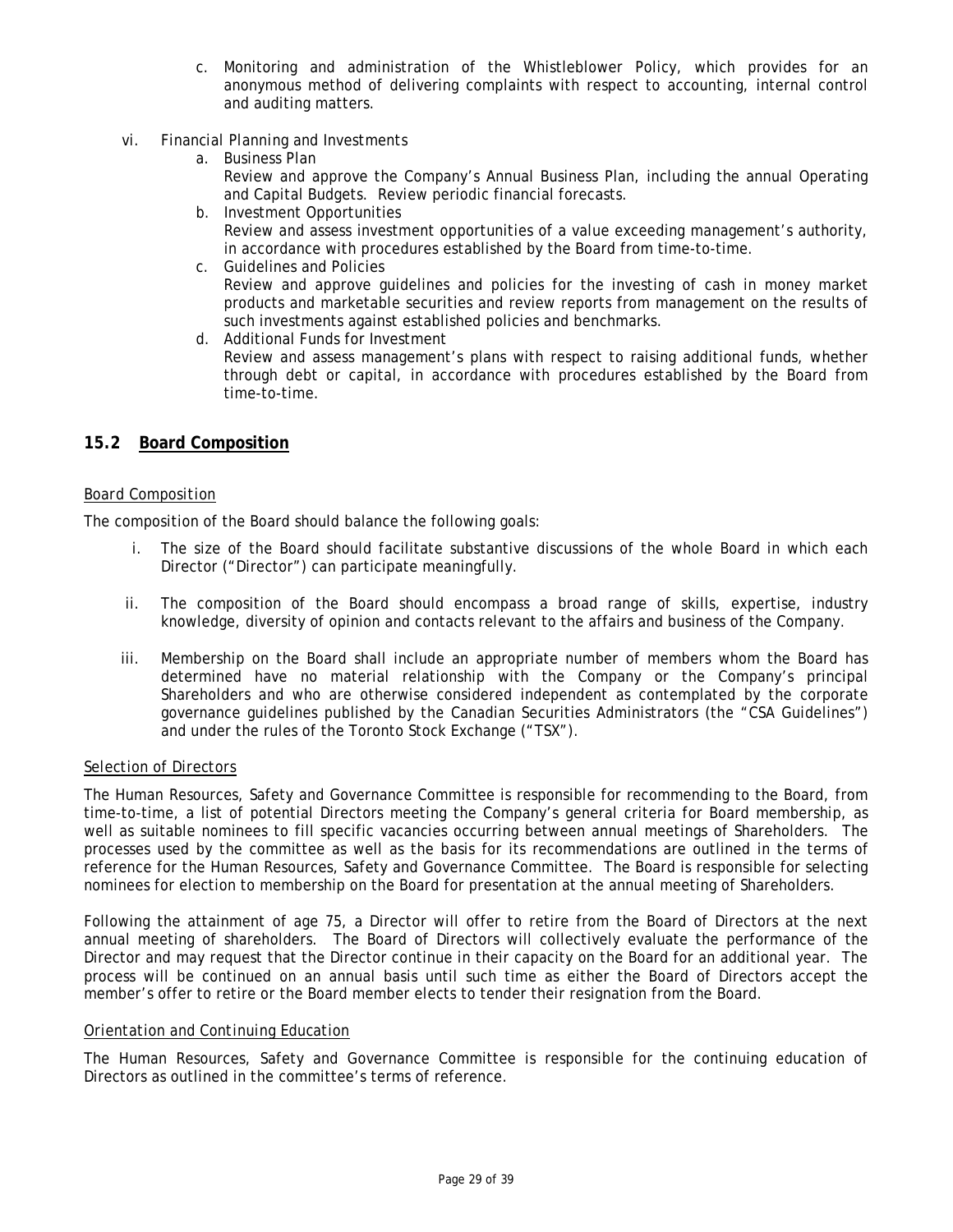c. Monitoring and administration of the Whistleblower Policy, which provides for an anonymous method of delivering complaints with respect to accounting, internal control and auditing matters.

vi. *Financial Planning and Investments*
   a. Business Plan
      Review and approve the Company's Annual Business Plan, including the annual Operating and Capital Budgets. Review periodic financial forecasts.
   b. Investment Opportunities
      Review and assess investment opportunities of a value exceeding management's authority, in accordance with procedures established by the Board from time-to-time.
   c. Guidelines and Policies
      Review and approve guidelines and policies for the investing of cash in money market products and marketable securities and review reports from management on the results of such investments against established policies and benchmarks.
   d. Additional Funds for Investment
      Review and assess management's plans with respect to raising additional funds, whether through debt or capital, in accordance with procedures established by the Board from time-to-time.

## 15.2 Board Composition

*Board Composition*

The composition of the Board should balance the following goals:

i. The size of the Board should facilitate substantive discussions of the whole Board in which each Director ("Director") can participate meaningfully.

ii. The composition of the Board should encompass a broad range of skills, expertise, industry knowledge, diversity of opinion and contacts relevant to the affairs and business of the Company.

iii. Membership on the Board shall include an appropriate number of members whom the Board has determined have no material relationship with the Company or the Company's principal Shareholders and who are otherwise considered independent as contemplated by the corporate governance guidelines published by the Canadian Securities Administrators (the "CSA Guidelines") and under the rules of the Toronto Stock Exchange ("TSX").

*Selection of Directors*

The Human Resources, Safety and Governance Committee is responsible for recommending to the Board, from time-to-time, a list of potential Directors meeting the Company's general criteria for Board membership, as well as suitable nominees to fill specific vacancies occurring between annual meetings of Shareholders. The processes used by the committee as well as the basis for its recommendations are outlined in the terms of reference for the Human Resources, Safety and Governance Committee. The Board is responsible for selecting nominees for election to membership on the Board for presentation at the annual meeting of Shareholders.

Following the attainment of age 75, a Director will offer to retire from the Board of Directors at the next annual meeting of shareholders. The Board of Directors will collectively evaluate the performance of the Director and may request that the Director continue in their capacity on the Board for an additional year. The process will be continued on an annual basis until such time as either the Board of Directors accept the member's offer to retire or the Board member elects to tender their resignation from the Board.

*Orientation and Continuing Education*

The Human Resources, Safety and Governance Committee is responsible for the continuing education of Directors as outlined in the committee's terms of reference.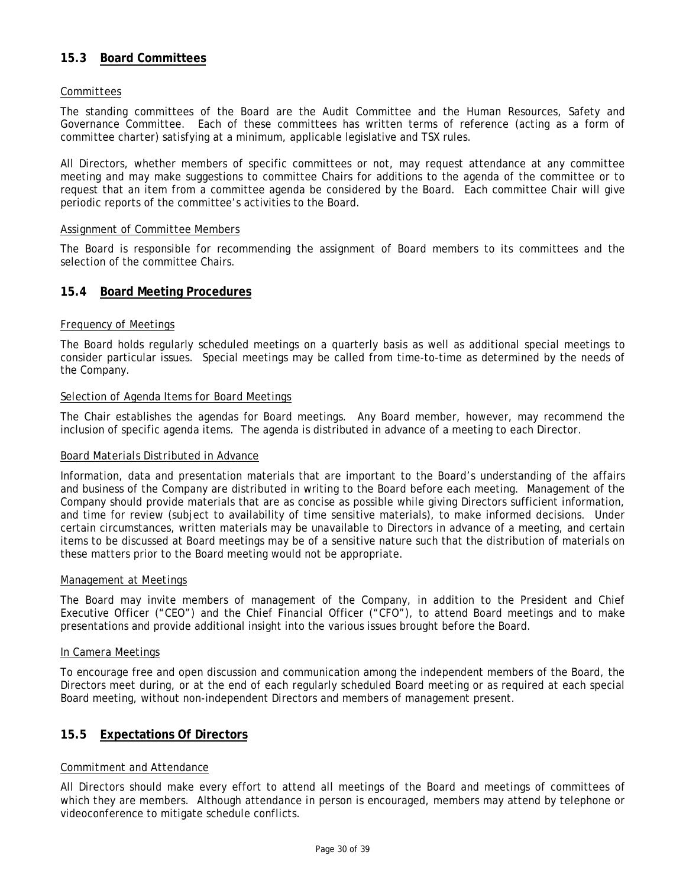## 15.3 Board Committees

*Committees*

The standing committees of the Board are the Audit Committee and the Human Resources, Safety and Governance Committee. Each of these committees has written terms of reference (acting as a form of committee charter) satisfying at a minimum, applicable legislative and TSX rules.

All Directors, whether members of specific committees or not, may request attendance at any committee meeting and may make suggestions to committee Chairs for additions to the agenda of the committee or to request that an item from a committee agenda be considered by the Board. Each committee Chair will give periodic reports of the committee's activities to the Board.

*Assignment of Committee Members*

The Board is responsible for recommending the assignment of Board members to its committees and the selection of the committee Chairs.

## 15.4 Board Meeting Procedures

*Frequency of Meetings*

The Board holds regularly scheduled meetings on a quarterly basis as well as additional special meetings to consider particular issues. Special meetings may be called from time-to-time as determined by the needs of the Company.

*Selection of Agenda Items for Board Meetings*

The Chair establishes the agendas for Board meetings. Any Board member, however, may recommend the inclusion of specific agenda items. The agenda is distributed in advance of a meeting to each Director.

*Board Materials Distributed in Advance*

Information, data and presentation materials that are important to the Board's understanding of the affairs and business of the Company are distributed in writing to the Board before each meeting. Management of the Company should provide materials that are as concise as possible while giving Directors sufficient information, and time for review (subject to availability of time sensitive materials), to make informed decisions. Under certain circumstances, written materials may be unavailable to Directors in advance of a meeting, and certain items to be discussed at Board meetings may be of a sensitive nature such that the distribution of materials on these matters prior to the Board meeting would not be appropriate.

*Management at Meetings*

The Board may invite members of management of the Company, in addition to the President and Chief Executive Officer ("CEO") and the Chief Financial Officer ("CFO"), to attend Board meetings and to make presentations and provide additional insight into the various issues brought before the Board.

*In Camera Meetings*

To encourage free and open discussion and communication among the independent members of the Board, the Directors meet during, or at the end of each regularly scheduled Board meeting or as required at each special Board meeting, without non-independent Directors and members of management present.

## 15.5 Expectations Of Directors

*Commitment and Attendance*

All Directors should make every effort to attend all meetings of the Board and meetings of committees of which they are members. Although attendance in person is encouraged, members may attend by telephone or videoconference to mitigate schedule conflicts.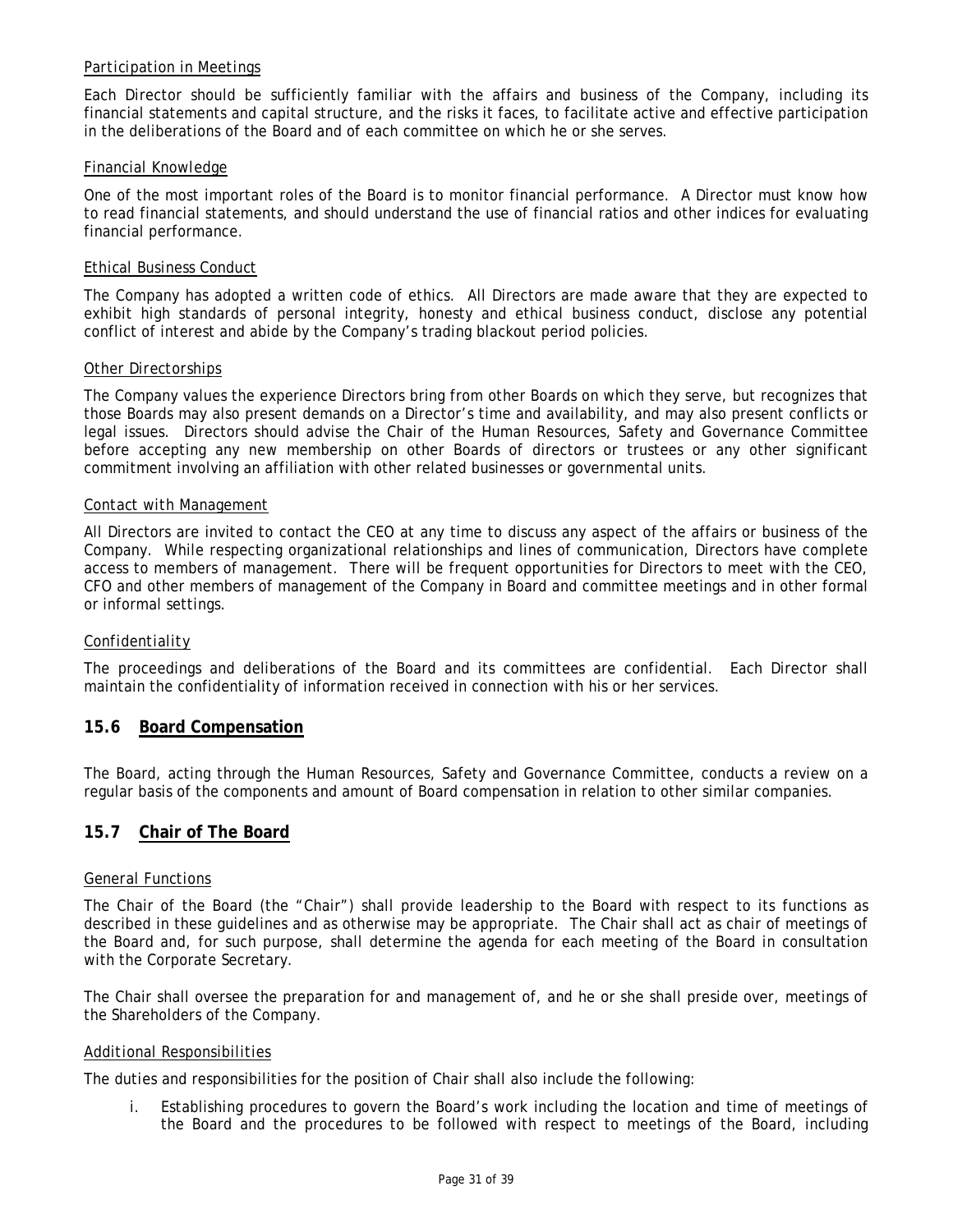#### Participation in Meetings

Each Director should be sufficiently familiar with the affairs and business of the Company, including its financial statements and capital structure, and the risks it faces, to facilitate active and effective participation in the deliberations of the Board and of each committee on which he or she serves.

#### Financial Knowledge

One of the most important roles of the Board is to monitor financial performance. A Director must know how to read financial statements, and should understand the use of financial ratios and other indices for evaluating financial performance.

#### Ethical Business Conduct

The Company has adopted a written code of ethics. All Directors are made aware that they are expected to exhibit high standards of personal integrity, honesty and ethical business conduct, disclose any potential conflict of interest and abide by the Company's trading blackout period policies.

#### Other Directorships

The Company values the experience Directors bring from other Boards on which they serve, but recognizes that those Boards may also present demands on a Director's time and availability, and may also present conflicts or legal issues. Directors should advise the Chair of the Human Resources, Safety and Governance Committee before accepting any new membership on other Boards of directors or trustees or any other significant commitment involving an affiliation with other related businesses or governmental units.

#### Contact with Management

All Directors are invited to contact the CEO at any time to discuss any aspect of the affairs or business of the Company. While respecting organizational relationships and lines of communication, Directors have complete access to members of management. There will be frequent opportunities for Directors to meet with the CEO, CFO and other members of management of the Company in Board and committee meetings and in other formal or informal settings.

#### Confidentiality

The proceedings and deliberations of the Board and its committees are confidential. Each Director shall maintain the confidentiality of information received in connection with his or her services.

## 15.6 Board Compensation

The Board, acting through the Human Resources, Safety and Governance Committee, conducts a review on a regular basis of the components and amount of Board compensation in relation to other similar companies.

## 15.7 Chair of The Board

#### General Functions

The Chair of the Board (the "Chair") shall provide leadership to the Board with respect to its functions as described in these guidelines and as otherwise may be appropriate. The Chair shall act as chair of meetings of the Board and, for such purpose, shall determine the agenda for each meeting of the Board in consultation with the Corporate Secretary.

The Chair shall oversee the preparation for and management of, and he or she shall preside over, meetings of the Shareholders of the Company.

#### Additional Responsibilities

The duties and responsibilities for the position of Chair shall also include the following:

i. Establishing procedures to govern the Board's work including the location and time of meetings of the Board and the procedures to be followed with respect to meetings of the Board, including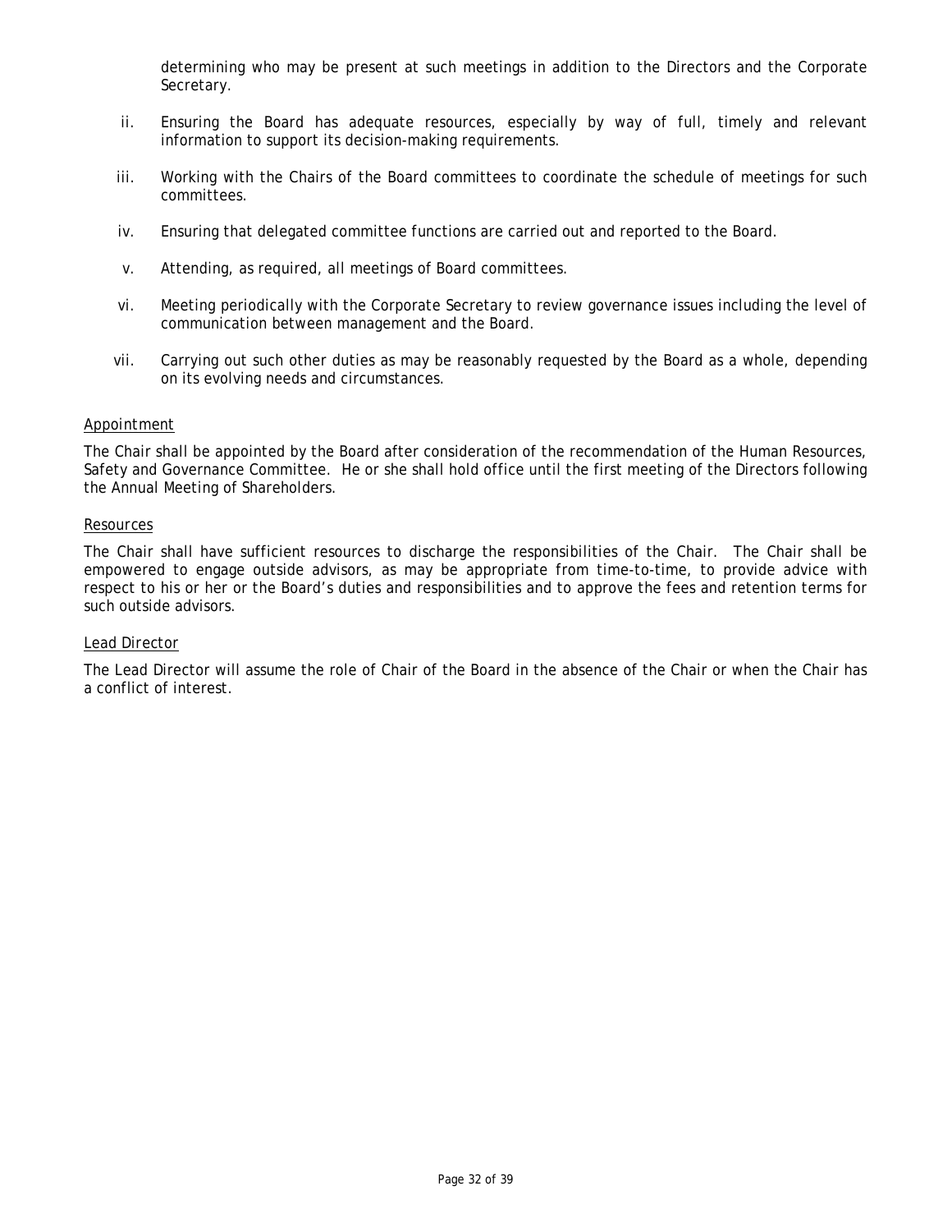determining who may be present at such meetings in addition to the Directors and the Corporate Secretary.

ii. Ensuring the Board has adequate resources, especially by way of full, timely and relevant information to support its decision-making requirements.

iii. Working with the Chairs of the Board committees to coordinate the schedule of meetings for such committees.

iv. Ensuring that delegated committee functions are carried out and reported to the Board.

v. Attending, as required, all meetings of Board committees.

vi. Meeting periodically with the Corporate Secretary to review governance issues including the level of communication between management and the Board.

vii. Carrying out such other duties as may be reasonably requested by the Board as a whole, depending on its evolving needs and circumstances.

<u>Appointment</u>

The Chair shall be appointed by the Board after consideration of the recommendation of the Human Resources, Safety and Governance Committee. He or she shall hold office until the first meeting of the Directors following the Annual Meeting of Shareholders.

<u>Resources</u>

The Chair shall have sufficient resources to discharge the responsibilities of the Chair. The Chair shall be empowered to engage outside advisors, as may be appropriate from time-to-time, to provide advice with respect to his or her or the Board's duties and responsibilities and to approve the fees and retention terms for such outside advisors.

<u>Lead Director</u>

The Lead Director will assume the role of Chair of the Board in the absence of the Chair or when the Chair has a conflict of interest.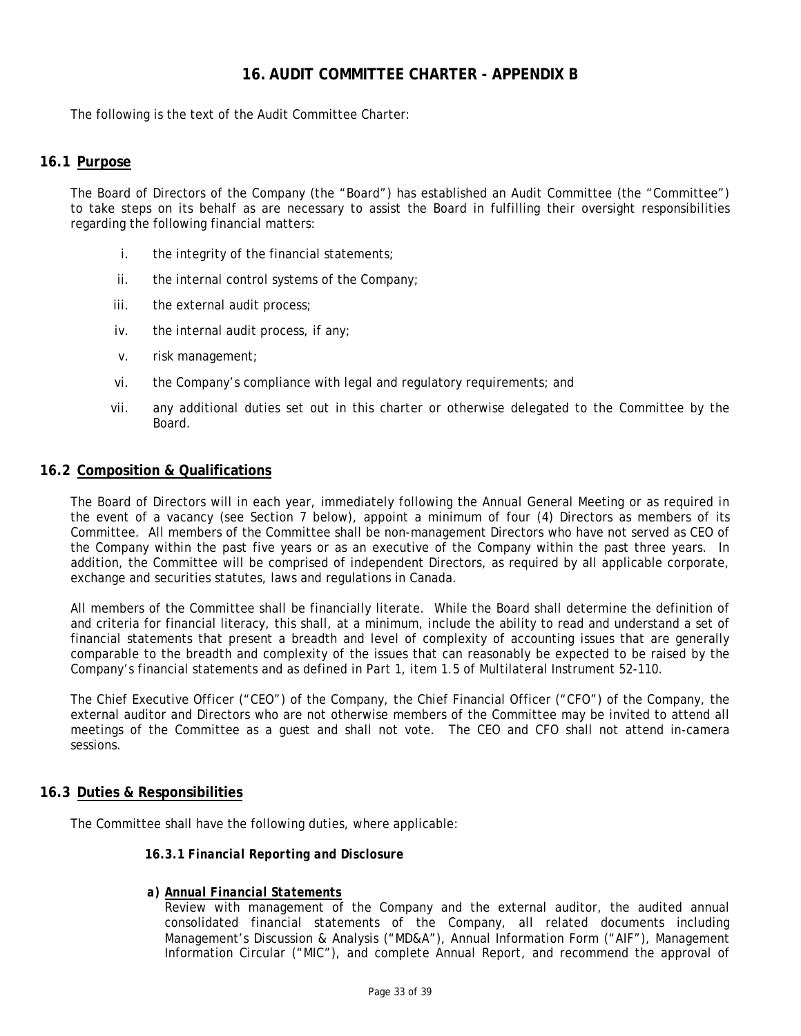## 16. AUDIT COMMITTEE CHARTER - APPENDIX B

The following is the text of the Audit Committee Charter:

### 16.1 Purpose

The Board of Directors of the Company (the "Board") has established an Audit Committee (the "Committee") to take steps on its behalf as are necessary to assist the Board in fulfilling their oversight responsibilities regarding the following financial matters:

i. the integrity of the financial statements;

ii. the internal control systems of the Company;

iii. the external audit process;

iv. the internal audit process, if any;

v. risk management;

vi. the Company's compliance with legal and regulatory requirements; and

vii. any additional duties set out in this charter or otherwise delegated to the Committee by the Board.

### 16.2 Composition & Qualifications

The Board of Directors will in each year, immediately following the Annual General Meeting or as required in the event of a vacancy (see Section 7 below), appoint a minimum of four (4) Directors as members of its Committee. All members of the Committee shall be non-management Directors who have not served as CEO of the Company within the past five years or as an executive of the Company within the past three years. In addition, the Committee will be comprised of independent Directors, as required by all applicable corporate, exchange and securities statutes, laws and regulations in Canada.

All members of the Committee shall be financially literate. While the Board shall determine the definition of and criteria for financial literacy, this shall, at a minimum, include the ability to read and understand a set of financial statements that present a breadth and level of complexity of accounting issues that are generally comparable to the breadth and complexity of the issues that can reasonably be expected to be raised by the Company's financial statements and as defined in Part 1, item 1.5 of Multilateral Instrument 52-110.

The Chief Executive Officer ("CEO") of the Company, the Chief Financial Officer ("CFO") of the Company, the external auditor and Directors who are not otherwise members of the Committee may be invited to attend all meetings of the Committee as a guest and shall not vote. The CEO and CFO shall not attend in-camera sessions.

### 16.3 Duties & Responsibilities

The Committee shall have the following duties, where applicable:

#### *16.3.1 Financial Reporting and Disclosure*

**a) *Annual Financial Statements***
Review with management of the Company and the external auditor, the audited annual consolidated financial statements of the Company, all related documents including Management's Discussion & Analysis ("MD&A"), Annual Information Form ("AIF"), Management Information Circular ("MIC"), and complete Annual Report, and recommend the approval of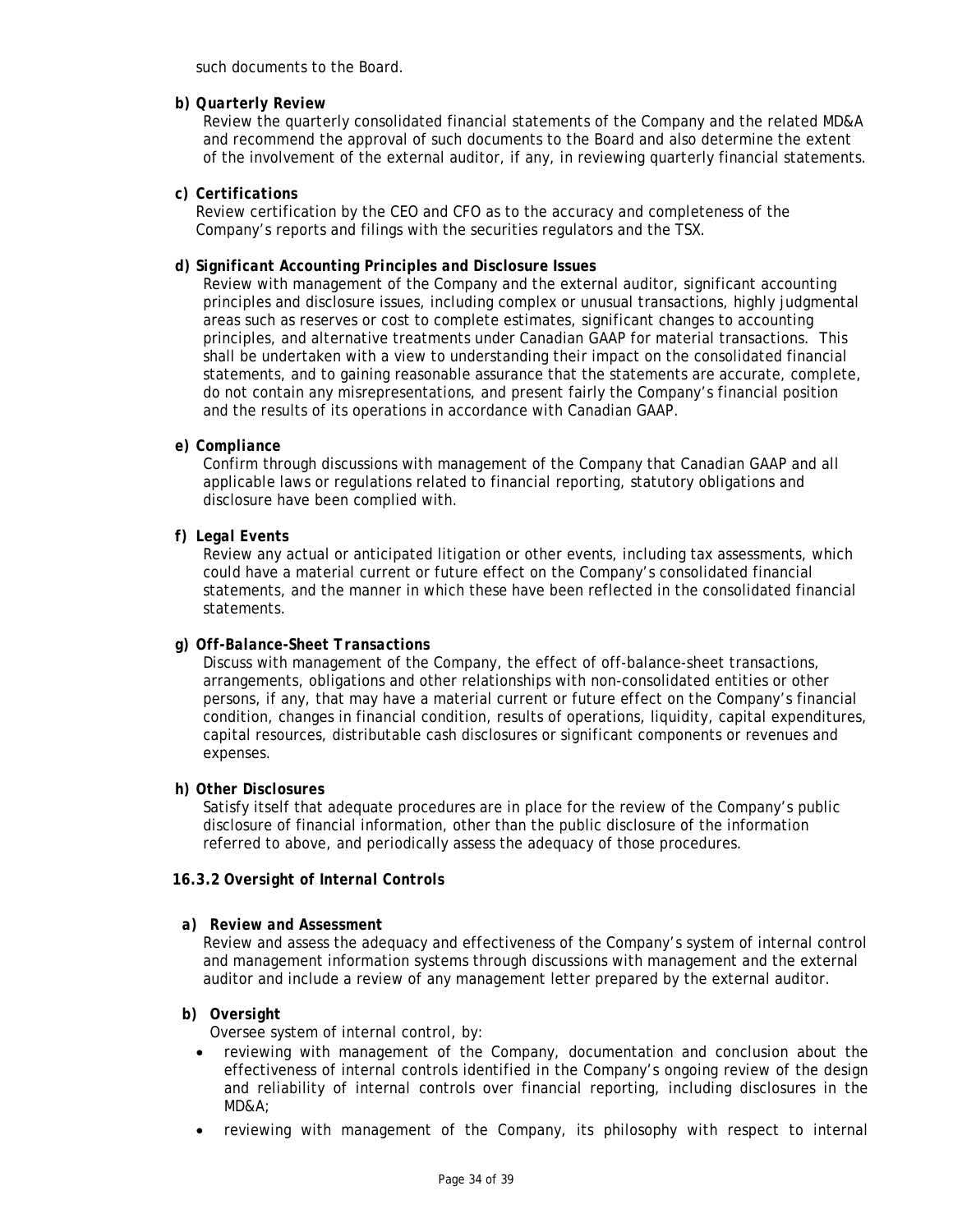such documents to the Board.

**b) *Quarterly Review***

Review the quarterly consolidated financial statements of the Company and the related MD&A and recommend the approval of such documents to the Board and also determine the extent of the involvement of the external auditor, if any, in reviewing quarterly financial statements.

**c) *Certifications***

Review certification by the CEO and CFO as to the accuracy and completeness of the Company's reports and filings with the securities regulators and the TSX.

**d) *Significant Accounting Principles and Disclosure Issues***

Review with management of the Company and the external auditor, significant accounting principles and disclosure issues, including complex or unusual transactions, highly judgmental areas such as reserves or cost to complete estimates, significant changes to accounting principles, and alternative treatments under Canadian GAAP for material transactions. This shall be undertaken with a view to understanding their impact on the consolidated financial statements, and to gaining reasonable assurance that the statements are accurate, complete, do not contain any misrepresentations, and present fairly the Company's financial position and the results of its operations in accordance with Canadian GAAP.

**e) *Compliance***

Confirm through discussions with management of the Company that Canadian GAAP and all applicable laws or regulations related to financial reporting, statutory obligations and disclosure have been complied with.

**f) *Legal Events***

Review any actual or anticipated litigation or other events, including tax assessments, which could have a material current or future effect on the Company's consolidated financial statements, and the manner in which these have been reflected in the consolidated financial statements.

**g) *Off-Balance-Sheet Transactions***

Discuss with management of the Company, the effect of off-balance-sheet transactions, arrangements, obligations and other relationships with non-consolidated entities or other persons, if any, that may have a material current or future effect on the Company's financial condition, changes in financial condition, results of operations, liquidity, capital expenditures, capital resources, distributable cash disclosures or significant components or revenues and expenses.

**h) *Other Disclosures***

Satisfy itself that adequate procedures are in place for the review of the Company's public disclosure of financial information, other than the public disclosure of the information referred to above, and periodically assess the adequacy of those procedures.

### 16.3.2 Oversight of Internal Controls

**a) *Review and Assessment***

Review and assess the adequacy and effectiveness of the Company's system of internal control and management information systems through discussions with management and the external auditor and include a review of any management letter prepared by the external auditor.

**b) *Oversight***

Oversee system of internal control, by:

- reviewing with management of the Company, documentation and conclusion about the effectiveness of internal controls identified in the Company's ongoing review of the design and reliability of internal controls over financial reporting, including disclosures in the MD&A;
- reviewing with management of the Company, its philosophy with respect to internal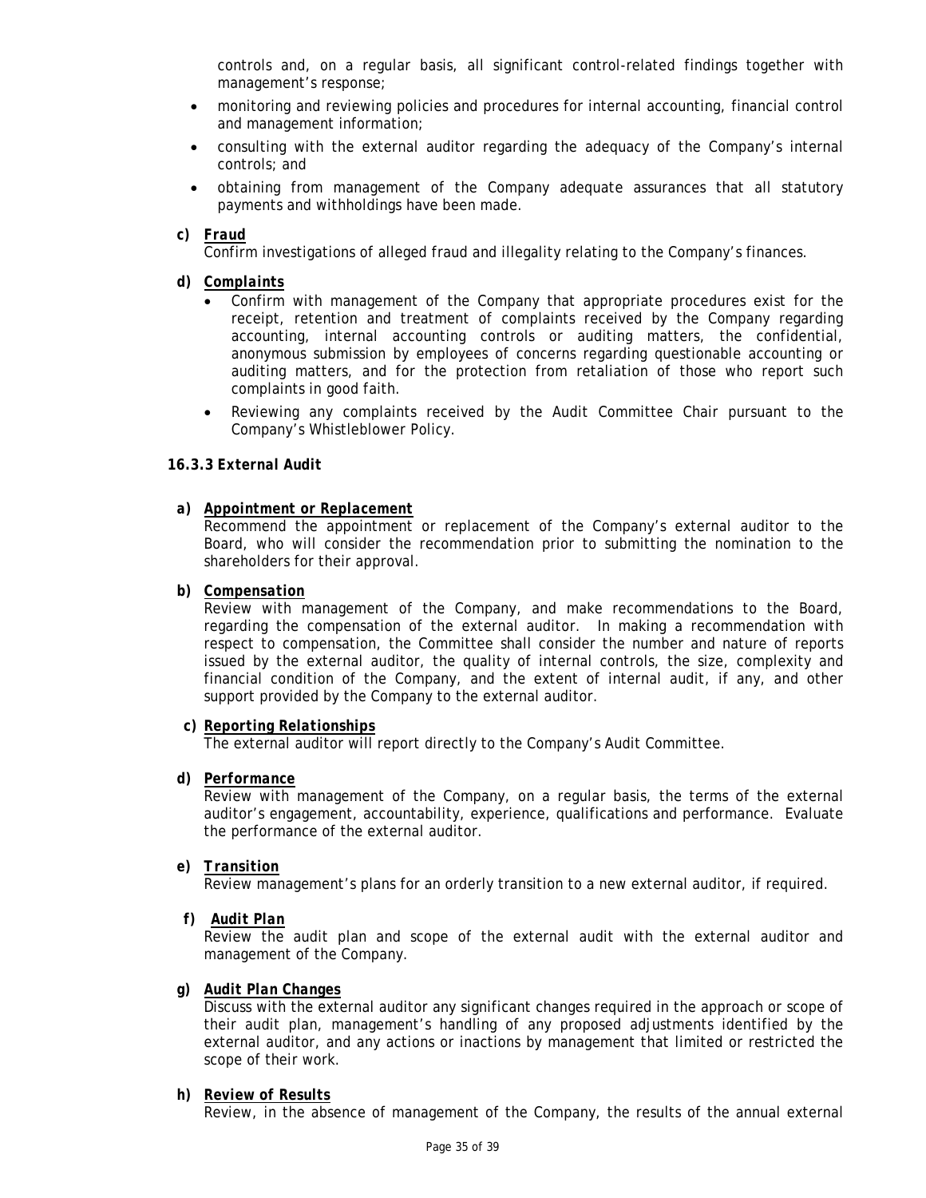controls and, on a regular basis, all significant control-related findings together with management's response;

- monitoring and reviewing policies and procedures for internal accounting, financial control and management information;
- consulting with the external auditor regarding the adequacy of the Company's internal controls; and
- obtaining from management of the Company adequate assurances that all statutory payments and withholdings have been made.

**c) *Fraud***

Confirm investigations of alleged fraud and illegality relating to the Company's finances.

**d) *Complaints***

- Confirm with management of the Company that appropriate procedures exist for the receipt, retention and treatment of complaints received by the Company regarding accounting, internal accounting controls or auditing matters, the confidential, anonymous submission by employees of concerns regarding questionable accounting or auditing matters, and for the protection from retaliation of those who report such complaints in good faith.
- Reviewing any complaints received by the Audit Committee Chair pursuant to the Company's Whistleblower Policy.

### 16.3.3 External Audit

**a) *Appointment or Replacement***

Recommend the appointment or replacement of the Company's external auditor to the Board, who will consider the recommendation prior to submitting the nomination to the shareholders for their approval.

**b) *Compensation***

Review with management of the Company, and make recommendations to the Board, regarding the compensation of the external auditor. In making a recommendation with respect to compensation, the Committee shall consider the number and nature of reports issued by the external auditor, the quality of internal controls, the size, complexity and financial condition of the Company, and the extent of internal audit, if any, and other support provided by the Company to the external auditor.

**c) *Reporting Relationships***

The external auditor will report directly to the Company's Audit Committee.

**d) *Performance***

Review with management of the Company, on a regular basis, the terms of the external auditor's engagement, accountability, experience, qualifications and performance. Evaluate the performance of the external auditor.

**e) *Transition***

Review management's plans for an orderly transition to a new external auditor, if required.

**f) *Audit Plan***

Review the audit plan and scope of the external audit with the external auditor and management of the Company.

**g) *Audit Plan Changes***

Discuss with the external auditor any significant changes required in the approach or scope of their audit plan, management's handling of any proposed adjustments identified by the external auditor, and any actions or inactions by management that limited or restricted the scope of their work.

**h) *Review of Results***

Review, in the absence of management of the Company, the results of the annual external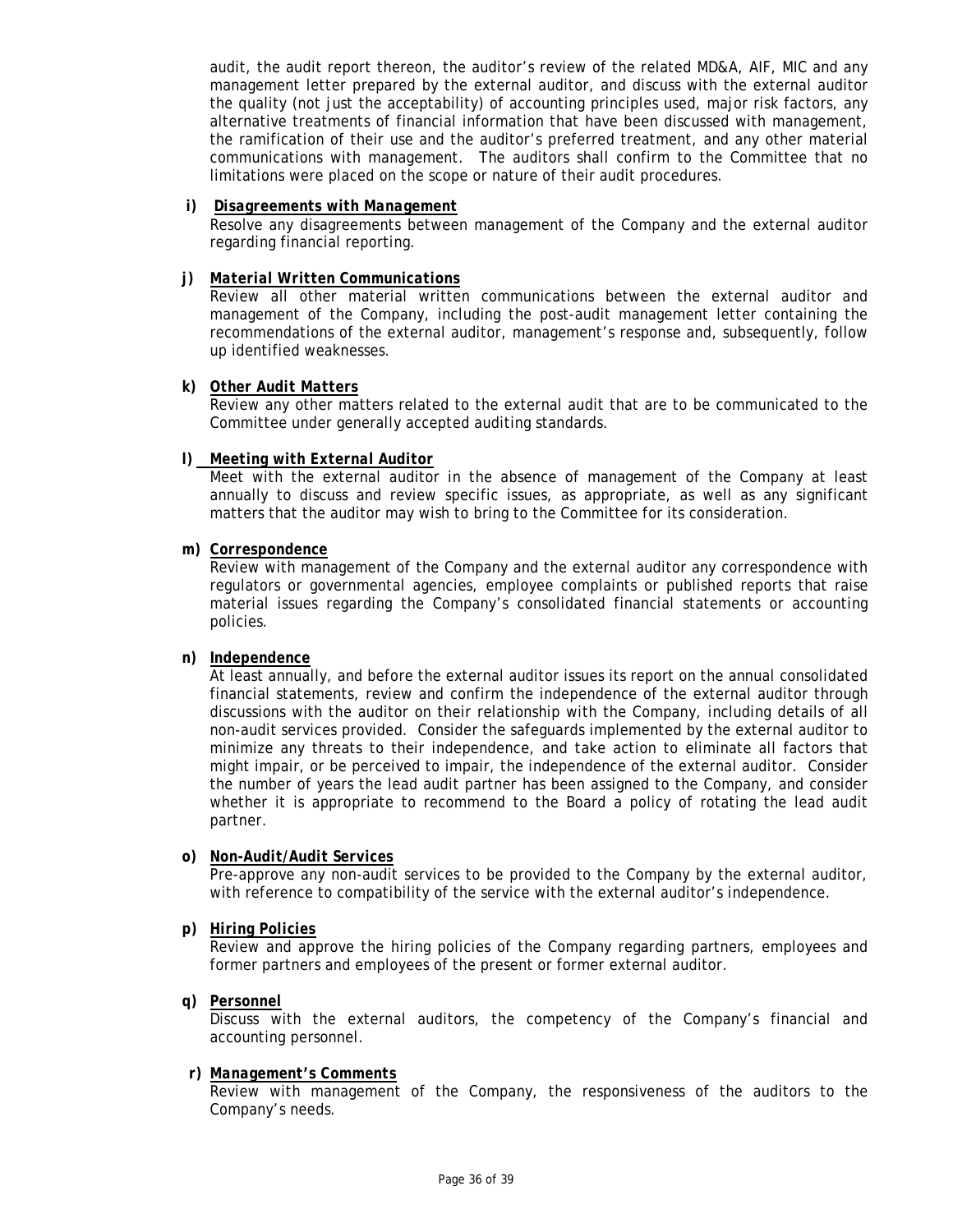audit, the audit report thereon, the auditor's review of the related MD&A, AIF, MIC and any management letter prepared by the external auditor, and discuss with the external auditor the quality (not just the acceptability) of accounting principles used, major risk factors, any alternative treatments of financial information that have been discussed with management, the ramification of their use and the auditor's preferred treatment, and any other material communications with management. The auditors shall confirm to the Committee that no limitations were placed on the scope or nature of their audit procedures.

**i)** ***Disagreements with Management***

Resolve any disagreements between management of the Company and the external auditor regarding financial reporting.

**j)** ***Material Written Communications***

Review all other material written communications between the external auditor and management of the Company, including the post-audit management letter containing the recommendations of the external auditor, management's response and, subsequently, follow up identified weaknesses.

**k)** ***Other Audit Matters***

Review any other matters related to the external audit that are to be communicated to the Committee under generally accepted auditing standards.

**l)** ***Meeting with External Auditor***

Meet with the external auditor in the absence of management of the Company at least annually to discuss and review specific issues, as appropriate, as well as any significant matters that the auditor may wish to bring to the Committee for its consideration.

**m)** ***Correspondence***

Review with management of the Company and the external auditor any correspondence with regulators or governmental agencies, employee complaints or published reports that raise material issues regarding the Company's consolidated financial statements or accounting policies.

**n)** ***Independence***

At least annually, and before the external auditor issues its report on the annual consolidated financial statements, review and confirm the independence of the external auditor through discussions with the auditor on their relationship with the Company, including details of all non-audit services provided. Consider the safeguards implemented by the external auditor to minimize any threats to their independence, and take action to eliminate all factors that might impair, or be perceived to impair, the independence of the external auditor. Consider the number of years the lead audit partner has been assigned to the Company, and consider whether it is appropriate to recommend to the Board a policy of rotating the lead audit partner.

**o)** ***Non-Audit/Audit Services***

Pre-approve any non-audit services to be provided to the Company by the external auditor, with reference to compatibility of the service with the external auditor's independence.

**p)** ***Hiring Policies***

Review and approve the hiring policies of the Company regarding partners, employees and former partners and employees of the present or former external auditor.

**q)** ***Personnel***

Discuss with the external auditors, the competency of the Company's financial and accounting personnel.

**r)** ***Management's Comments***

Review with management of the Company, the responsiveness of the auditors to the Company's needs.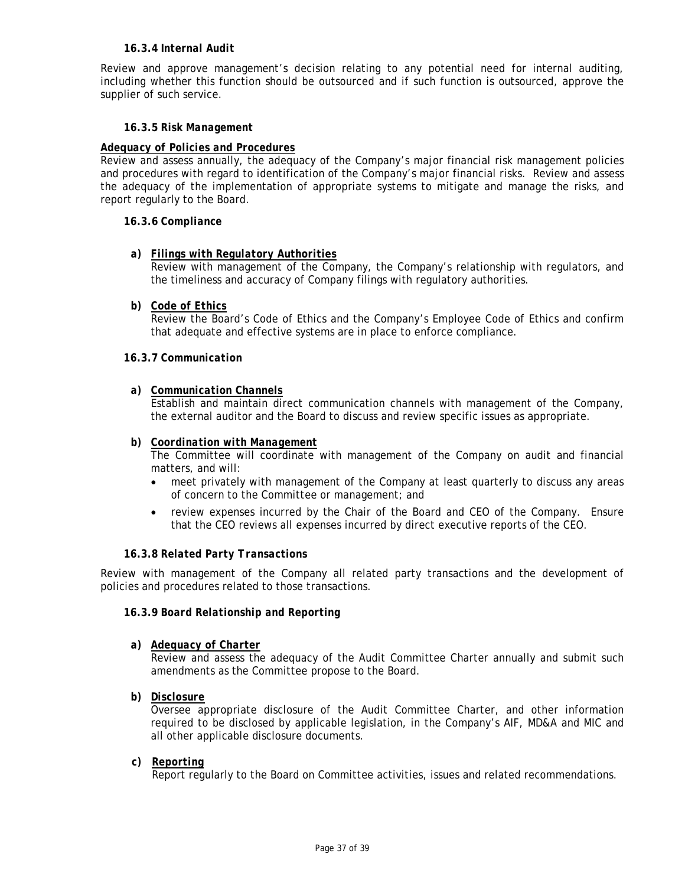#### *16.3.4 Internal Audit*

Review and approve management's decision relating to any potential need for internal auditing, including whether this function should be outsourced and if such function is outsourced, approve the supplier of such service.

#### *16.3.5 Risk Management*

***Adequacy of Policies and Procedures***

Review and assess annually, the adequacy of the Company's major financial risk management policies and procedures with regard to identification of the Company's major financial risks. Review and assess the adequacy of the implementation of appropriate systems to mitigate and manage the risks, and report regularly to the Board.

#### *16.3.6 Compliance*

a) ***Filings with Regulatory Authorities***
   Review with management of the Company, the Company's relationship with regulators, and the timeliness and accuracy of Company filings with regulatory authorities.

b) ***Code of Ethics***
   Review the Board's Code of Ethics and the Company's Employee Code of Ethics and confirm that adequate and effective systems are in place to enforce compliance.

#### *16.3.7 Communication*

a) ***Communication Channels***
   Establish and maintain direct communication channels with management of the Company, the external auditor and the Board to discuss and review specific issues as appropriate.

b) ***Coordination with Management***
   The Committee will coordinate with management of the Company on audit and financial matters, and will:
   - meet privately with management of the Company at least quarterly to discuss any areas of concern to the Committee or management; and
   - review expenses incurred by the Chair of the Board and CEO of the Company. Ensure that the CEO reviews all expenses incurred by direct executive reports of the CEO.

#### *16.3.8 Related Party Transactions*

Review with management of the Company all related party transactions and the development of policies and procedures related to those transactions.

#### *16.3.9 Board Relationship and Reporting*

a) ***Adequacy of Charter***
   Review and assess the adequacy of the Audit Committee Charter annually and submit such amendments as the Committee propose to the Board.

b) ***Disclosure***
   Oversee appropriate disclosure of the Audit Committee Charter, and other information required to be disclosed by applicable legislation, in the Company's AIF, MD&A and MIC and all other applicable disclosure documents.

c) ***Reporting***
   Report regularly to the Board on Committee activities, issues and related recommendations.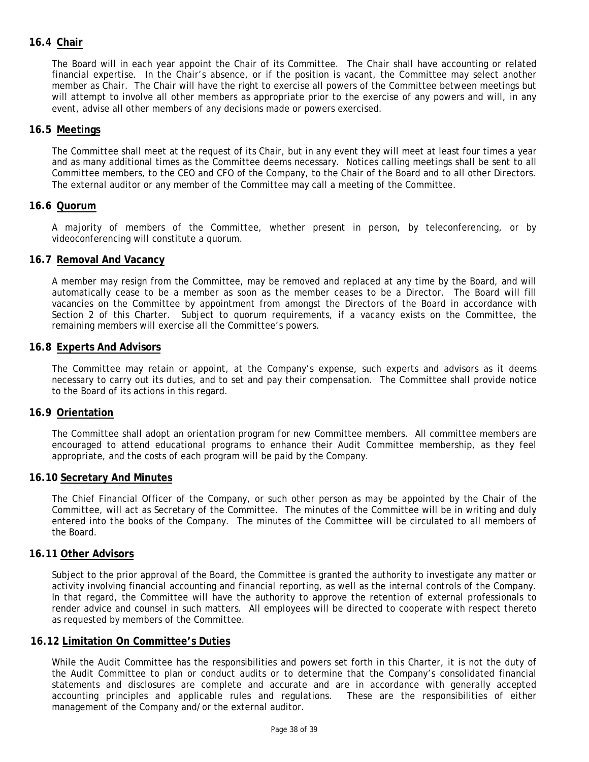### 16.4 Chair

The Board will in each year appoint the Chair of its Committee. The Chair shall have accounting or related financial expertise. In the Chair's absence, or if the position is vacant, the Committee may select another member as Chair. The Chair will have the right to exercise all powers of the Committee between meetings but will attempt to involve all other members as appropriate prior to the exercise of any powers and will, in any event, advise all other members of any decisions made or powers exercised.

### 16.5 Meetings

The Committee shall meet at the request of its Chair, but in any event they will meet at least four times a year and as many additional times as the Committee deems necessary. Notices calling meetings shall be sent to all Committee members, to the CEO and CFO of the Company, to the Chair of the Board and to all other Directors. The external auditor or any member of the Committee may call a meeting of the Committee.

### 16.6 Quorum

A majority of members of the Committee, whether present in person, by teleconferencing, or by videoconferencing will constitute a quorum.

### 16.7 Removal And Vacancy

A member may resign from the Committee, may be removed and replaced at any time by the Board, and will automatically cease to be a member as soon as the member ceases to be a Director. The Board will fill vacancies on the Committee by appointment from amongst the Directors of the Board in accordance with Section 2 of this Charter. Subject to quorum requirements, if a vacancy exists on the Committee, the remaining members will exercise all the Committee's powers.

### 16.8 Experts And Advisors

The Committee may retain or appoint, at the Company's expense, such experts and advisors as it deems necessary to carry out its duties, and to set and pay their compensation. The Committee shall provide notice to the Board of its actions in this regard.

### 16.9 Orientation

The Committee shall adopt an orientation program for new Committee members. All committee members are encouraged to attend educational programs to enhance their Audit Committee membership, as they feel appropriate, and the costs of each program will be paid by the Company.

### 16.10 Secretary And Minutes

The Chief Financial Officer of the Company, or such other person as may be appointed by the Chair of the Committee, will act as Secretary of the Committee. The minutes of the Committee will be in writing and duly entered into the books of the Company. The minutes of the Committee will be circulated to all members of the Board.

### 16.11 Other Advisors

Subject to the prior approval of the Board, the Committee is granted the authority to investigate any matter or activity involving financial accounting and financial reporting, as well as the internal controls of the Company. In that regard, the Committee will have the authority to approve the retention of external professionals to render advice and counsel in such matters. All employees will be directed to cooperate with respect thereto as requested by members of the Committee.

### 16.12 Limitation On Committee's Duties

While the Audit Committee has the responsibilities and powers set forth in this Charter, it is not the duty of the Audit Committee to plan or conduct audits or to determine that the Company's consolidated financial statements and disclosures are complete and accurate and are in accordance with generally accepted accounting principles and applicable rules and regulations. These are the responsibilities of either management of the Company and/or the external auditor.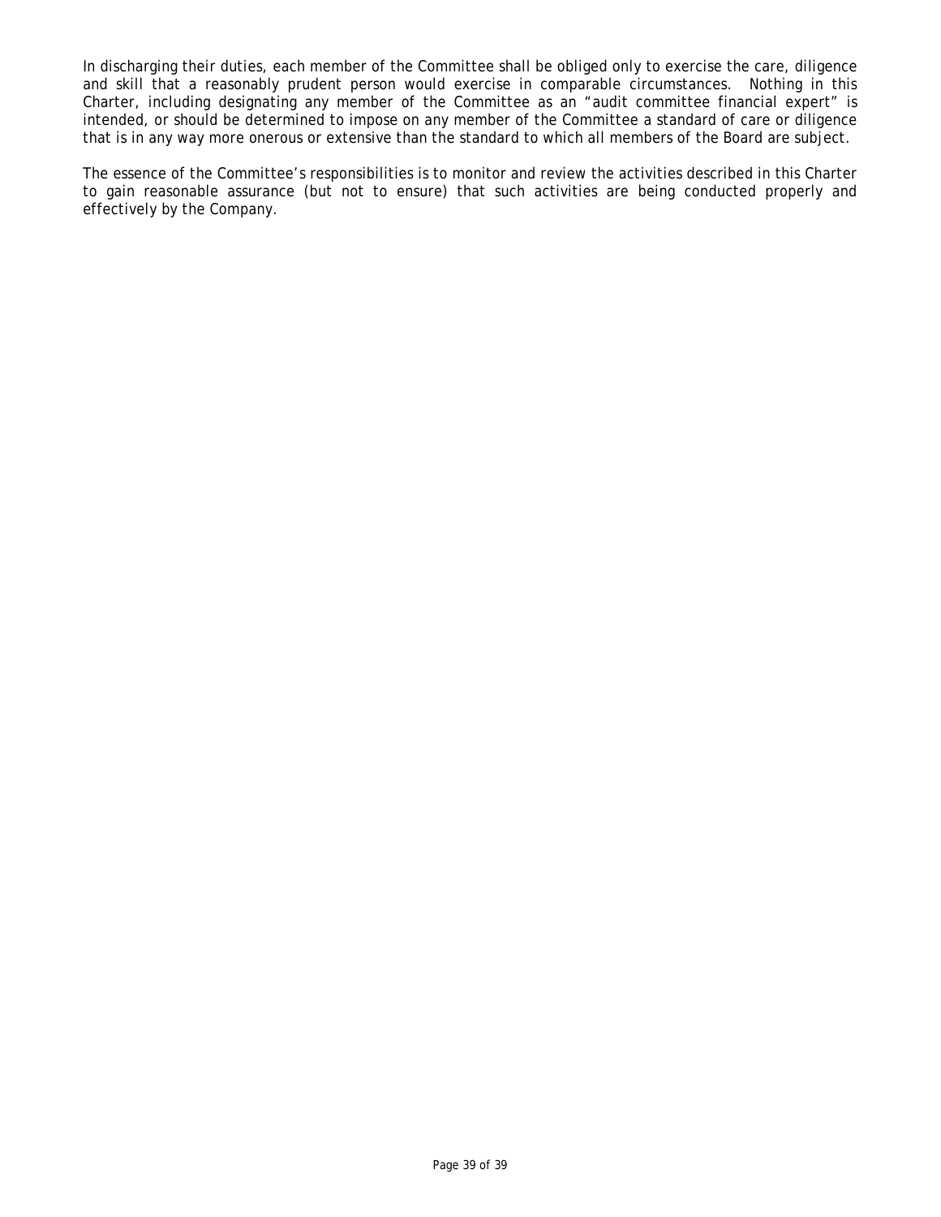In discharging their duties, each member of the Committee shall be obliged only to exercise the care, diligence and skill that a reasonably prudent person would exercise in comparable circumstances. Nothing in this Charter, including designating any member of the Committee as an "audit committee financial expert" is intended, or should be determined to impose on any member of the Committee a standard of care or diligence that is in any way more onerous or extensive than the standard to which all members of the Board are subject.

The essence of the Committee's responsibilities is to monitor and review the activities described in this Charter to gain reasonable assurance (but not to ensure) that such activities are being conducted properly and effectively by the Company.